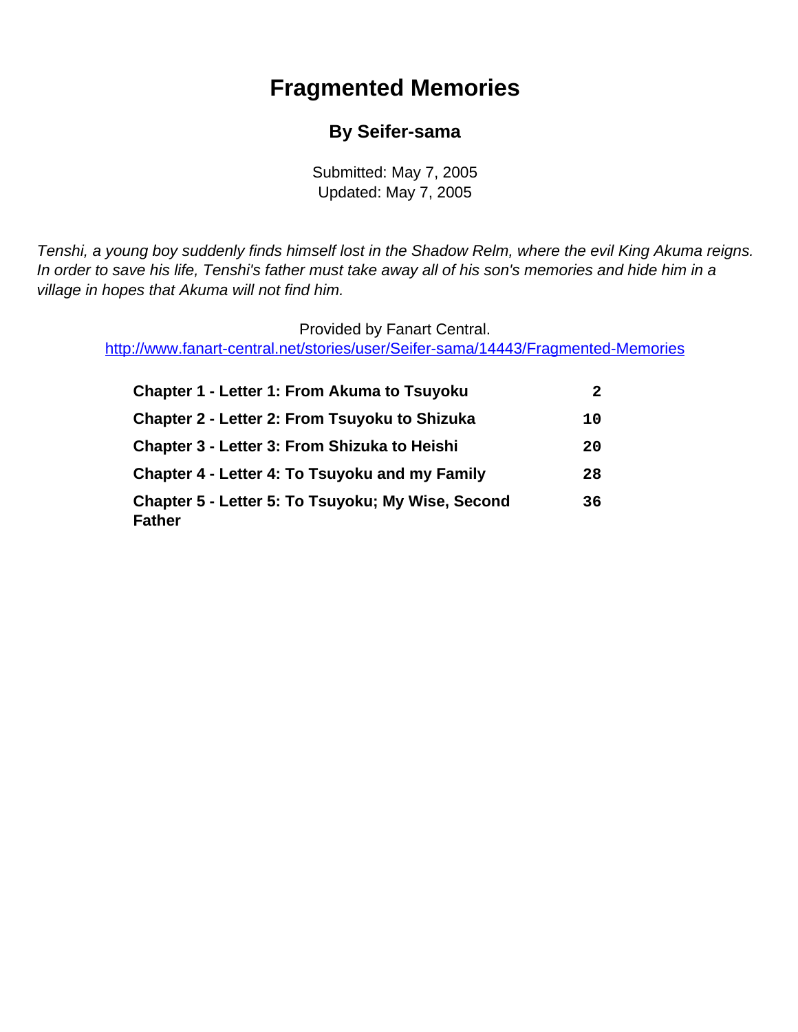# Fragmented Memories

### By Seifer-sama

Submitted: May 7, 2005
Updated: May 7, 2005

*Tenshi, a young boy suddenly finds himself lost in the Shadow Relm, where the evil King Akuma reigns. In order to save his life, Tenshi's father must take away all of his son's memories and hide him in a village in hopes that Akuma will not find him.*

Provided by Fanart Central.
http://www.fanart-central.net/stories/user/Seifer-sama/14443/Fragmented-Memories

| | |
|---|---|
| **Chapter 1 - Letter 1: From Akuma to Tsuyoku** | 2 |
| **Chapter 2 - Letter 2: From Tsuyoku to Shizuka** | 10 |
| **Chapter 3 - Letter 3: From Shizuka to Heishi** | 20 |
| **Chapter 4 - Letter 4: To Tsuyoku and my Family** | 28 |
| **Chapter 5 - Letter 5: To Tsuyoku; My Wise, Second Father** | 36 |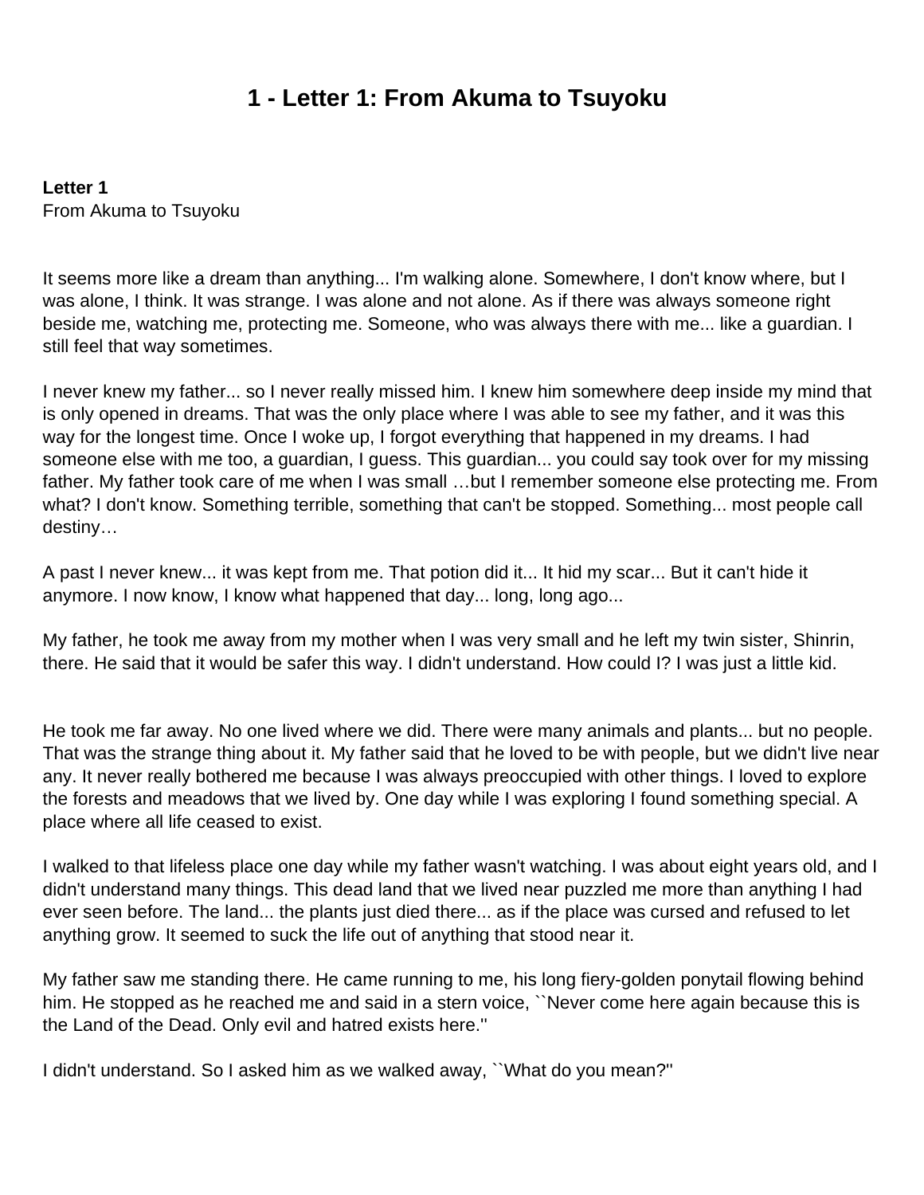# 1 - Letter 1: From Akuma to Tsuyoku

**Letter 1**
From Akuma to Tsuyoku

It seems more like a dream than anything... I'm walking alone. Somewhere, I don't know where, but I was alone, I think. It was strange. I was alone and not alone. As if there was always someone right beside me, watching me, protecting me. Someone, who was always there with me... like a guardian. I still feel that way sometimes.

I never knew my father... so I never really missed him. I knew him somewhere deep inside my mind that is only opened in dreams. That was the only place where I was able to see my father, and it was this way for the longest time. Once I woke up, I forgot everything that happened in my dreams. I had someone else with me too, a guardian, I guess. This guardian... you could say took over for my missing father. My father took care of me when I was small …but I remember someone else protecting me. From what? I don't know. Something terrible, something that can't be stopped. Something... most people call destiny…

A past I never knew... it was kept from me. That potion did it... It hid my scar... But it can't hide it anymore. I now know, I know what happened that day... long, long ago...

My father, he took me away from my mother when I was very small and he left my twin sister, Shinrin, there. He said that it would be safer this way. I didn't understand. How could I? I was just a little kid.

He took me far away. No one lived where we did. There were many animals and plants... but no people. That was the strange thing about it. My father said that he loved to be with people, but we didn't live near any. It never really bothered me because I was always preoccupied with other things. I loved to explore the forests and meadows that we lived by. One day while I was exploring I found something special. A place where all life ceased to exist.

I walked to that lifeless place one day while my father wasn't watching. I was about eight years old, and I didn't understand many things. This dead land that we lived near puzzled me more than anything I had ever seen before. The land... the plants just died there... as if the place was cursed and refused to let anything grow. It seemed to suck the life out of anything that stood near it.

My father saw me standing there. He came running to me, his long fiery-golden ponytail flowing behind him. He stopped as he reached me and said in a stern voice, ``Never come here again because this is the Land of the Dead. Only evil and hatred exists here.''

I didn't understand. So I asked him as we walked away, ``What do you mean?''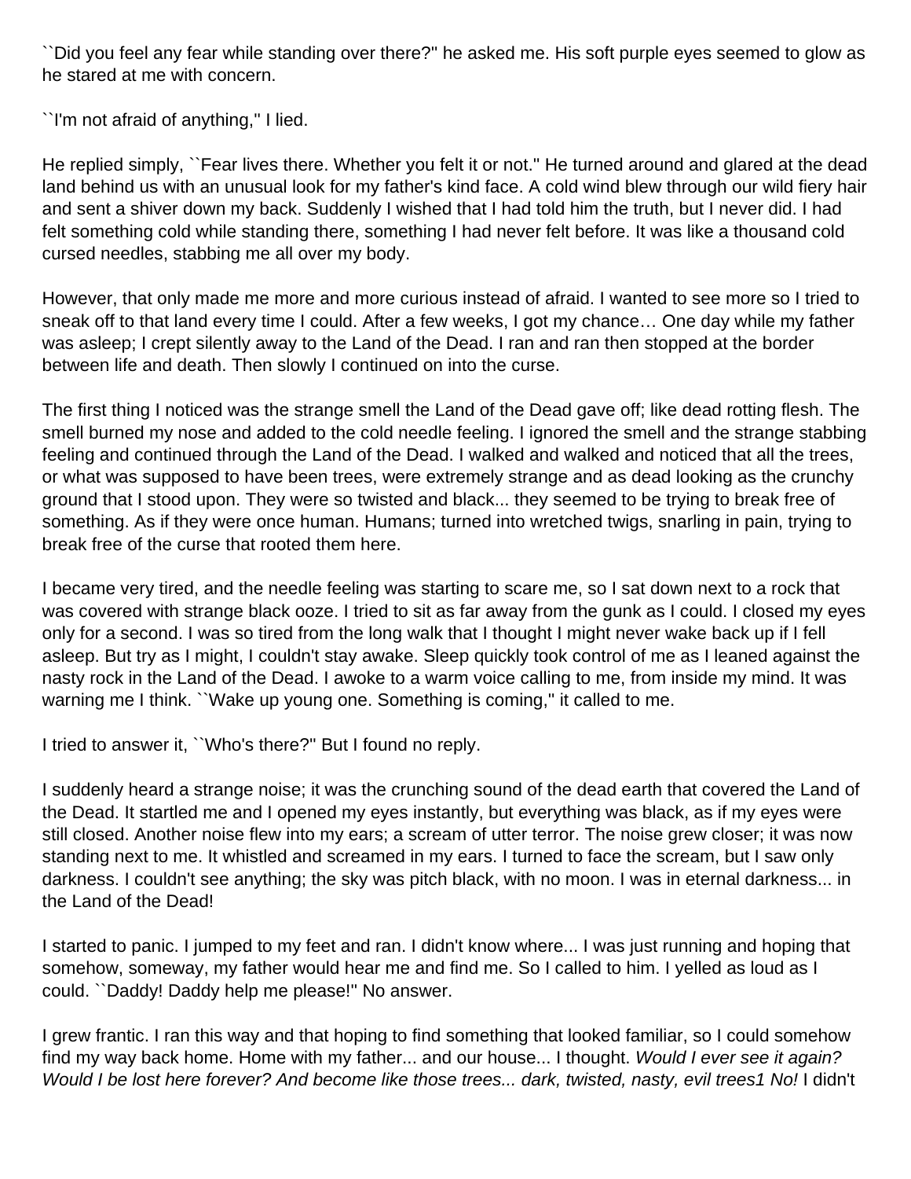``Did you feel any fear while standing over there?'' he asked me. His soft purple eyes seemed to glow as he stared at me with concern.

``I'm not afraid of anything,'' I lied.

He replied simply, ``Fear lives there. Whether you felt it or not.'' He turned around and glared at the dead land behind us with an unusual look for my father's kind face. A cold wind blew through our wild fiery hair and sent a shiver down my back. Suddenly I wished that I had told him the truth, but I never did. I had felt something cold while standing there, something I had never felt before. It was like a thousand cold cursed needles, stabbing me all over my body.

However, that only made me more and more curious instead of afraid. I wanted to see more so I tried to sneak off to that land every time I could. After a few weeks, I got my chance… One day while my father was asleep; I crept silently away to the Land of the Dead. I ran and ran then stopped at the border between life and death. Then slowly I continued on into the curse.

The first thing I noticed was the strange smell the Land of the Dead gave off; like dead rotting flesh. The smell burned my nose and added to the cold needle feeling. I ignored the smell and the strange stabbing feeling and continued through the Land of the Dead. I walked and walked and noticed that all the trees, or what was supposed to have been trees, were extremely strange and as dead looking as the crunchy ground that I stood upon. They were so twisted and black... they seemed to be trying to break free of something. As if they were once human. Humans; turned into wretched twigs, snarling in pain, trying to break free of the curse that rooted them here.

I became very tired, and the needle feeling was starting to scare me, so I sat down next to a rock that was covered with strange black ooze. I tried to sit as far away from the gunk as I could. I closed my eyes only for a second. I was so tired from the long walk that I thought I might never wake back up if I fell asleep. But try as I might, I couldn't stay awake. Sleep quickly took control of me as I leaned against the nasty rock in the Land of the Dead. I awoke to a warm voice calling to me, from inside my mind. It was warning me I think. ``Wake up young one. Something is coming,'' it called to me.

I tried to answer it, ``Who's there?'' But I found no reply.

I suddenly heard a strange noise; it was the crunching sound of the dead earth that covered the Land of the Dead. It startled me and I opened my eyes instantly, but everything was black, as if my eyes were still closed. Another noise flew into my ears; a scream of utter terror. The noise grew closer; it was now standing next to me. It whistled and screamed in my ears. I turned to face the scream, but I saw only darkness. I couldn't see anything; the sky was pitch black, with no moon. I was in eternal darkness... in the Land of the Dead!

I started to panic. I jumped to my feet and ran. I didn't know where... I was just running and hoping that somehow, someway, my father would hear me and find me. So I called to him. I yelled as loud as I could. ``Daddy! Daddy help me please!'' No answer.

I grew frantic. I ran this way and that hoping to find something that looked familiar, so I could somehow find my way back home. Home with my father... and our house... I thought. *Would I ever see it again? Would I be lost here forever? And become like those trees... dark, twisted, nasty, evil trees1 No!* I didn't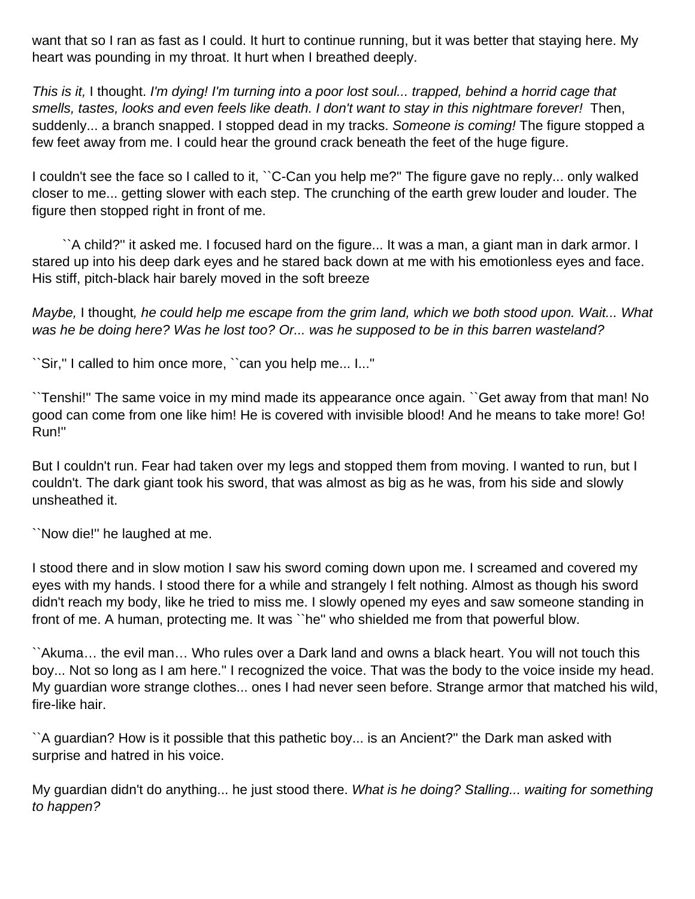want that so I ran as fast as I could. It hurt to continue running, but it was better that staying here. My heart was pounding in my throat. It hurt when I breathed deeply.

*This is it,* I thought. *I'm dying! I'm turning into a poor lost soul... trapped, behind a horrid cage that smells, tastes, looks and even feels like death. I don't want to stay in this nightmare forever!* Then, suddenly... a branch snapped. I stopped dead in my tracks. *Someone is coming!* The figure stopped a few feet away from me. I could hear the ground crack beneath the feet of the huge figure.

I couldn't see the face so I called to it, ``C-Can you help me?'' The figure gave no reply... only walked closer to me... getting slower with each step. The crunching of the earth grew louder and louder. The figure then stopped right in front of me.

``A child?'' it asked me. I focused hard on the figure... It was a man, a giant man in dark armor. I stared up into his deep dark eyes and he stared back down at me with his emotionless eyes and face. His stiff, pitch-black hair barely moved in the soft breeze

*Maybe,* I thought*, he could help me escape from the grim land, which we both stood upon. Wait... What was he be doing here? Was he lost too? Or... was he supposed to be in this barren wasteland?*

``Sir,'' I called to him once more, ``can you help me... I...''

``Tenshi!'' The same voice in my mind made its appearance once again. ``Get away from that man! No good can come from one like him! He is covered with invisible blood! And he means to take more! Go! Run!''

But I couldn't run. Fear had taken over my legs and stopped them from moving. I wanted to run, but I couldn't. The dark giant took his sword, that was almost as big as he was, from his side and slowly unsheathed it.

``Now die!'' he laughed at me.

I stood there and in slow motion I saw his sword coming down upon me. I screamed and covered my eyes with my hands. I stood there for a while and strangely I felt nothing. Almost as though his sword didn't reach my body, like he tried to miss me. I slowly opened my eyes and saw someone standing in front of me. A human, protecting me. It was ``he'' who shielded me from that powerful blow.

``Akuma… the evil man… Who rules over a Dark land and owns a black heart. You will not touch this boy... Not so long as I am here.'' I recognized the voice. That was the body to the voice inside my head. My guardian wore strange clothes... ones I had never seen before. Strange armor that matched his wild, fire-like hair.

``A guardian? How is it possible that this pathetic boy... is an Ancient?'' the Dark man asked with surprise and hatred in his voice.

My guardian didn't do anything... he just stood there. *What is he doing? Stalling... waiting for something to happen?*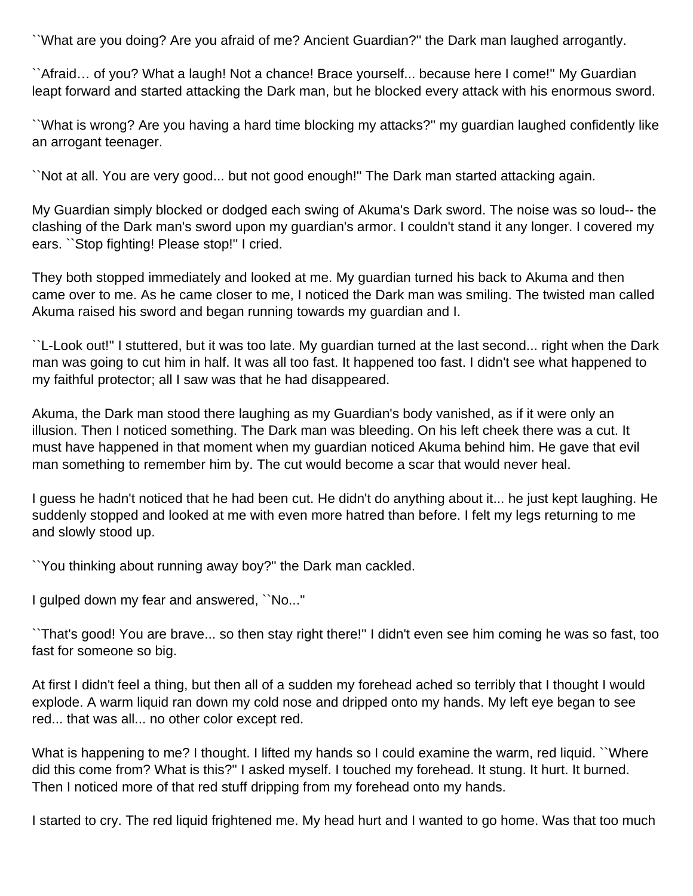``What are you doing? Are you afraid of me? Ancient Guardian?'' the Dark man laughed arrogantly.

``Afraid… of you? What a laugh! Not a chance! Brace yourself... because here I come!'' My Guardian leapt forward and started attacking the Dark man, but he blocked every attack with his enormous sword.

``What is wrong? Are you having a hard time blocking my attacks?'' my guardian laughed confidently like an arrogant teenager.

``Not at all. You are very good... but not good enough!'' The Dark man started attacking again.

My Guardian simply blocked or dodged each swing of Akuma's Dark sword. The noise was so loud-- the clashing of the Dark man's sword upon my guardian's armor. I couldn't stand it any longer. I covered my ears. ``Stop fighting! Please stop!'' I cried.

They both stopped immediately and looked at me. My guardian turned his back to Akuma and then came over to me. As he came closer to me, I noticed the Dark man was smiling. The twisted man called Akuma raised his sword and began running towards my guardian and I.

``L-Look out!'' I stuttered, but it was too late. My guardian turned at the last second... right when the Dark man was going to cut him in half. It was all too fast. It happened too fast. I didn't see what happened to my faithful protector; all I saw was that he had disappeared.

Akuma, the Dark man stood there laughing as my Guardian's body vanished, as if it were only an illusion. Then I noticed something. The Dark man was bleeding. On his left cheek there was a cut. It must have happened in that moment when my guardian noticed Akuma behind him. He gave that evil man something to remember him by. The cut would become a scar that would never heal.

I guess he hadn't noticed that he had been cut. He didn't do anything about it... he just kept laughing. He suddenly stopped and looked at me with even more hatred than before. I felt my legs returning to me and slowly stood up.

``You thinking about running away boy?'' the Dark man cackled.

I gulped down my fear and answered, ``No...''

``That's good! You are brave... so then stay right there!'' I didn't even see him coming he was so fast, too fast for someone so big.

At first I didn't feel a thing, but then all of a sudden my forehead ached so terribly that I thought I would explode. A warm liquid ran down my cold nose and dripped onto my hands. My left eye began to see red... that was all... no other color except red.

What is happening to me? I thought. I lifted my hands so I could examine the warm, red liquid. ``Where did this come from? What is this?'' I asked myself. I touched my forehead. It stung. It hurt. It burned. Then I noticed more of that red stuff dripping from my forehead onto my hands.

I started to cry. The red liquid frightened me. My head hurt and I wanted to go home. Was that too much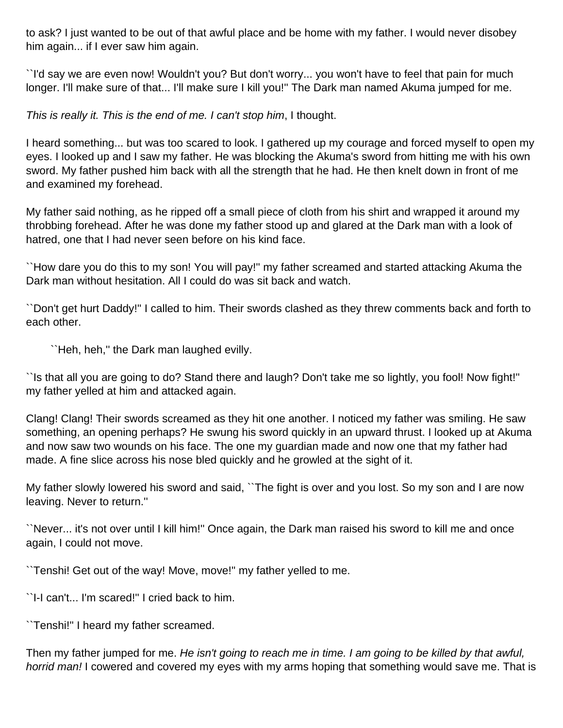to ask? I just wanted to be out of that awful place and be home with my father. I would never disobey him again... if I ever saw him again.

``I'd say we are even now! Wouldn't you? But don't worry... you won't have to feel that pain for much longer. I'll make sure of that... I'll make sure I kill you!'' The Dark man named Akuma jumped for me.

*This is really it. This is the end of me. I can't stop him*, I thought.

I heard something... but was too scared to look. I gathered up my courage and forced myself to open my eyes. I looked up and I saw my father. He was blocking the Akuma's sword from hitting me with his own sword. My father pushed him back with all the strength that he had. He then knelt down in front of me and examined my forehead.

My father said nothing, as he ripped off a small piece of cloth from his shirt and wrapped it around my throbbing forehead. After he was done my father stood up and glared at the Dark man with a look of hatred, one that I had never seen before on his kind face.

``How dare you do this to my son! You will pay!'' my father screamed and started attacking Akuma the Dark man without hesitation. All I could do was sit back and watch.

``Don't get hurt Daddy!'' I called to him. Their swords clashed as they threw comments back and forth to each other.

``Heh, heh,'' the Dark man laughed evilly.

``Is that all you are going to do? Stand there and laugh? Don't take me so lightly, you fool! Now fight!'' my father yelled at him and attacked again.

Clang! Clang! Their swords screamed as they hit one another. I noticed my father was smiling. He saw something, an opening perhaps? He swung his sword quickly in an upward thrust. I looked up at Akuma and now saw two wounds on his face. The one my guardian made and now one that my father had made. A fine slice across his nose bled quickly and he growled at the sight of it.

My father slowly lowered his sword and said, ``The fight is over and you lost. So my son and I are now leaving. Never to return.''

``Never... it's not over until I kill him!'' Once again, the Dark man raised his sword to kill me and once again, I could not move.

``Tenshi! Get out of the way! Move, move!'' my father yelled to me.

``I-I can't... I'm scared!'' I cried back to him.

``Tenshi!'' I heard my father screamed.

Then my father jumped for me. *He isn't going to reach me in time. I am going to be killed by that awful, horrid man!* I cowered and covered my eyes with my arms hoping that something would save me. That is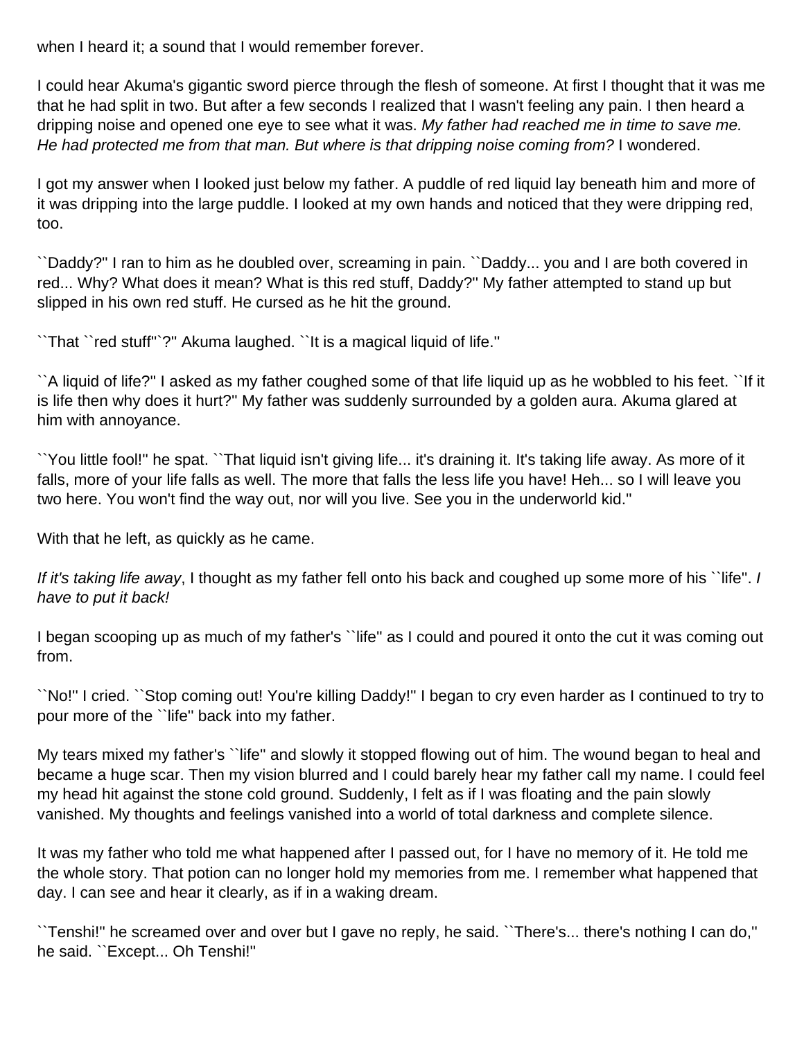when I heard it; a sound that I would remember forever.

I could hear Akuma's gigantic sword pierce through the flesh of someone. At first I thought that it was me that he had split in two. But after a few seconds I realized that I wasn't feeling any pain. I then heard a dripping noise and opened one eye to see what it was. *My father had reached me in time to save me. He had protected me from that man. But where is that dripping noise coming from?* I wondered.

I got my answer when I looked just below my father. A puddle of red liquid lay beneath him and more of it was dripping into the large puddle. I looked at my own hands and noticed that they were dripping red, too.

``Daddy?'' I ran to him as he doubled over, screaming in pain. ``Daddy... you and I are both covered in red... Why? What does it mean? What is this red stuff, Daddy?'' My father attempted to stand up but slipped in his own red stuff. He cursed as he hit the ground.

``That ``red stuff''`?'' Akuma laughed. ``It is a magical liquid of life.''

``A liquid of life?'' I asked as my father coughed some of that life liquid up as he wobbled to his feet. ``If it is life then why does it hurt?'' My father was suddenly surrounded by a golden aura. Akuma glared at him with annoyance.

``You little fool!'' he spat. ``That liquid isn't giving life... it's draining it. It's taking life away. As more of it falls, more of your life falls as well. The more that falls the less life you have! Heh... so I will leave you two here. You won't find the way out, nor will you live. See you in the underworld kid.''

With that he left, as quickly as he came.

*If it's taking life away*, I thought as my father fell onto his back and coughed up some more of his ``life''. *I have to put it back!*

I began scooping up as much of my father's ``life'' as I could and poured it onto the cut it was coming out from.

``No!'' I cried. ``Stop coming out! You're killing Daddy!'' I began to cry even harder as I continued to try to pour more of the ``life'' back into my father.

My tears mixed my father's ``life'' and slowly it stopped flowing out of him. The wound began to heal and became a huge scar. Then my vision blurred and I could barely hear my father call my name. I could feel my head hit against the stone cold ground. Suddenly, I felt as if I was floating and the pain slowly vanished. My thoughts and feelings vanished into a world of total darkness and complete silence.

It was my father who told me what happened after I passed out, for I have no memory of it. He told me the whole story. That potion can no longer hold my memories from me. I remember what happened that day. I can see and hear it clearly, as if in a waking dream.

``Tenshi!'' he screamed over and over but I gave no reply, he said. ``There's... there's nothing I can do,'' he said. ``Except... Oh Tenshi!''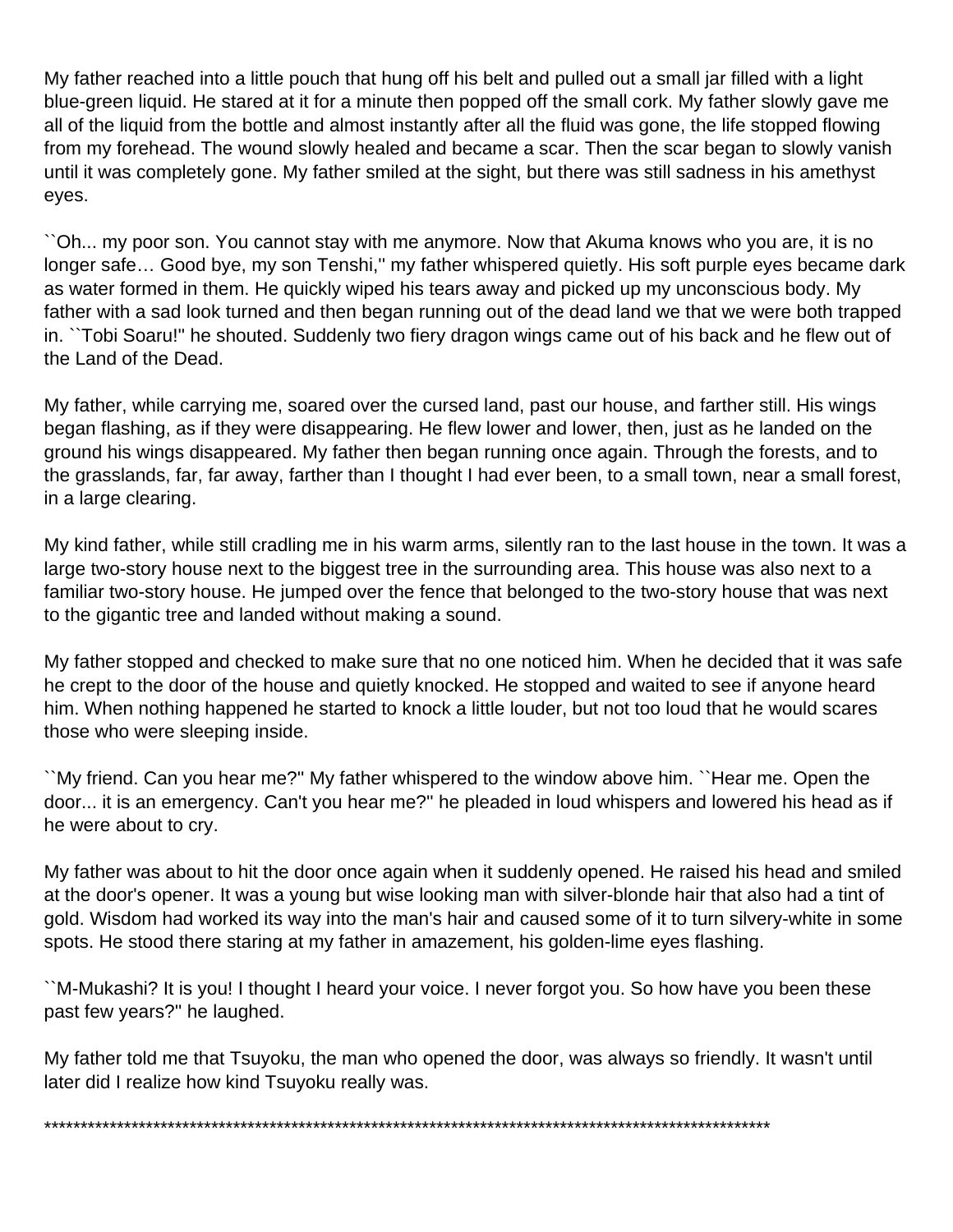My father reached into a little pouch that hung off his belt and pulled out a small jar filled with a light blue-green liquid. He stared at it for a minute then popped off the small cork. My father slowly gave me all of the liquid from the bottle and almost instantly after all the fluid was gone, the life stopped flowing from my forehead. The wound slowly healed and became a scar. Then the scar began to slowly vanish until it was completely gone. My father smiled at the sight, but there was still sadness in his amethyst eyes.

``Oh... my poor son. You cannot stay with me anymore. Now that Akuma knows who you are, it is no longer safe… Good bye, my son Tenshi,'' my father whispered quietly. His soft purple eyes became dark as water formed in them. He quickly wiped his tears away and picked up my unconscious body. My father with a sad look turned and then began running out of the dead land we that we were both trapped in. ``Tobi Soaru!'' he shouted. Suddenly two fiery dragon wings came out of his back and he flew out of the Land of the Dead.

My father, while carrying me, soared over the cursed land, past our house, and farther still. His wings began flashing, as if they were disappearing. He flew lower and lower, then, just as he landed on the ground his wings disappeared. My father then began running once again. Through the forests, and to the grasslands, far, far away, farther than I thought I had ever been, to a small town, near a small forest, in a large clearing.

My kind father, while still cradling me in his warm arms, silently ran to the last house in the town. It was a large two-story house next to the biggest tree in the surrounding area. This house was also next to a familiar two-story house. He jumped over the fence that belonged to the two-story house that was next to the gigantic tree and landed without making a sound.

My father stopped and checked to make sure that no one noticed him. When he decided that it was safe he crept to the door of the house and quietly knocked. He stopped and waited to see if anyone heard him. When nothing happened he started to knock a little louder, but not too loud that he would scares those who were sleeping inside.

``My friend. Can you hear me?'' My father whispered to the window above him. ``Hear me. Open the door... it is an emergency. Can't you hear me?'' he pleaded in loud whispers and lowered his head as if he were about to cry.

My father was about to hit the door once again when it suddenly opened. He raised his head and smiled at the door's opener. It was a young but wise looking man with silver-blonde hair that also had a tint of gold. Wisdom had worked its way into the man's hair and caused some of it to turn silvery-white in some spots. He stood there staring at my father in amazement, his golden-lime eyes flashing.

``M-Mukashi? It is you! I thought I heard your voice. I never forgot you. So how have you been these past few years?'' he laughed.

My father told me that Tsuyoku, the man who opened the door, was always so friendly. It wasn't until later did I realize how kind Tsuyoku really was.

*****************************************************************************************************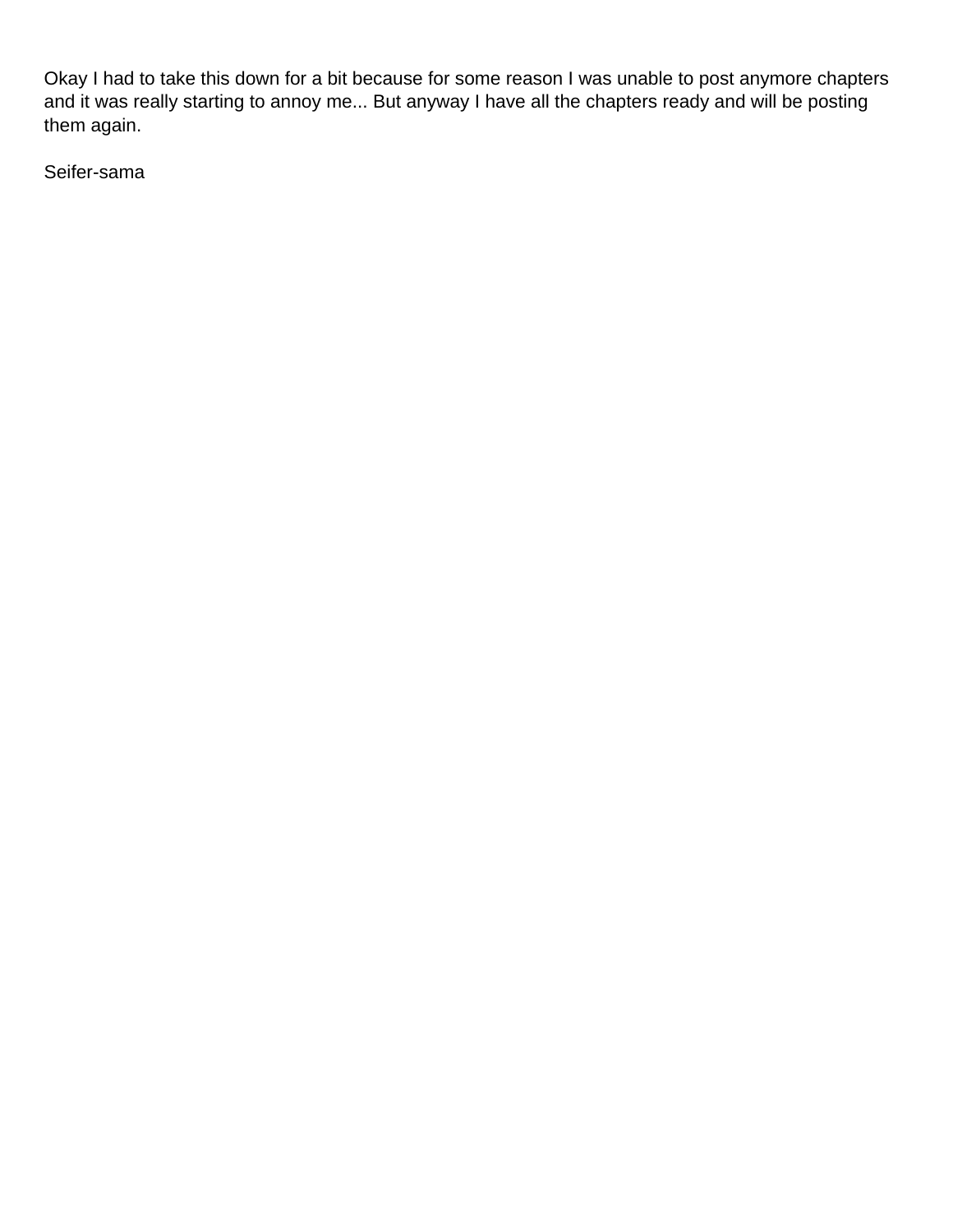Okay I had to take this down for a bit because for some reason I was unable to post anymore chapters and it was really starting to annoy me... But anyway I have all the chapters ready and will be posting them again.

Seifer-sama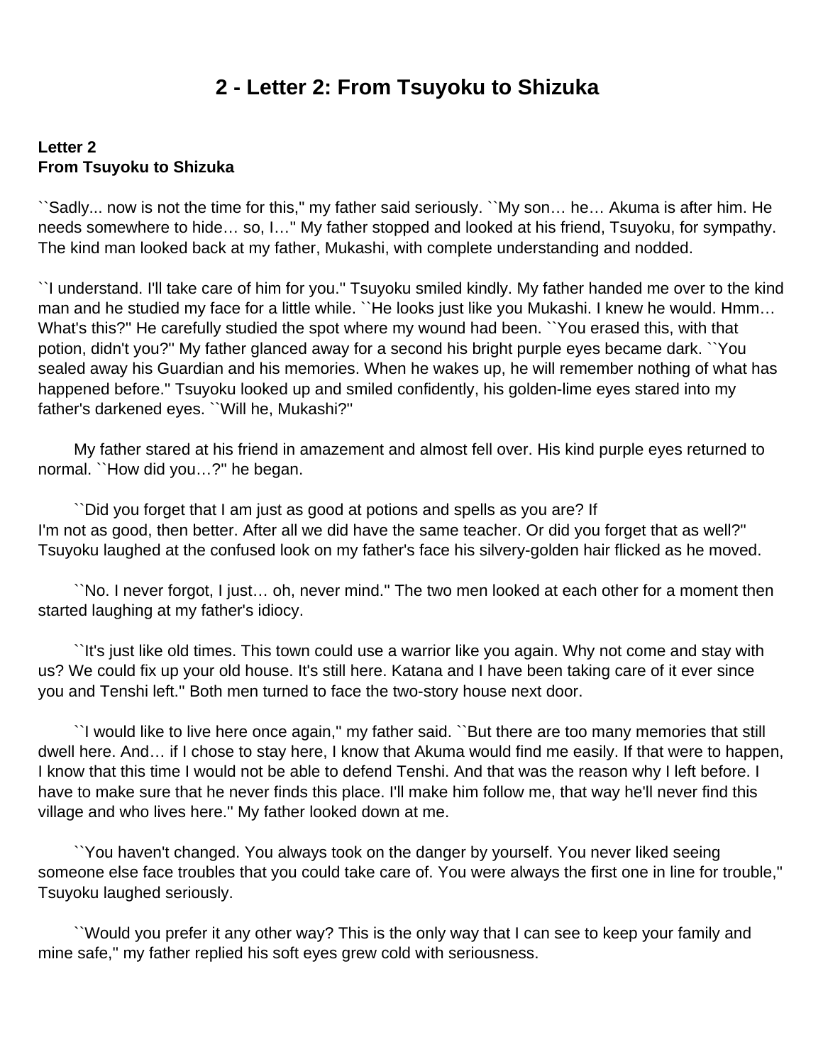# 2 - Letter 2: From Tsuyoku to Shizuka

**Letter 2**
**From Tsuyoku to Shizuka**

``Sadly... now is not the time for this,'' my father said seriously. ``My son… he… Akuma is after him. He needs somewhere to hide… so, I…'' My father stopped and looked at his friend, Tsuyoku, for sympathy. The kind man looked back at my father, Mukashi, with complete understanding and nodded.

``I understand. I'll take care of him for you.'' Tsuyoku smiled kindly. My father handed me over to the kind man and he studied my face for a little while. ``He looks just like you Mukashi. I knew he would. Hmm… What's this?'' He carefully studied the spot where my wound had been. ``You erased this, with that potion, didn't you?'' My father glanced away for a second his bright purple eyes became dark. ``You sealed away his Guardian and his memories. When he wakes up, he will remember nothing of what has happened before.'' Tsuyoku looked up and smiled confidently, his golden-lime eyes stared into my father's darkened eyes. ``Will he, Mukashi?''

My father stared at his friend in amazement and almost fell over. His kind purple eyes returned to normal. ``How did you…?'' he began.

``Did you forget that I am just as good at potions and spells as you are? If I'm not as good, then better. After all we did have the same teacher. Or did you forget that as well?'' Tsuyoku laughed at the confused look on my father's face his silvery-golden hair flicked as he moved.

``No. I never forgot, I just… oh, never mind.'' The two men looked at each other for a moment then started laughing at my father's idiocy.

``It's just like old times. This town could use a warrior like you again. Why not come and stay with us? We could fix up your old house. It's still here. Katana and I have been taking care of it ever since you and Tenshi left.'' Both men turned to face the two-story house next door.

``I would like to live here once again,'' my father said. ``But there are too many memories that still dwell here. And… if I chose to stay here, I know that Akuma would find me easily. If that were to happen, I know that this time I would not be able to defend Tenshi. And that was the reason why I left before. I have to make sure that he never finds this place. I'll make him follow me, that way he'll never find this village and who lives here.'' My father looked down at me.

``You haven't changed. You always took on the danger by yourself. You never liked seeing someone else face troubles that you could take care of. You were always the first one in line for trouble,'' Tsuyoku laughed seriously.

``Would you prefer it any other way? This is the only way that I can see to keep your family and mine safe,'' my father replied his soft eyes grew cold with seriousness.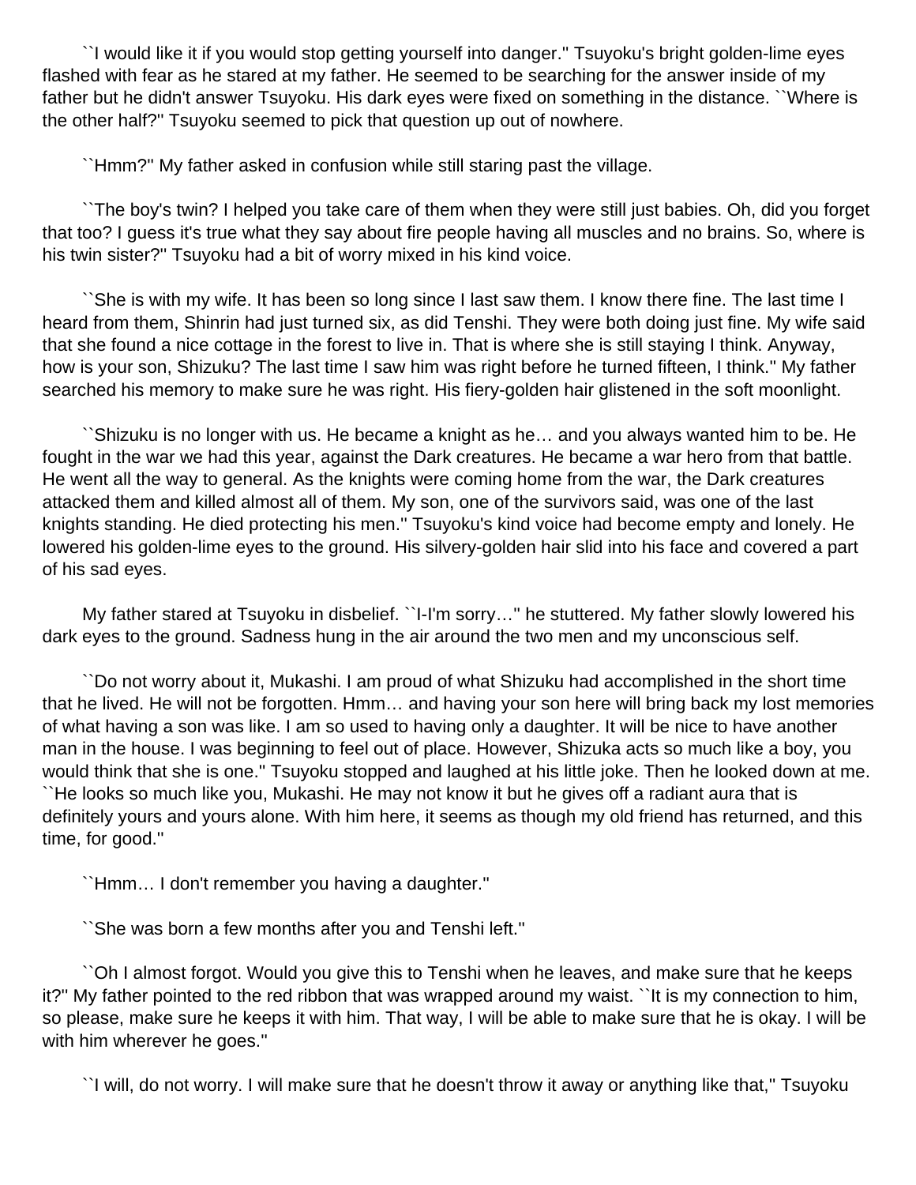``I would like it if you would stop getting yourself into danger.'' Tsuyoku's bright golden-lime eyes flashed with fear as he stared at my father. He seemed to be searching for the answer inside of my father but he didn't answer Tsuyoku. His dark eyes were fixed on something in the distance. ``Where is the other half?'' Tsuyoku seemed to pick that question up out of nowhere.

``Hmm?'' My father asked in confusion while still staring past the village.

``The boy's twin? I helped you take care of them when they were still just babies. Oh, did you forget that too? I guess it's true what they say about fire people having all muscles and no brains. So, where is his twin sister?'' Tsuyoku had a bit of worry mixed in his kind voice.

``She is with my wife. It has been so long since I last saw them. I know there fine. The last time I heard from them, Shinrin had just turned six, as did Tenshi. They were both doing just fine. My wife said that she found a nice cottage in the forest to live in. That is where she is still staying I think. Anyway, how is your son, Shizuku? The last time I saw him was right before he turned fifteen, I think.'' My father searched his memory to make sure he was right. His fiery-golden hair glistened in the soft moonlight.

``Shizuku is no longer with us. He became a knight as he… and you always wanted him to be. He fought in the war we had this year, against the Dark creatures. He became a war hero from that battle. He went all the way to general. As the knights were coming home from the war, the Dark creatures attacked them and killed almost all of them. My son, one of the survivors said, was one of the last knights standing. He died protecting his men.'' Tsuyoku's kind voice had become empty and lonely. He lowered his golden-lime eyes to the ground. His silvery-golden hair slid into his face and covered a part of his sad eyes.

My father stared at Tsuyoku in disbelief. ``I-I'm sorry…'' he stuttered. My father slowly lowered his dark eyes to the ground. Sadness hung in the air around the two men and my unconscious self.

``Do not worry about it, Mukashi. I am proud of what Shizuku had accomplished in the short time that he lived. He will not be forgotten. Hmm… and having your son here will bring back my lost memories of what having a son was like. I am so used to having only a daughter. It will be nice to have another man in the house. I was beginning to feel out of place. However, Shizuka acts so much like a boy, you would think that she is one.'' Tsuyoku stopped and laughed at his little joke. Then he looked down at me. ``He looks so much like you, Mukashi. He may not know it but he gives off a radiant aura that is definitely yours and yours alone. With him here, it seems as though my old friend has returned, and this time, for good.''

``Hmm… I don't remember you having a daughter.''

``She was born a few months after you and Tenshi left.''

``Oh I almost forgot. Would you give this to Tenshi when he leaves, and make sure that he keeps it?'' My father pointed to the red ribbon that was wrapped around my waist. ``It is my connection to him, so please, make sure he keeps it with him. That way, I will be able to make sure that he is okay. I will be with him wherever he goes.''

``I will, do not worry. I will make sure that he doesn't throw it away or anything like that,'' Tsuyoku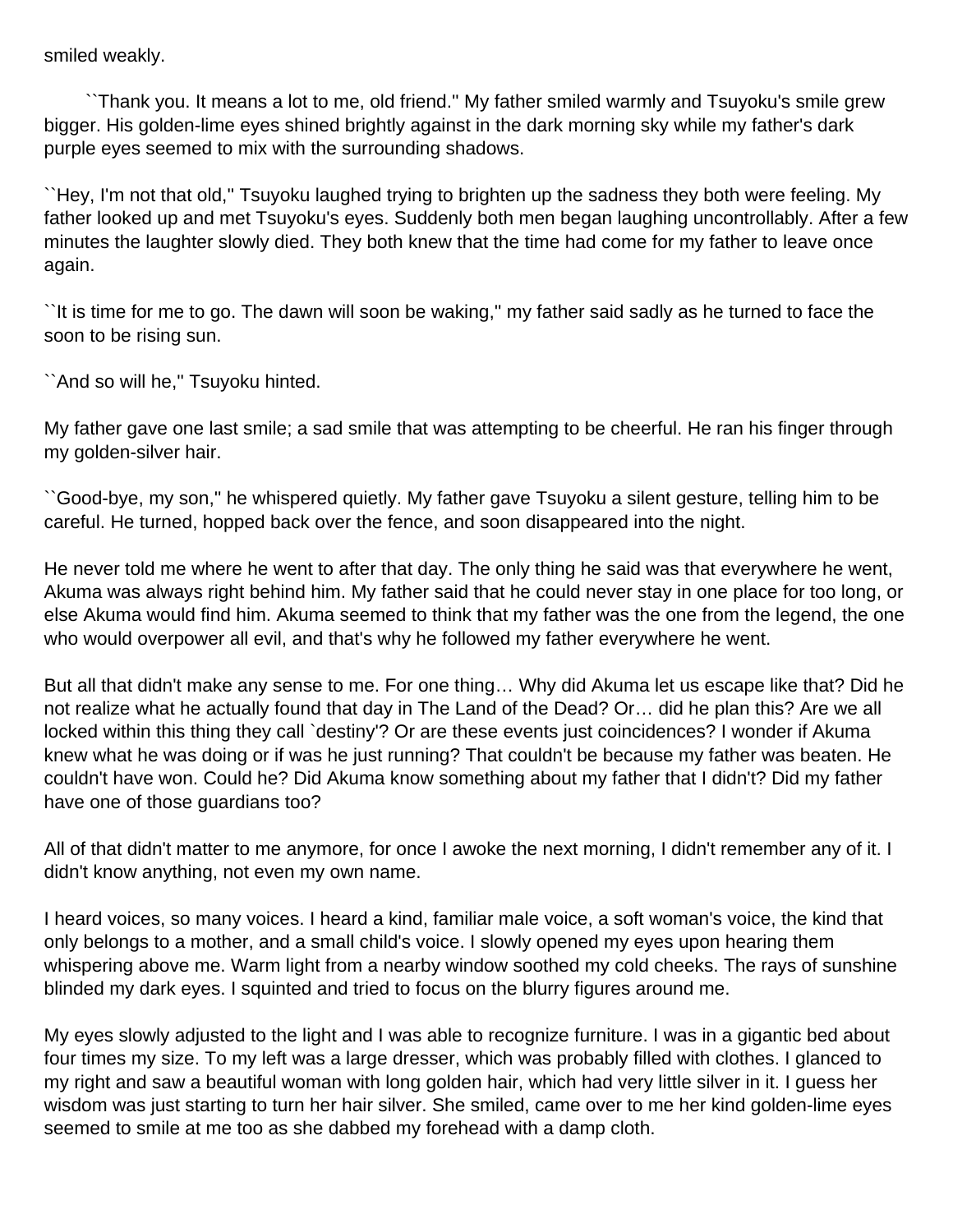smiled weakly.

``Thank you. It means a lot to me, old friend.'' My father smiled warmly and Tsuyoku's smile grew bigger. His golden-lime eyes shined brightly against in the dark morning sky while my father's dark purple eyes seemed to mix with the surrounding shadows.

``Hey, I'm not that old,'' Tsuyoku laughed trying to brighten up the sadness they both were feeling. My father looked up and met Tsuyoku's eyes. Suddenly both men began laughing uncontrollably. After a few minutes the laughter slowly died. They both knew that the time had come for my father to leave once again.

``It is time for me to go. The dawn will soon be waking,'' my father said sadly as he turned to face the soon to be rising sun.

``And so will he,'' Tsuyoku hinted.

My father gave one last smile; a sad smile that was attempting to be cheerful. He ran his finger through my golden-silver hair.

``Good-bye, my son,'' he whispered quietly. My father gave Tsuyoku a silent gesture, telling him to be careful. He turned, hopped back over the fence, and soon disappeared into the night.

He never told me where he went to after that day. The only thing he said was that everywhere he went, Akuma was always right behind him. My father said that he could never stay in one place for too long, or else Akuma would find him. Akuma seemed to think that my father was the one from the legend, the one who would overpower all evil, and that's why he followed my father everywhere he went.

But all that didn't make any sense to me. For one thing… Why did Akuma let us escape like that? Did he not realize what he actually found that day in The Land of the Dead? Or… did he plan this? Are we all locked within this thing they call `destiny'? Or are these events just coincidences? I wonder if Akuma knew what he was doing or if was he just running? That couldn't be because my father was beaten. He couldn't have won. Could he? Did Akuma know something about my father that I didn't? Did my father have one of those guardians too?

All of that didn't matter to me anymore, for once I awoke the next morning, I didn't remember any of it. I didn't know anything, not even my own name.

I heard voices, so many voices. I heard a kind, familiar male voice, a soft woman's voice, the kind that only belongs to a mother, and a small child's voice. I slowly opened my eyes upon hearing them whispering above me. Warm light from a nearby window soothed my cold cheeks. The rays of sunshine blinded my dark eyes. I squinted and tried to focus on the blurry figures around me.

My eyes slowly adjusted to the light and I was able to recognize furniture. I was in a gigantic bed about four times my size. To my left was a large dresser, which was probably filled with clothes. I glanced to my right and saw a beautiful woman with long golden hair, which had very little silver in it. I guess her wisdom was just starting to turn her hair silver. She smiled, came over to me her kind golden-lime eyes seemed to smile at me too as she dabbed my forehead with a damp cloth.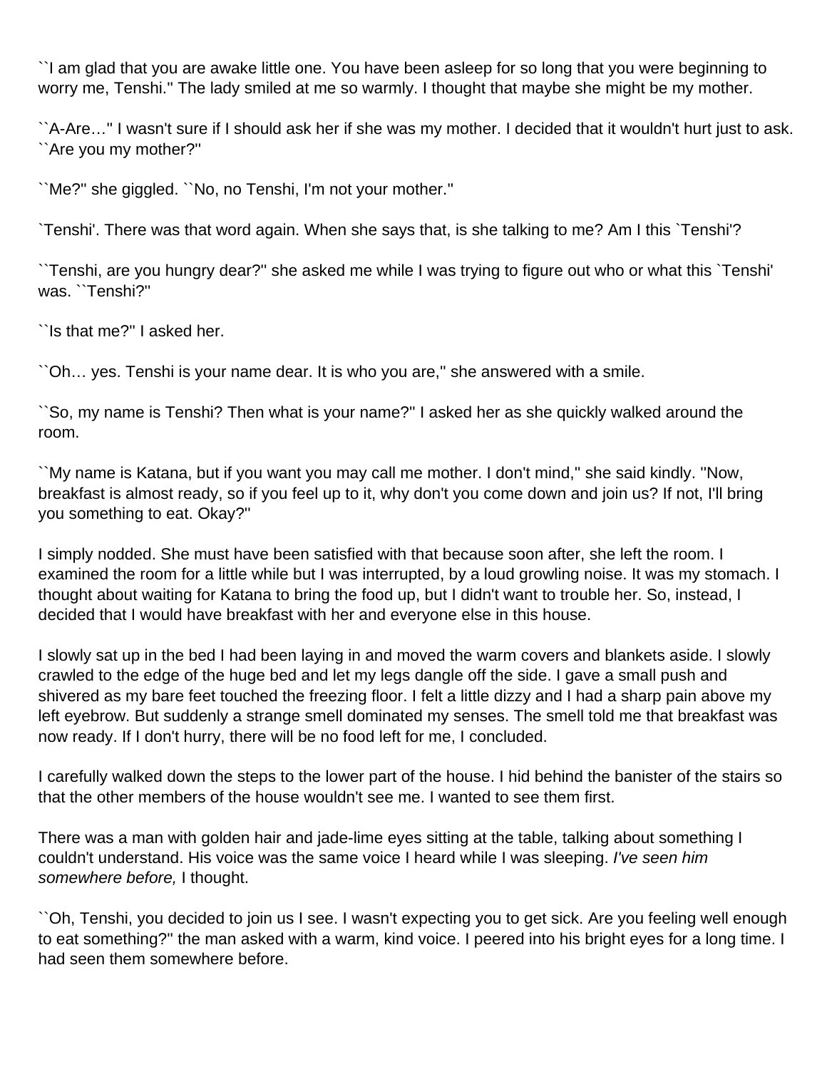``I am glad that you are awake little one. You have been asleep for so long that you were beginning to worry me, Tenshi.'' The lady smiled at me so warmly. I thought that maybe she might be my mother.

``A-Are…'' I wasn't sure if I should ask her if she was my mother. I decided that it wouldn't hurt just to ask. ``Are you my mother?''

``Me?'' she giggled. ``No, no Tenshi, I'm not your mother.''

`Tenshi'. There was that word again. When she says that, is she talking to me? Am I this `Tenshi'?

``Tenshi, are you hungry dear?'' she asked me while I was trying to figure out who or what this `Tenshi' was. ``Tenshi?''

``Is that me?'' I asked her.

``Oh… yes. Tenshi is your name dear. It is who you are,'' she answered with a smile.

``So, my name is Tenshi? Then what is your name?'' I asked her as she quickly walked around the room.

``My name is Katana, but if you want you may call me mother. I don't mind,'' she said kindly. ''Now, breakfast is almost ready, so if you feel up to it, why don't you come down and join us? If not, I'll bring you something to eat. Okay?''

I simply nodded. She must have been satisfied with that because soon after, she left the room. I examined the room for a little while but I was interrupted, by a loud growling noise. It was my stomach. I thought about waiting for Katana to bring the food up, but I didn't want to trouble her. So, instead, I decided that I would have breakfast with her and everyone else in this house.

I slowly sat up in the bed I had been laying in and moved the warm covers and blankets aside. I slowly crawled to the edge of the huge bed and let my legs dangle off the side. I gave a small push and shivered as my bare feet touched the freezing floor. I felt a little dizzy and I had a sharp pain above my left eyebrow. But suddenly a strange smell dominated my senses. The smell told me that breakfast was now ready. If I don't hurry, there will be no food left for me, I concluded.

I carefully walked down the steps to the lower part of the house. I hid behind the banister of the stairs so that the other members of the house wouldn't see me. I wanted to see them first.

There was a man with golden hair and jade-lime eyes sitting at the table, talking about something I couldn't understand. His voice was the same voice I heard while I was sleeping. *I've seen him somewhere before,* I thought.

``Oh, Tenshi, you decided to join us I see. I wasn't expecting you to get sick. Are you feeling well enough to eat something?'' the man asked with a warm, kind voice. I peered into his bright eyes for a long time. I had seen them somewhere before.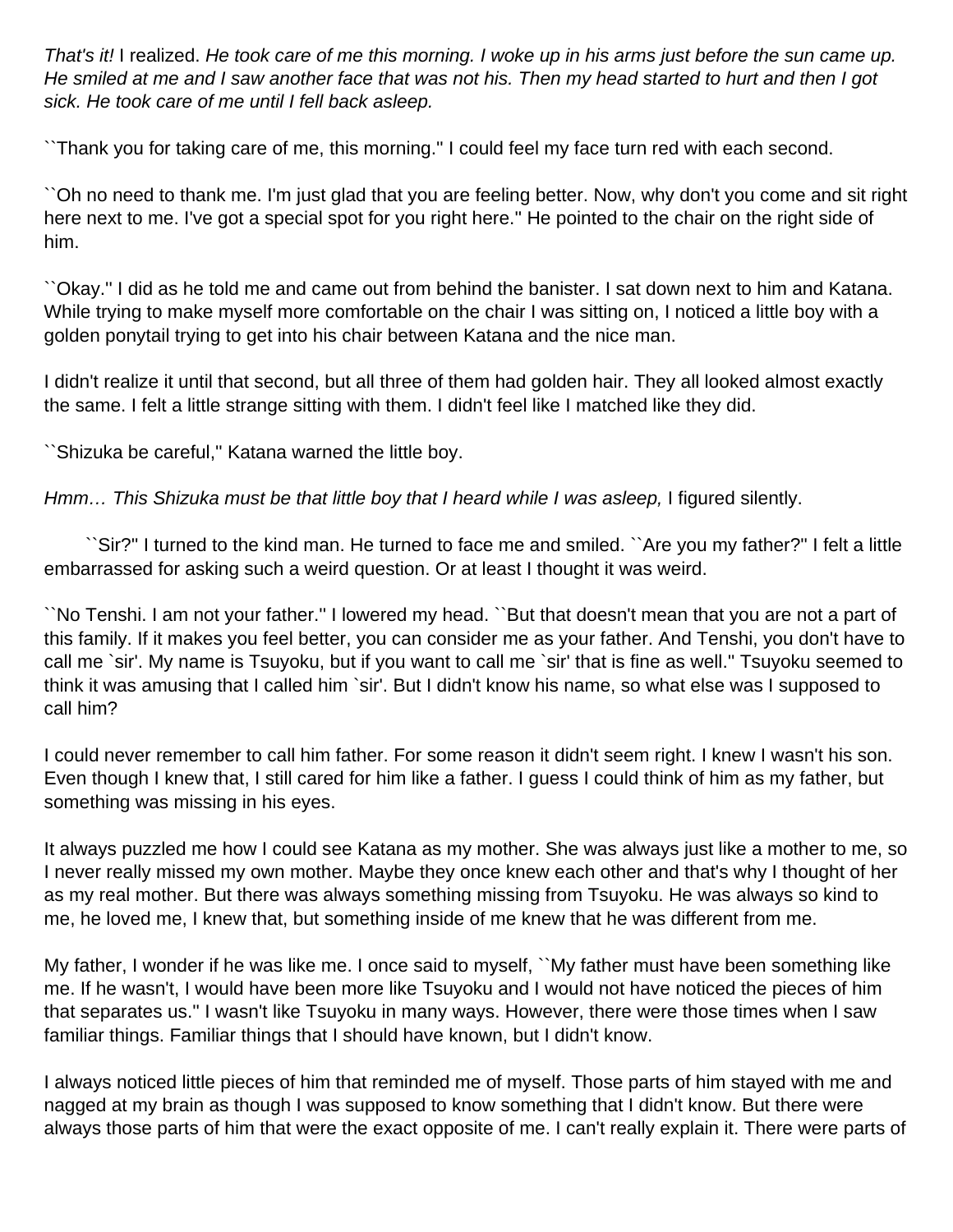*That's it!* I realized. *He took care of me this morning. I woke up in his arms just before the sun came up. He smiled at me and I saw another face that was not his. Then my head started to hurt and then I got sick. He took care of me until I fell back asleep.*

``Thank you for taking care of me, this morning.'' I could feel my face turn red with each second.

``Oh no need to thank me. I'm just glad that you are feeling better. Now, why don't you come and sit right here next to me. I've got a special spot for you right here.'' He pointed to the chair on the right side of him.

``Okay.'' I did as he told me and came out from behind the banister. I sat down next to him and Katana. While trying to make myself more comfortable on the chair I was sitting on, I noticed a little boy with a golden ponytail trying to get into his chair between Katana and the nice man.

I didn't realize it until that second, but all three of them had golden hair. They all looked almost exactly the same. I felt a little strange sitting with them. I didn't feel like I matched like they did.

``Shizuka be careful,'' Katana warned the little boy.

*Hmm… This Shizuka must be that little boy that I heard while I was asleep,* I figured silently.

``Sir?'' I turned to the kind man. He turned to face me and smiled. ``Are you my father?'' I felt a little embarrassed for asking such a weird question. Or at least I thought it was weird.

``No Tenshi. I am not your father.'' I lowered my head. ``But that doesn't mean that you are not a part of this family. If it makes you feel better, you can consider me as your father. And Tenshi, you don't have to call me `sir'. My name is Tsuyoku, but if you want to call me `sir' that is fine as well.'' Tsuyoku seemed to think it was amusing that I called him `sir'. But I didn't know his name, so what else was I supposed to call him?

I could never remember to call him father. For some reason it didn't seem right. I knew I wasn't his son. Even though I knew that, I still cared for him like a father. I guess I could think of him as my father, but something was missing in his eyes.

It always puzzled me how I could see Katana as my mother. She was always just like a mother to me, so I never really missed my own mother. Maybe they once knew each other and that's why I thought of her as my real mother. But there was always something missing from Tsuyoku. He was always so kind to me, he loved me, I knew that, but something inside of me knew that he was different from me.

My father, I wonder if he was like me. I once said to myself, ``My father must have been something like me. If he wasn't, I would have been more like Tsuyoku and I would not have noticed the pieces of him that separates us.'' I wasn't like Tsuyoku in many ways. However, there were those times when I saw familiar things. Familiar things that I should have known, but I didn't know.

I always noticed little pieces of him that reminded me of myself. Those parts of him stayed with me and nagged at my brain as though I was supposed to know something that I didn't know. But there were always those parts of him that were the exact opposite of me. I can't really explain it. There were parts of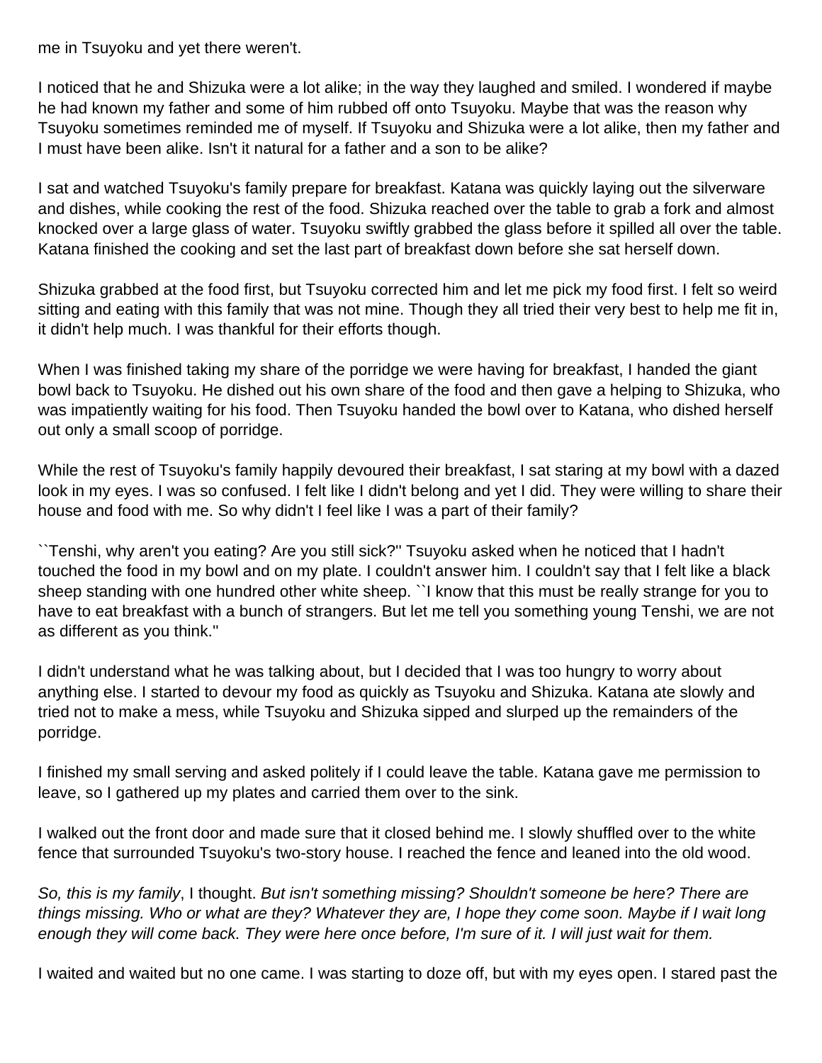me in Tsuyoku and yet there weren't.

I noticed that he and Shizuka were a lot alike; in the way they laughed and smiled. I wondered if maybe he had known my father and some of him rubbed off onto Tsuyoku. Maybe that was the reason why Tsuyoku sometimes reminded me of myself. If Tsuyoku and Shizuka were a lot alike, then my father and I must have been alike. Isn't it natural for a father and a son to be alike?

I sat and watched Tsuyoku's family prepare for breakfast. Katana was quickly laying out the silverware and dishes, while cooking the rest of the food. Shizuka reached over the table to grab a fork and almost knocked over a large glass of water. Tsuyoku swiftly grabbed the glass before it spilled all over the table. Katana finished the cooking and set the last part of breakfast down before she sat herself down.

Shizuka grabbed at the food first, but Tsuyoku corrected him and let me pick my food first. I felt so weird sitting and eating with this family that was not mine. Though they all tried their very best to help me fit in, it didn't help much. I was thankful for their efforts though.

When I was finished taking my share of the porridge we were having for breakfast, I handed the giant bowl back to Tsuyoku. He dished out his own share of the food and then gave a helping to Shizuka, who was impatiently waiting for his food. Then Tsuyoku handed the bowl over to Katana, who dished herself out only a small scoop of porridge.

While the rest of Tsuyoku's family happily devoured their breakfast, I sat staring at my bowl with a dazed look in my eyes. I was so confused. I felt like I didn't belong and yet I did. They were willing to share their house and food with me. So why didn't I feel like I was a part of their family?

``Tenshi, why aren't you eating? Are you still sick?'' Tsuyoku asked when he noticed that I hadn't touched the food in my bowl and on my plate. I couldn't answer him. I couldn't say that I felt like a black sheep standing with one hundred other white sheep. ``I know that this must be really strange for you to have to eat breakfast with a bunch of strangers. But let me tell you something young Tenshi, we are not as different as you think.''

I didn't understand what he was talking about, but I decided that I was too hungry to worry about anything else. I started to devour my food as quickly as Tsuyoku and Shizuka. Katana ate slowly and tried not to make a mess, while Tsuyoku and Shizuka sipped and slurped up the remainders of the porridge.

I finished my small serving and asked politely if I could leave the table. Katana gave me permission to leave, so I gathered up my plates and carried them over to the sink.

I walked out the front door and made sure that it closed behind me. I slowly shuffled over to the white fence that surrounded Tsuyoku's two-story house. I reached the fence and leaned into the old wood.

*So, this is my family*, I thought. *But isn't something missing? Shouldn't someone be here? There are things missing. Who or what are they? Whatever they are, I hope they come soon. Maybe if I wait long enough they will come back. They were here once before, I'm sure of it. I will just wait for them.*

I waited and waited but no one came. I was starting to doze off, but with my eyes open. I stared past the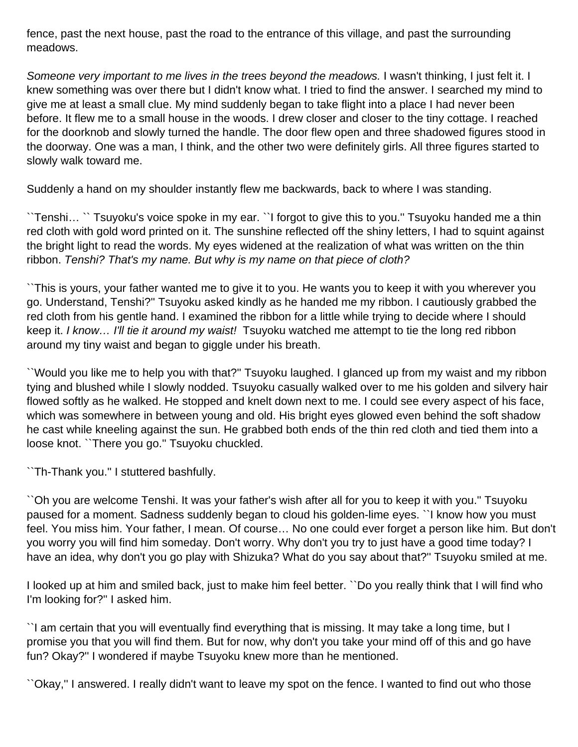fence, past the next house, past the road to the entrance of this village, and past the surrounding meadows.

*Someone very important to me lives in the trees beyond the meadows.* I wasn't thinking, I just felt it. I knew something was over there but I didn't know what. I tried to find the answer. I searched my mind to give me at least a small clue. My mind suddenly began to take flight into a place I had never been before. It flew me to a small house in the woods. I drew closer and closer to the tiny cottage. I reached for the doorknob and slowly turned the handle. The door flew open and three shadowed figures stood in the doorway. One was a man, I think, and the other two were definitely girls. All three figures started to slowly walk toward me.

Suddenly a hand on my shoulder instantly flew me backwards, back to where I was standing.

``Tenshi… `` Tsuyoku's voice spoke in my ear. ``I forgot to give this to you.'' Tsuyoku handed me a thin red cloth with gold word printed on it. The sunshine reflected off the shiny letters, I had to squint against the bright light to read the words. My eyes widened at the realization of what was written on the thin ribbon. *Tenshi? That's my name. But why is my name on that piece of cloth?*

``This is yours, your father wanted me to give it to you. He wants you to keep it with you wherever you go. Understand, Tenshi?'' Tsuyoku asked kindly as he handed me my ribbon. I cautiously grabbed the red cloth from his gentle hand. I examined the ribbon for a little while trying to decide where I should keep it. *I know… I'll tie it around my waist!* Tsuyoku watched me attempt to tie the long red ribbon around my tiny waist and began to giggle under his breath.

``Would you like me to help you with that?'' Tsuyoku laughed. I glanced up from my waist and my ribbon tying and blushed while I slowly nodded. Tsuyoku casually walked over to me his golden and silvery hair flowed softly as he walked. He stopped and knelt down next to me. I could see every aspect of his face, which was somewhere in between young and old. His bright eyes glowed even behind the soft shadow he cast while kneeling against the sun. He grabbed both ends of the thin red cloth and tied them into a loose knot. ``There you go.'' Tsuyoku chuckled.

``Th-Thank you.'' I stuttered bashfully.

``Oh you are welcome Tenshi. It was your father's wish after all for you to keep it with you.'' Tsuyoku paused for a moment. Sadness suddenly began to cloud his golden-lime eyes. ``I know how you must feel. You miss him. Your father, I mean. Of course… No one could ever forget a person like him. But don't you worry you will find him someday. Don't worry. Why don't you try to just have a good time today? I have an idea, why don't you go play with Shizuka? What do you say about that?'' Tsuyoku smiled at me.

I looked up at him and smiled back, just to make him feel better. ``Do you really think that I will find who I'm looking for?'' I asked him.

``I am certain that you will eventually find everything that is missing. It may take a long time, but I promise you that you will find them. But for now, why don't you take your mind off of this and go have fun? Okay?'' I wondered if maybe Tsuyoku knew more than he mentioned.

``Okay,'' I answered. I really didn't want to leave my spot on the fence. I wanted to find out who those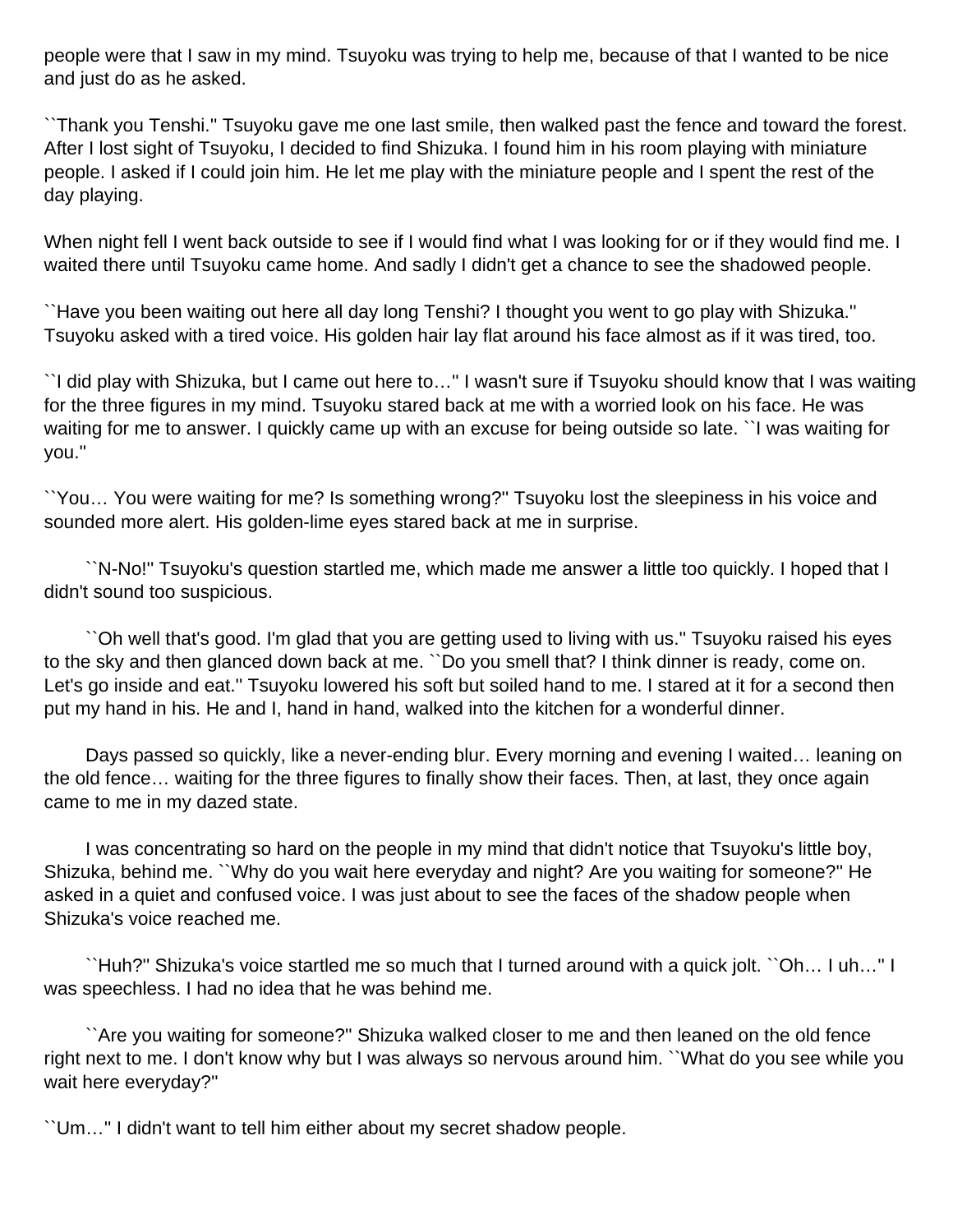people were that I saw in my mind. Tsuyoku was trying to help me, because of that I wanted to be nice and just do as he asked.

``Thank you Tenshi.'' Tsuyoku gave me one last smile, then walked past the fence and toward the forest. After I lost sight of Tsuyoku, I decided to find Shizuka. I found him in his room playing with miniature people. I asked if I could join him. He let me play with the miniature people and I spent the rest of the day playing.

When night fell I went back outside to see if I would find what I was looking for or if they would find me. I waited there until Tsuyoku came home. And sadly I didn't get a chance to see the shadowed people.

``Have you been waiting out here all day long Tenshi? I thought you went to go play with Shizuka.'' Tsuyoku asked with a tired voice. His golden hair lay flat around his face almost as if it was tired, too.

``I did play with Shizuka, but I came out here to…'' I wasn't sure if Tsuyoku should know that I was waiting for the three figures in my mind. Tsuyoku stared back at me with a worried look on his face. He was waiting for me to answer. I quickly came up with an excuse for being outside so late. ``I was waiting for you.''

``You… You were waiting for me? Is something wrong?'' Tsuyoku lost the sleepiness in his voice and sounded more alert. His golden-lime eyes stared back at me in surprise.

``N-No!'' Tsuyoku's question startled me, which made me answer a little too quickly. I hoped that I didn't sound too suspicious.

``Oh well that's good. I'm glad that you are getting used to living with us.'' Tsuyoku raised his eyes to the sky and then glanced down back at me. ``Do you smell that? I think dinner is ready, come on. Let's go inside and eat.'' Tsuyoku lowered his soft but soiled hand to me. I stared at it for a second then put my hand in his. He and I, hand in hand, walked into the kitchen for a wonderful dinner.

Days passed so quickly, like a never-ending blur. Every morning and evening I waited… leaning on the old fence… waiting for the three figures to finally show their faces. Then, at last, they once again came to me in my dazed state.

I was concentrating so hard on the people in my mind that didn't notice that Tsuyoku's little boy, Shizuka, behind me. ``Why do you wait here everyday and night? Are you waiting for someone?'' He asked in a quiet and confused voice. I was just about to see the faces of the shadow people when Shizuka's voice reached me.

``Huh?'' Shizuka's voice startled me so much that I turned around with a quick jolt. ``Oh… I uh…'' I was speechless. I had no idea that he was behind me.

``Are you waiting for someone?'' Shizuka walked closer to me and then leaned on the old fence right next to me. I don't know why but I was always so nervous around him. ``What do you see while you wait here everyday?''

``Um…'' I didn't want to tell him either about my secret shadow people.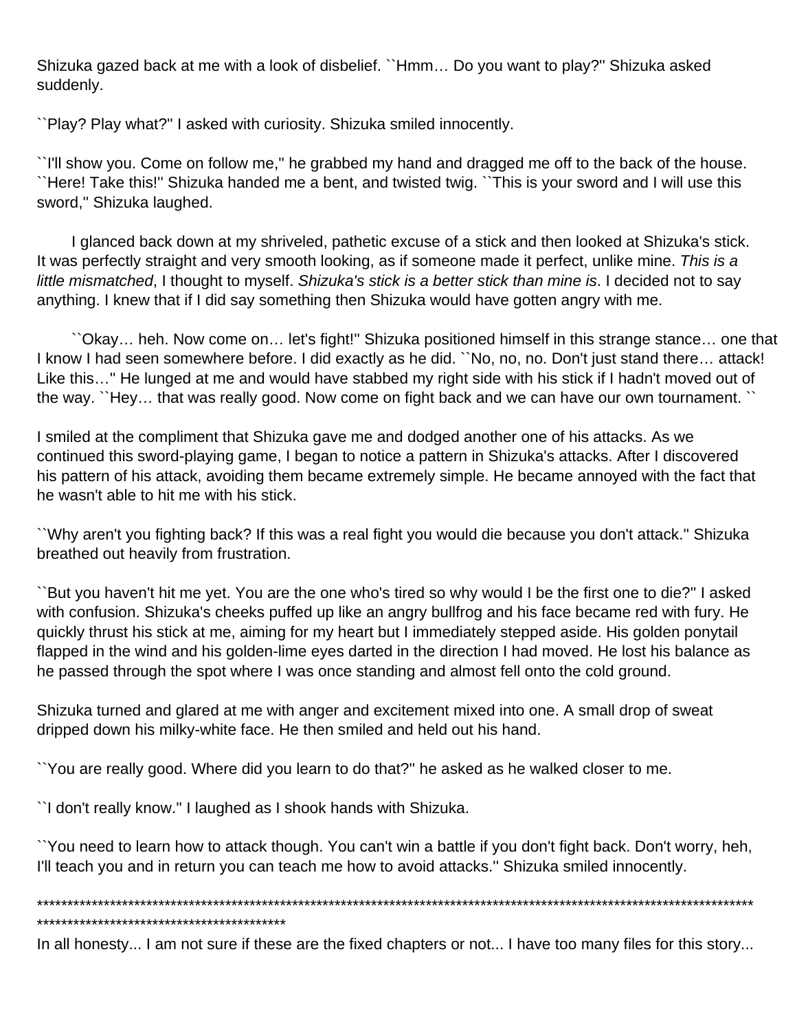Shizuka gazed back at me with a look of disbelief. ``Hmm… Do you want to play?'' Shizuka asked suddenly.

``Play? Play what?'' I asked with curiosity. Shizuka smiled innocently.

``I'll show you. Come on follow me,'' he grabbed my hand and dragged me off to the back of the house. ``Here! Take this!'' Shizuka handed me a bent, and twisted twig. ``This is your sword and I will use this sword,'' Shizuka laughed.

I glanced back down at my shriveled, pathetic excuse of a stick and then looked at Shizuka's stick. It was perfectly straight and very smooth looking, as if someone made it perfect, unlike mine. *This is a little mismatched*, I thought to myself. *Shizuka's stick is a better stick than mine is*. I decided not to say anything. I knew that if I did say something then Shizuka would have gotten angry with me.

``Okay… heh. Now come on… let's fight!'' Shizuka positioned himself in this strange stance… one that I know I had seen somewhere before. I did exactly as he did. ``No, no, no. Don't just stand there… attack! Like this…'' He lunged at me and would have stabbed my right side with his stick if I hadn't moved out of the way. ``Hey… that was really good. Now come on fight back and we can have our own tournament. ``

I smiled at the compliment that Shizuka gave me and dodged another one of his attacks. As we continued this sword-playing game, I began to notice a pattern in Shizuka's attacks. After I discovered his pattern of his attack, avoiding them became extremely simple. He became annoyed with the fact that he wasn't able to hit me with his stick.

``Why aren't you fighting back? If this was a real fight you would die because you don't attack.'' Shizuka breathed out heavily from frustration.

``But you haven't hit me yet. You are the one who's tired so why would I be the first one to die?'' I asked with confusion. Shizuka's cheeks puffed up like an angry bullfrog and his face became red with fury. He quickly thrust his stick at me, aiming for my heart but I immediately stepped aside. His golden ponytail flapped in the wind and his golden-lime eyes darted in the direction I had moved. He lost his balance as he passed through the spot where I was once standing and almost fell onto the cold ground.

Shizuka turned and glared at me with anger and excitement mixed into one. A small drop of sweat dripped down his milky-white face. He then smiled and held out his hand.

``You are really good. Where did you learn to do that?'' he asked as he walked closer to me.

``I don't really know.'' I laughed as I shook hands with Shizuka.

``You need to learn how to attack though. You can't win a battle if you don't fight back. Don't worry, heh, I'll teach you and in return you can teach me how to avoid attacks.'' Shizuka smiled innocently.

*****************************************************************************************************************************************************************************

In all honesty... I am not sure if these are the fixed chapters or not... I have too many files for this story...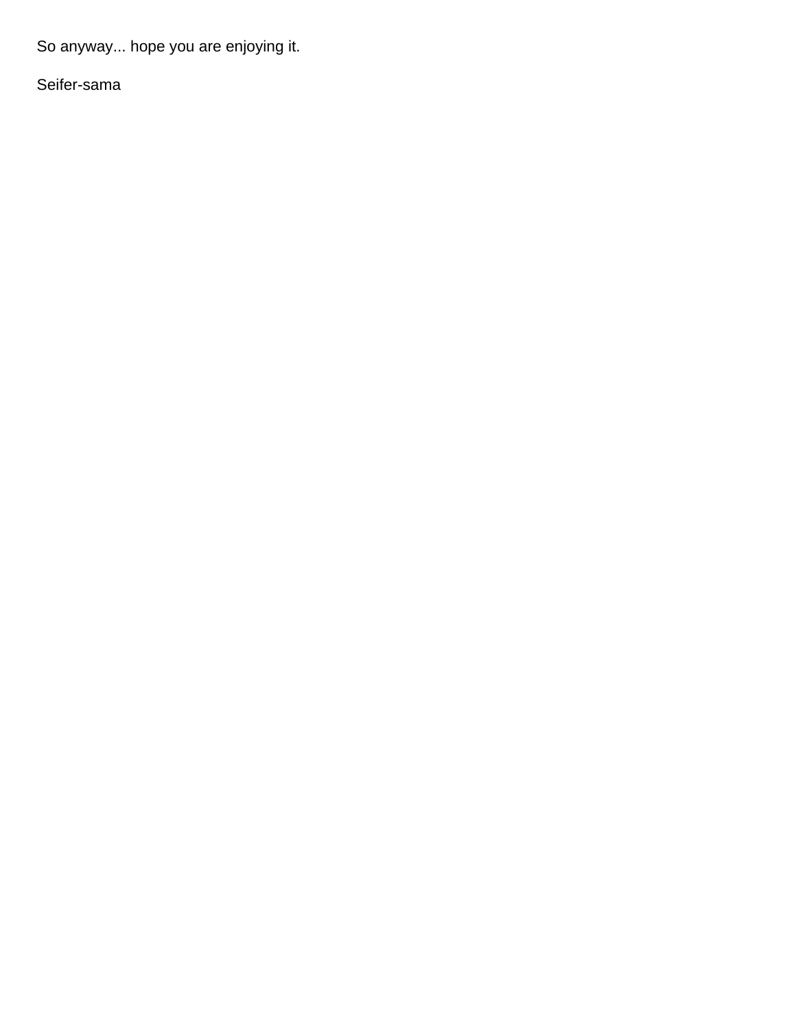So anyway... hope you are enjoying it.

Seifer-sama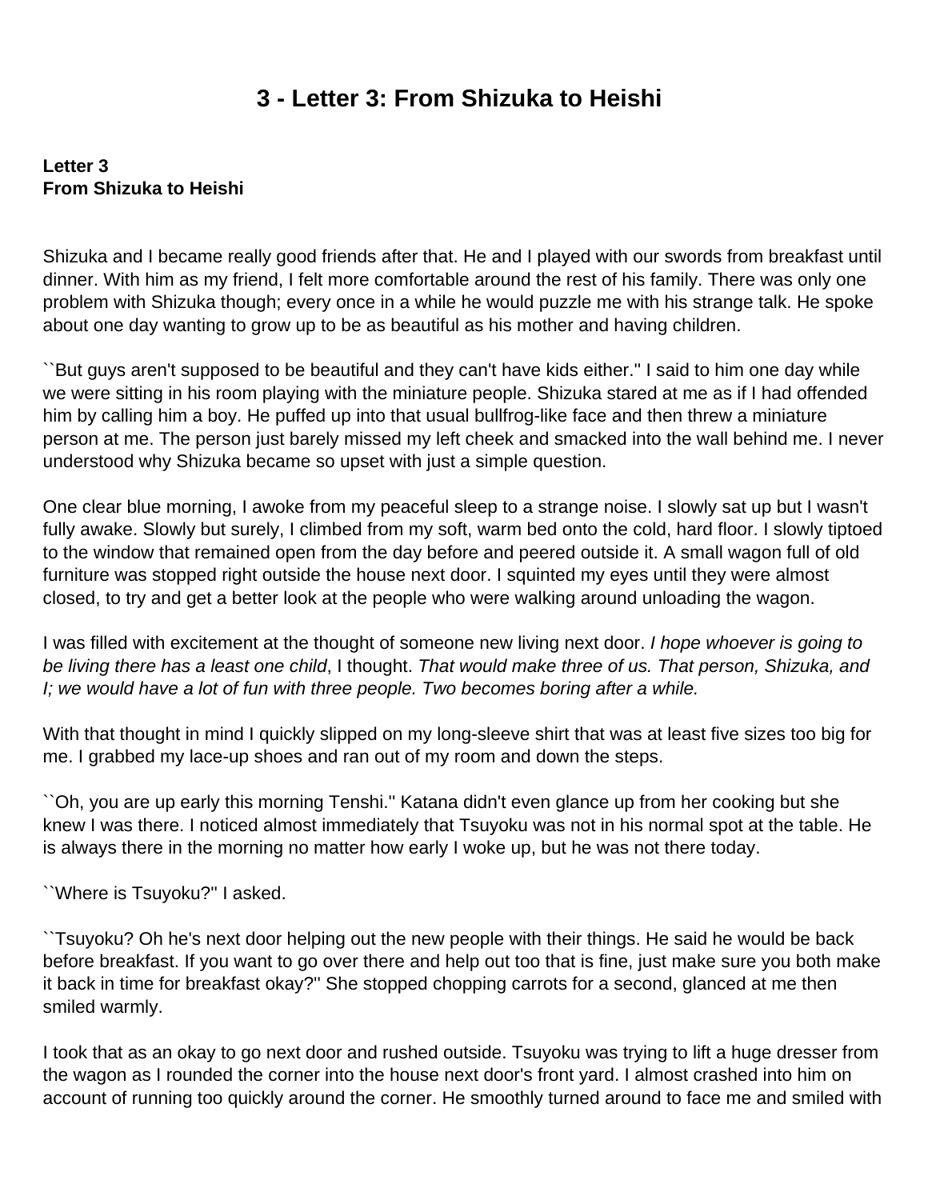# 3 - Letter 3: From Shizuka to Heishi

**Letter 3**
**From Shizuka to Heishi**

Shizuka and I became really good friends after that. He and I played with our swords from breakfast until dinner. With him as my friend, I felt more comfortable around the rest of his family. There was only one problem with Shizuka though; every once in a while he would puzzle me with his strange talk. He spoke about one day wanting to grow up to be as beautiful as his mother and having children.

``But guys aren't supposed to be beautiful and they can't have kids either.'' I said to him one day while we were sitting in his room playing with the miniature people. Shizuka stared at me as if I had offended him by calling him a boy. He puffed up into that usual bullfrog-like face and then threw a miniature person at me. The person just barely missed my left cheek and smacked into the wall behind me. I never understood why Shizuka became so upset with just a simple question.

One clear blue morning, I awoke from my peaceful sleep to a strange noise. I slowly sat up but I wasn't fully awake. Slowly but surely, I climbed from my soft, warm bed onto the cold, hard floor. I slowly tiptoed to the window that remained open from the day before and peered outside it. A small wagon full of old furniture was stopped right outside the house next door. I squinted my eyes until they were almost closed, to try and get a better look at the people who were walking around unloading the wagon.

I was filled with excitement at the thought of someone new living next door. *I hope whoever is going to be living there has a least one child*, I thought. *That would make three of us. That person, Shizuka, and I; we would have a lot of fun with three people. Two becomes boring after a while.*

With that thought in mind I quickly slipped on my long-sleeve shirt that was at least five sizes too big for me. I grabbed my lace-up shoes and ran out of my room and down the steps.

``Oh, you are up early this morning Tenshi.'' Katana didn't even glance up from her cooking but she knew I was there. I noticed almost immediately that Tsuyoku was not in his normal spot at the table. He is always there in the morning no matter how early I woke up, but he was not there today.

``Where is Tsuyoku?'' I asked.

``Tsuyoku? Oh he's next door helping out the new people with their things. He said he would be back before breakfast. If you want to go over there and help out too that is fine, just make sure you both make it back in time for breakfast okay?'' She stopped chopping carrots for a second, glanced at me then smiled warmly.

I took that as an okay to go next door and rushed outside. Tsuyoku was trying to lift a huge dresser from the wagon as I rounded the corner into the house next door's front yard. I almost crashed into him on account of running too quickly around the corner. He smoothly turned around to face me and smiled with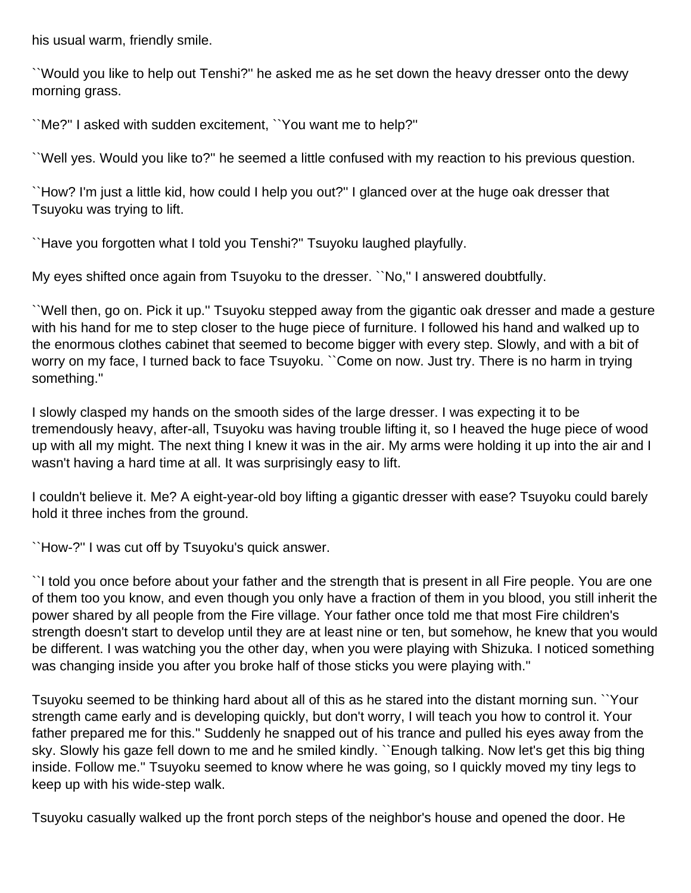his usual warm, friendly smile.

``Would you like to help out Tenshi?'' he asked me as he set down the heavy dresser onto the dewy morning grass.

``Me?'' I asked with sudden excitement, ``You want me to help?''

``Well yes. Would you like to?'' he seemed a little confused with my reaction to his previous question.

``How? I'm just a little kid, how could I help you out?'' I glanced over at the huge oak dresser that Tsuyoku was trying to lift.

``Have you forgotten what I told you Tenshi?'' Tsuyoku laughed playfully.

My eyes shifted once again from Tsuyoku to the dresser. ``No,'' I answered doubtfully.

``Well then, go on. Pick it up.'' Tsuyoku stepped away from the gigantic oak dresser and made a gesture with his hand for me to step closer to the huge piece of furniture. I followed his hand and walked up to the enormous clothes cabinet that seemed to become bigger with every step. Slowly, and with a bit of worry on my face, I turned back to face Tsuyoku. ``Come on now. Just try. There is no harm in trying something.''

I slowly clasped my hands on the smooth sides of the large dresser. I was expecting it to be tremendously heavy, after-all, Tsuyoku was having trouble lifting it, so I heaved the huge piece of wood up with all my might. The next thing I knew it was in the air. My arms were holding it up into the air and I wasn't having a hard time at all. It was surprisingly easy to lift.

I couldn't believe it. Me? A eight-year-old boy lifting a gigantic dresser with ease? Tsuyoku could barely hold it three inches from the ground.

``How-?'' I was cut off by Tsuyoku's quick answer.

``I told you once before about your father and the strength that is present in all Fire people. You are one of them too you know, and even though you only have a fraction of them in you blood, you still inherit the power shared by all people from the Fire village. Your father once told me that most Fire children's strength doesn't start to develop until they are at least nine or ten, but somehow, he knew that you would be different. I was watching you the other day, when you were playing with Shizuka. I noticed something was changing inside you after you broke half of those sticks you were playing with.''

Tsuyoku seemed to be thinking hard about all of this as he stared into the distant morning sun. ``Your strength came early and is developing quickly, but don't worry, I will teach you how to control it. Your father prepared me for this.'' Suddenly he snapped out of his trance and pulled his eyes away from the sky. Slowly his gaze fell down to me and he smiled kindly. ``Enough talking. Now let's get this big thing inside. Follow me.'' Tsuyoku seemed to know where he was going, so I quickly moved my tiny legs to keep up with his wide-step walk.

Tsuyoku casually walked up the front porch steps of the neighbor's house and opened the door. He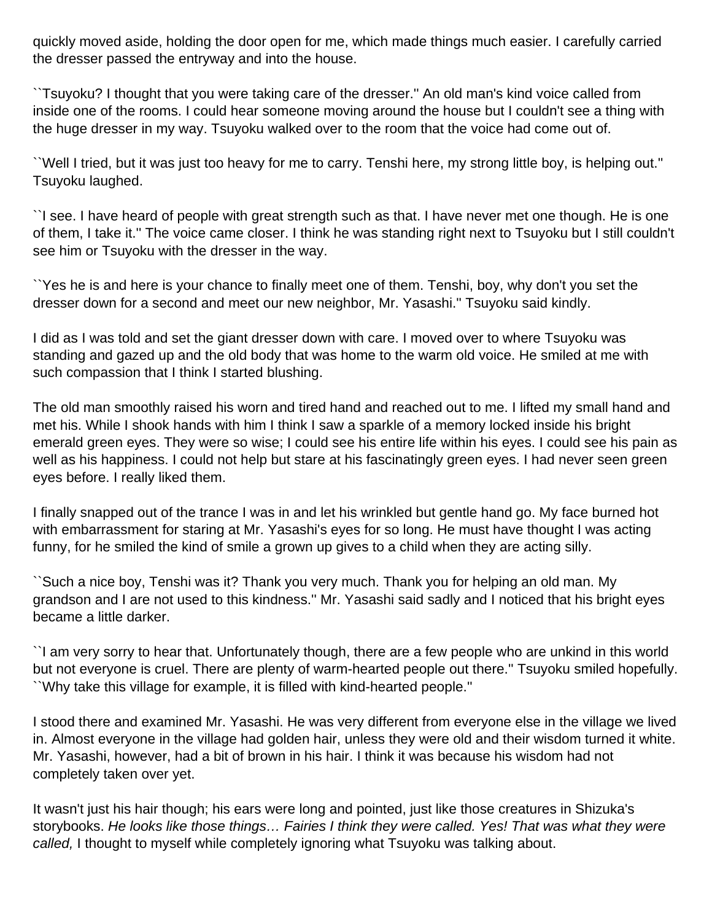quickly moved aside, holding the door open for me, which made things much easier. I carefully carried the dresser passed the entryway and into the house.

``Tsuyoku? I thought that you were taking care of the dresser.'' An old man's kind voice called from inside one of the rooms. I could hear someone moving around the house but I couldn't see a thing with the huge dresser in my way. Tsuyoku walked over to the room that the voice had come out of.

``Well I tried, but it was just too heavy for me to carry. Tenshi here, my strong little boy, is helping out.'' Tsuyoku laughed.

``I see. I have heard of people with great strength such as that. I have never met one though. He is one of them, I take it.'' The voice came closer. I think he was standing right next to Tsuyoku but I still couldn't see him or Tsuyoku with the dresser in the way.

``Yes he is and here is your chance to finally meet one of them. Tenshi, boy, why don't you set the dresser down for a second and meet our new neighbor, Mr. Yasashi.'' Tsuyoku said kindly.

I did as I was told and set the giant dresser down with care. I moved over to where Tsuyoku was standing and gazed up and the old body that was home to the warm old voice. He smiled at me with such compassion that I think I started blushing.

The old man smoothly raised his worn and tired hand and reached out to me. I lifted my small hand and met his. While I shook hands with him I think I saw a sparkle of a memory locked inside his bright emerald green eyes. They were so wise; I could see his entire life within his eyes. I could see his pain as well as his happiness. I could not help but stare at his fascinatingly green eyes. I had never seen green eyes before. I really liked them.

I finally snapped out of the trance I was in and let his wrinkled but gentle hand go. My face burned hot with embarrassment for staring at Mr. Yasashi's eyes for so long. He must have thought I was acting funny, for he smiled the kind of smile a grown up gives to a child when they are acting silly.

``Such a nice boy, Tenshi was it? Thank you very much. Thank you for helping an old man. My grandson and I are not used to this kindness.'' Mr. Yasashi said sadly and I noticed that his bright eyes became a little darker.

``I am very sorry to hear that. Unfortunately though, there are a few people who are unkind in this world but not everyone is cruel. There are plenty of warm-hearted people out there.'' Tsuyoku smiled hopefully. ``Why take this village for example, it is filled with kind-hearted people.''

I stood there and examined Mr. Yasashi. He was very different from everyone else in the village we lived in. Almost everyone in the village had golden hair, unless they were old and their wisdom turned it white. Mr. Yasashi, however, had a bit of brown in his hair. I think it was because his wisdom had not completely taken over yet.

It wasn't just his hair though; his ears were long and pointed, just like those creatures in Shizuka's storybooks. *He looks like those things… Fairies I think they were called. Yes! That was what they were called,* I thought to myself while completely ignoring what Tsuyoku was talking about.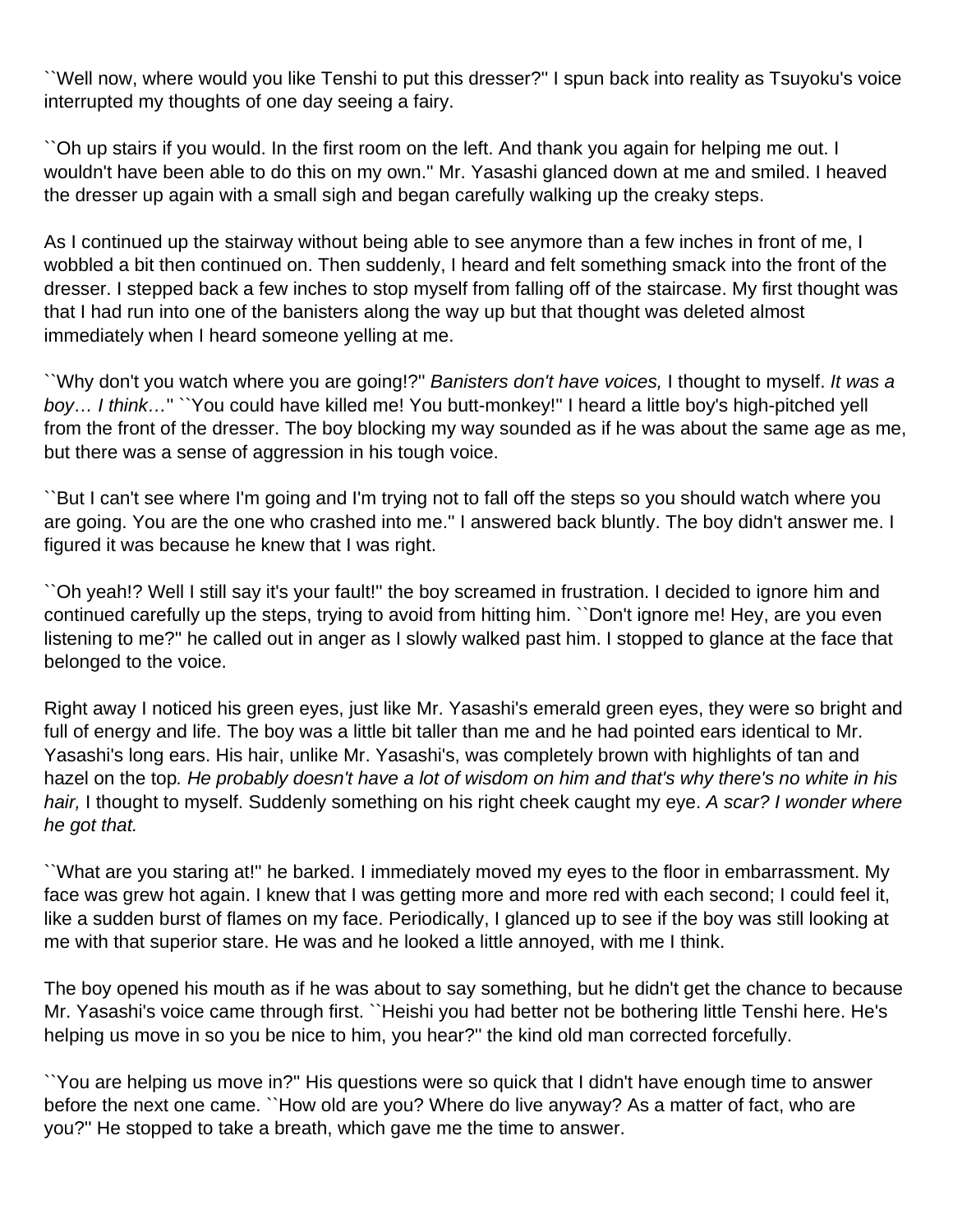``Well now, where would you like Tenshi to put this dresser?'' I spun back into reality as Tsuyoku's voice interrupted my thoughts of one day seeing a fairy.

``Oh up stairs if you would. In the first room on the left. And thank you again for helping me out. I wouldn't have been able to do this on my own.'' Mr. Yasashi glanced down at me and smiled. I heaved the dresser up again with a small sigh and began carefully walking up the creaky steps.

As I continued up the stairway without being able to see anymore than a few inches in front of me, I wobbled a bit then continued on. Then suddenly, I heard and felt something smack into the front of the dresser. I stepped back a few inches to stop myself from falling off of the staircase. My first thought was that I had run into one of the banisters along the way up but that thought was deleted almost immediately when I heard someone yelling at me.

``Why don't you watch where you are going!?'' *Banisters don't have voices,* I thought to myself. *It was a boy… I think…*'' ``You could have killed me! You butt-monkey!'' I heard a little boy's high-pitched yell from the front of the dresser. The boy blocking my way sounded as if he was about the same age as me, but there was a sense of aggression in his tough voice.

``But I can't see where I'm going and I'm trying not to fall off the steps so you should watch where you are going. You are the one who crashed into me.'' I answered back bluntly. The boy didn't answer me. I figured it was because he knew that I was right.

``Oh yeah!? Well I still say it's your fault!'' the boy screamed in frustration. I decided to ignore him and continued carefully up the steps, trying to avoid from hitting him. ``Don't ignore me! Hey, are you even listening to me?'' he called out in anger as I slowly walked past him. I stopped to glance at the face that belonged to the voice.

Right away I noticed his green eyes, just like Mr. Yasashi's emerald green eyes, they were so bright and full of energy and life. The boy was a little bit taller than me and he had pointed ears identical to Mr. Yasashi's long ears. His hair, unlike Mr. Yasashi's, was completely brown with highlights of tan and hazel on the top*. He probably doesn't have a lot of wisdom on him and that's why there's no white in his hair,* I thought to myself. Suddenly something on his right cheek caught my eye. *A scar? I wonder where he got that.*

``What are you staring at!'' he barked. I immediately moved my eyes to the floor in embarrassment. My face was grew hot again. I knew that I was getting more and more red with each second; I could feel it, like a sudden burst of flames on my face. Periodically, I glanced up to see if the boy was still looking at me with that superior stare. He was and he looked a little annoyed, with me I think.

The boy opened his mouth as if he was about to say something, but he didn't get the chance to because Mr. Yasashi's voice came through first. ``Heishi you had better not be bothering little Tenshi here. He's helping us move in so you be nice to him, you hear?'' the kind old man corrected forcefully.

``You are helping us move in?'' His questions were so quick that I didn't have enough time to answer before the next one came. ``How old are you? Where do live anyway? As a matter of fact, who are you?'' He stopped to take a breath, which gave me the time to answer.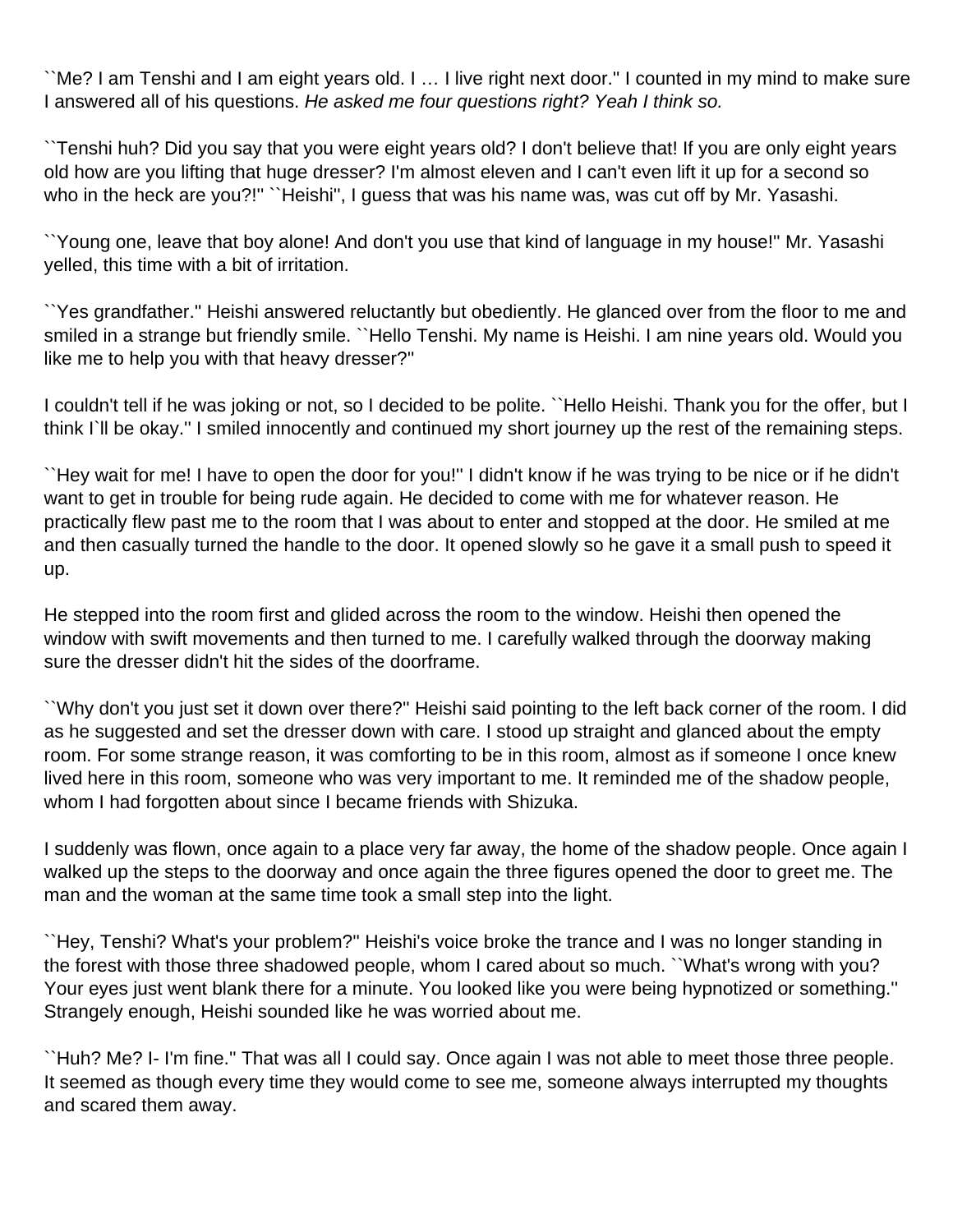``Me? I am Tenshi and I am eight years old. I … I live right next door.'' I counted in my mind to make sure I answered all of his questions. *He asked me four questions right? Yeah I think so.*

``Tenshi huh? Did you say that you were eight years old? I don't believe that! If you are only eight years old how are you lifting that huge dresser? I'm almost eleven and I can't even lift it up for a second so who in the heck are you?!'' ``Heishi'', I guess that was his name was, was cut off by Mr. Yasashi.

``Young one, leave that boy alone! And don't you use that kind of language in my house!'' Mr. Yasashi yelled, this time with a bit of irritation.

``Yes grandfather.'' Heishi answered reluctantly but obediently. He glanced over from the floor to me and smiled in a strange but friendly smile. ``Hello Tenshi. My name is Heishi. I am nine years old. Would you like me to help you with that heavy dresser?''

I couldn't tell if he was joking or not, so I decided to be polite. ``Hello Heishi. Thank you for the offer, but I think I`ll be okay.'' I smiled innocently and continued my short journey up the rest of the remaining steps.

``Hey wait for me! I have to open the door for you!'' I didn't know if he was trying to be nice or if he didn't want to get in trouble for being rude again. He decided to come with me for whatever reason. He practically flew past me to the room that I was about to enter and stopped at the door. He smiled at me and then casually turned the handle to the door. It opened slowly so he gave it a small push to speed it up.

He stepped into the room first and glided across the room to the window. Heishi then opened the window with swift movements and then turned to me. I carefully walked through the doorway making sure the dresser didn't hit the sides of the doorframe.

``Why don't you just set it down over there?'' Heishi said pointing to the left back corner of the room. I did as he suggested and set the dresser down with care. I stood up straight and glanced about the empty room. For some strange reason, it was comforting to be in this room, almost as if someone I once knew lived here in this room, someone who was very important to me. It reminded me of the shadow people, whom I had forgotten about since I became friends with Shizuka.

I suddenly was flown, once again to a place very far away, the home of the shadow people. Once again I walked up the steps to the doorway and once again the three figures opened the door to greet me. The man and the woman at the same time took a small step into the light.

``Hey, Tenshi? What's your problem?'' Heishi's voice broke the trance and I was no longer standing in the forest with those three shadowed people, whom I cared about so much. ``What's wrong with you? Your eyes just went blank there for a minute. You looked like you were being hypnotized or something.'' Strangely enough, Heishi sounded like he was worried about me.

``Huh? Me? I- I'm fine.'' That was all I could say. Once again I was not able to meet those three people. It seemed as though every time they would come to see me, someone always interrupted my thoughts and scared them away.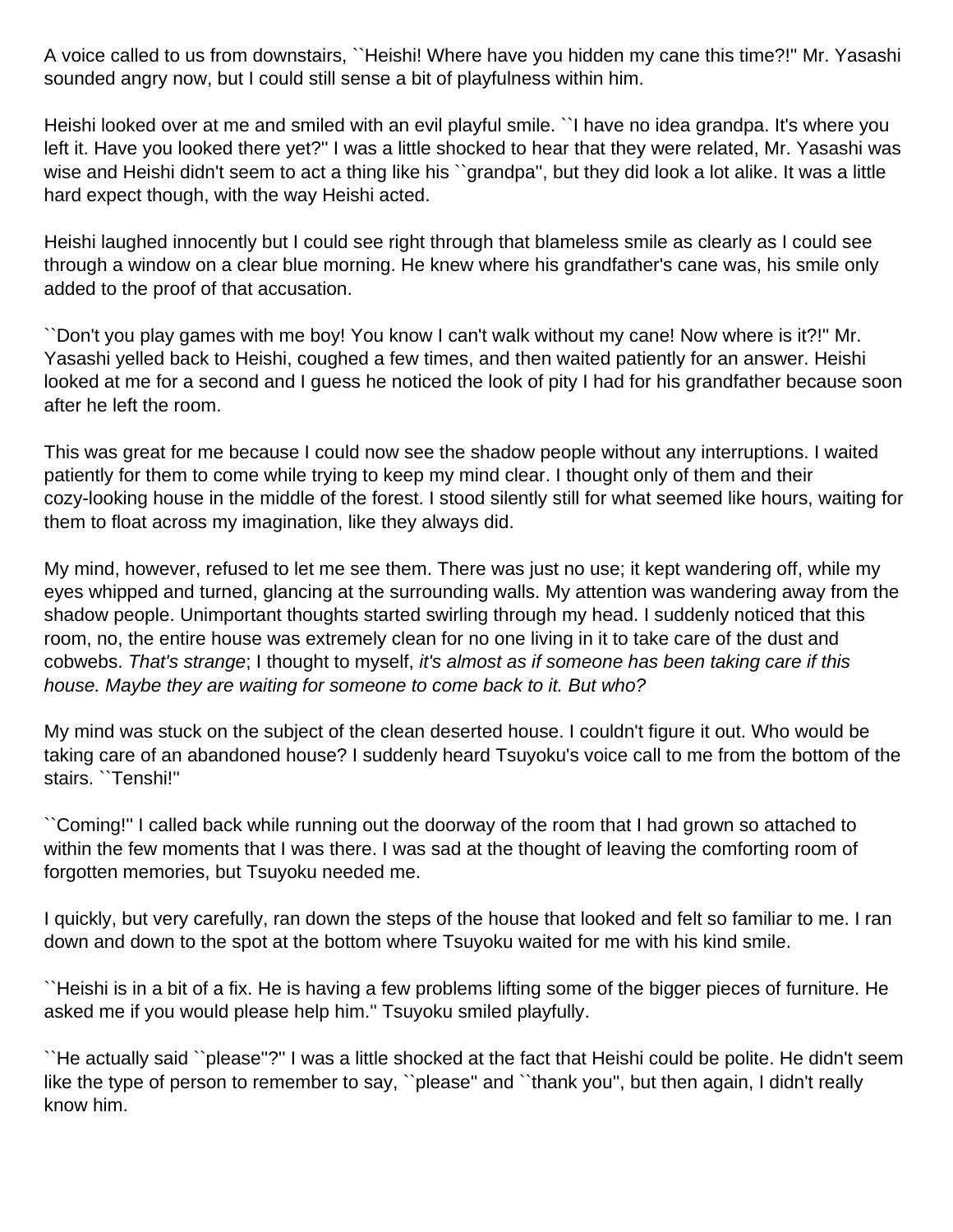A voice called to us from downstairs, ``Heishi! Where have you hidden my cane this time?!'' Mr. Yasashi sounded angry now, but I could still sense a bit of playfulness within him.

Heishi looked over at me and smiled with an evil playful smile. ``I have no idea grandpa. It's where you left it. Have you looked there yet?'' I was a little shocked to hear that they were related, Mr. Yasashi was wise and Heishi didn't seem to act a thing like his ``grandpa'', but they did look a lot alike. It was a little hard expect though, with the way Heishi acted.

Heishi laughed innocently but I could see right through that blameless smile as clearly as I could see through a window on a clear blue morning. He knew where his grandfather's cane was, his smile only added to the proof of that accusation.

``Don't you play games with me boy! You know I can't walk without my cane! Now where is it?!'' Mr. Yasashi yelled back to Heishi, coughed a few times, and then waited patiently for an answer. Heishi looked at me for a second and I guess he noticed the look of pity I had for his grandfather because soon after he left the room.

This was great for me because I could now see the shadow people without any interruptions. I waited patiently for them to come while trying to keep my mind clear. I thought only of them and their cozy-looking house in the middle of the forest. I stood silently still for what seemed like hours, waiting for them to float across my imagination, like they always did.

My mind, however, refused to let me see them. There was just no use; it kept wandering off, while my eyes whipped and turned, glancing at the surrounding walls. My attention was wandering away from the shadow people. Unimportant thoughts started swirling through my head. I suddenly noticed that this room, no, the entire house was extremely clean for no one living in it to take care of the dust and cobwebs. *That's strange*; I thought to myself, *it's almost as if someone has been taking care if this house. Maybe they are waiting for someone to come back to it. But who?*

My mind was stuck on the subject of the clean deserted house. I couldn't figure it out. Who would be taking care of an abandoned house? I suddenly heard Tsuyoku's voice call to me from the bottom of the stairs. ``Tenshi!''

``Coming!'' I called back while running out the doorway of the room that I had grown so attached to within the few moments that I was there. I was sad at the thought of leaving the comforting room of forgotten memories, but Tsuyoku needed me.

I quickly, but very carefully, ran down the steps of the house that looked and felt so familiar to me. I ran down and down to the spot at the bottom where Tsuyoku waited for me with his kind smile.

``Heishi is in a bit of a fix. He is having a few problems lifting some of the bigger pieces of furniture. He asked me if you would please help him.'' Tsuyoku smiled playfully.

``He actually said ``please''?'' I was a little shocked at the fact that Heishi could be polite. He didn't seem like the type of person to remember to say, ``please'' and ``thank you'', but then again, I didn't really know him.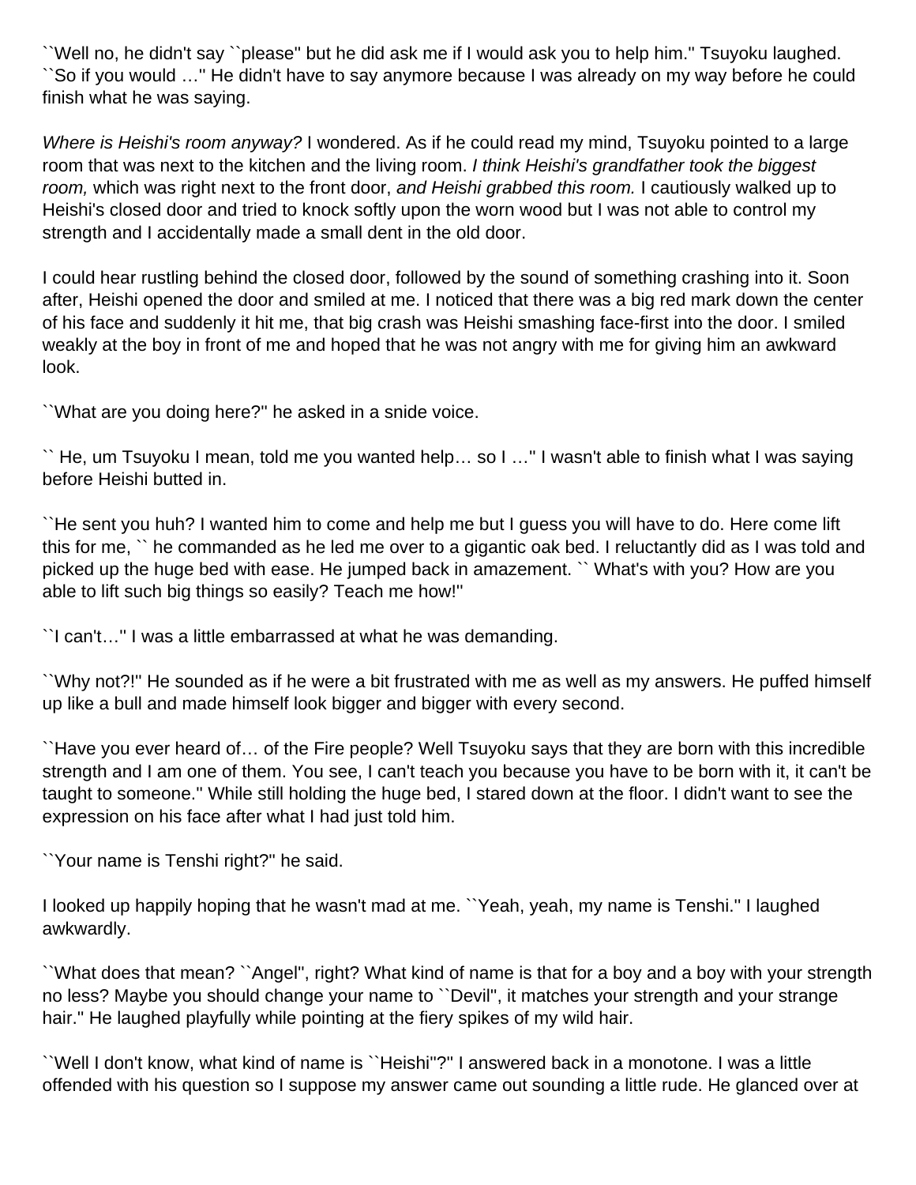``Well no, he didn't say ``please'' but he did ask me if I would ask you to help him.'' Tsuyoku laughed. ``So if you would …'' He didn't have to say anymore because I was already on my way before he could finish what he was saying.

*Where is Heishi's room anyway?* I wondered. As if he could read my mind, Tsuyoku pointed to a large room that was next to the kitchen and the living room. *I think Heishi's grandfather took the biggest room,* which was right next to the front door, *and Heishi grabbed this room.* I cautiously walked up to Heishi's closed door and tried to knock softly upon the worn wood but I was not able to control my strength and I accidentally made a small dent in the old door.

I could hear rustling behind the closed door, followed by the sound of something crashing into it. Soon after, Heishi opened the door and smiled at me. I noticed that there was a big red mark down the center of his face and suddenly it hit me, that big crash was Heishi smashing face-first into the door. I smiled weakly at the boy in front of me and hoped that he was not angry with me for giving him an awkward look.

``What are you doing here?'' he asked in a snide voice.

`` He, um Tsuyoku I mean, told me you wanted help… so I …'' I wasn't able to finish what I was saying before Heishi butted in.

``He sent you huh? I wanted him to come and help me but I guess you will have to do. Here come lift this for me, `` he commanded as he led me over to a gigantic oak bed. I reluctantly did as I was told and picked up the huge bed with ease. He jumped back in amazement. `` What's with you? How are you able to lift such big things so easily? Teach me how!''

``I can't…'' I was a little embarrassed at what he was demanding.

``Why not?!'' He sounded as if he were a bit frustrated with me as well as my answers. He puffed himself up like a bull and made himself look bigger and bigger with every second.

``Have you ever heard of… of the Fire people? Well Tsuyoku says that they are born with this incredible strength and I am one of them. You see, I can't teach you because you have to be born with it, it can't be taught to someone.'' While still holding the huge bed, I stared down at the floor. I didn't want to see the expression on his face after what I had just told him.

``Your name is Tenshi right?'' he said.

I looked up happily hoping that he wasn't mad at me. ``Yeah, yeah, my name is Tenshi.'' I laughed awkwardly.

``What does that mean? ``Angel'', right? What kind of name is that for a boy and a boy with your strength no less? Maybe you should change your name to ``Devil'', it matches your strength and your strange hair.'' He laughed playfully while pointing at the fiery spikes of my wild hair.

``Well I don't know, what kind of name is ``Heishi''?'' I answered back in a monotone. I was a little offended with his question so I suppose my answer came out sounding a little rude. He glanced over at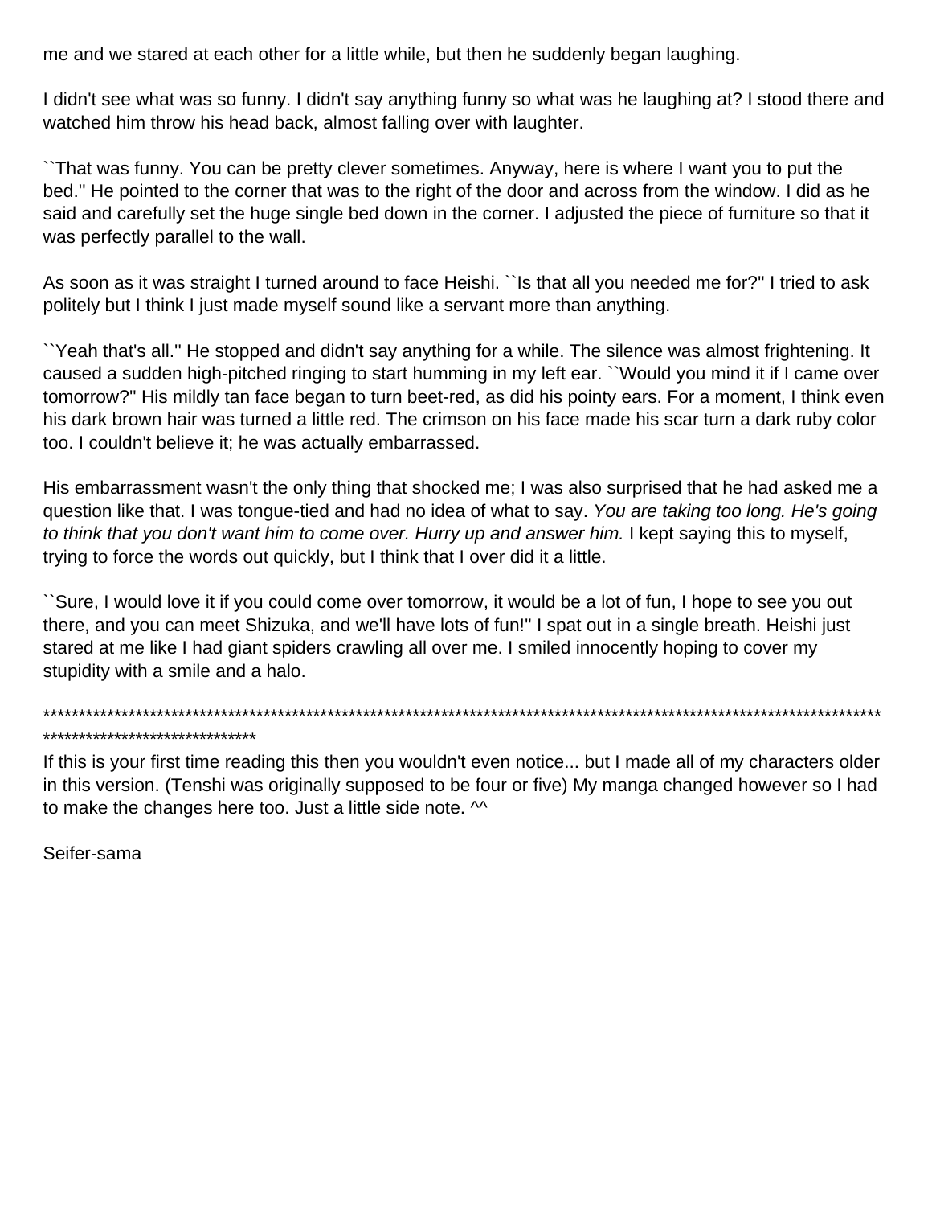me and we stared at each other for a little while, but then he suddenly began laughing.

I didn't see what was so funny. I didn't say anything funny so what was he laughing at? I stood there and watched him throw his head back, almost falling over with laughter.

``That was funny. You can be pretty clever sometimes. Anyway, here is where I want you to put the bed.'' He pointed to the corner that was to the right of the door and across from the window. I did as he said and carefully set the huge single bed down in the corner. I adjusted the piece of furniture so that it was perfectly parallel to the wall.

As soon as it was straight I turned around to face Heishi. ``Is that all you needed me for?'' I tried to ask politely but I think I just made myself sound like a servant more than anything.

``Yeah that's all.'' He stopped and didn't say anything for a while. The silence was almost frightening. It caused a sudden high-pitched ringing to start humming in my left ear. ``Would you mind it if I came over tomorrow?'' His mildly tan face began to turn beet-red, as did his pointy ears. For a moment, I think even his dark brown hair was turned a little red. The crimson on his face made his scar turn a dark ruby color too. I couldn't believe it; he was actually embarrassed.

His embarrassment wasn't the only thing that shocked me; I was also surprised that he had asked me a question like that. I was tongue-tied and had no idea of what to say. *You are taking too long. He's going to think that you don't want him to come over. Hurry up and answer him.* I kept saying this to myself, trying to force the words out quickly, but I think that I over did it a little.

``Sure, I would love it if you could come over tomorrow, it would be a lot of fun, I hope to see you out there, and you can meet Shizuka, and we'll have lots of fun!'' I spat out in a single breath. Heishi just stared at me like I had giant spiders crawling all over me. I smiled innocently hoping to cover my stupidity with a smile and a halo.

*****************************************************************************************************************************************************

If this is your first time reading this then you wouldn't even notice... but I made all of my characters older in this version. (Tenshi was originally supposed to be four or five) My manga changed however so I had to make the changes here too. Just a little side note. ^^

Seifer-sama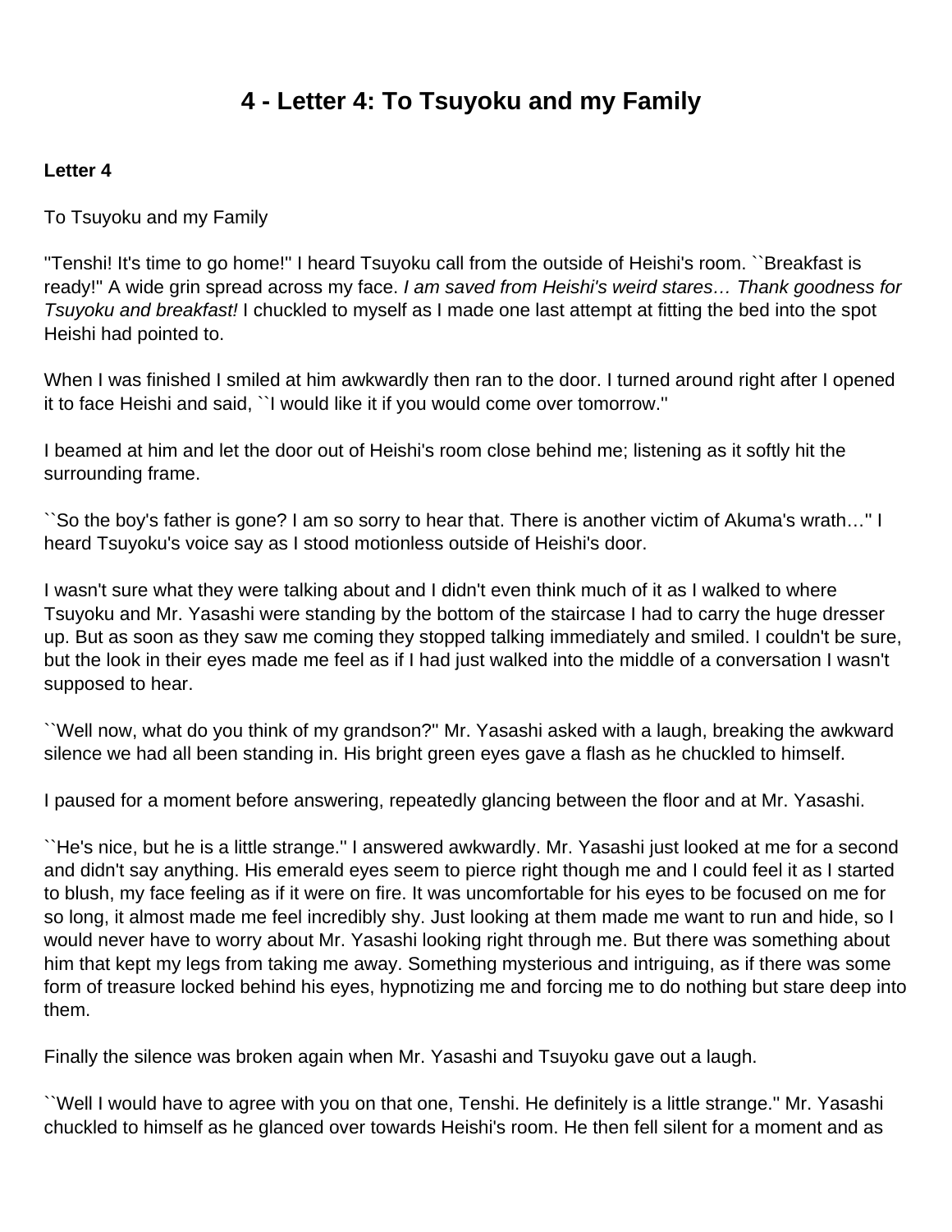# 4 - Letter 4: To Tsuyoku and my Family

**Letter 4**

To Tsuyoku and my Family

''Tenshi! It's time to go home!'' I heard Tsuyoku call from the outside of Heishi's room. ``Breakfast is ready!'' A wide grin spread across my face. *I am saved from Heishi's weird stares… Thank goodness for Tsuyoku and breakfast!* I chuckled to myself as I made one last attempt at fitting the bed into the spot Heishi had pointed to.

When I was finished I smiled at him awkwardly then ran to the door. I turned around right after I opened it to face Heishi and said, ``I would like it if you would come over tomorrow.''

I beamed at him and let the door out of Heishi's room close behind me; listening as it softly hit the surrounding frame.

``So the boy's father is gone? I am so sorry to hear that. There is another victim of Akuma's wrath…'' I heard Tsuyoku's voice say as I stood motionless outside of Heishi's door.

I wasn't sure what they were talking about and I didn't even think much of it as I walked to where Tsuyoku and Mr. Yasashi were standing by the bottom of the staircase I had to carry the huge dresser up. But as soon as they saw me coming they stopped talking immediately and smiled. I couldn't be sure, but the look in their eyes made me feel as if I had just walked into the middle of a conversation I wasn't supposed to hear.

``Well now, what do you think of my grandson?'' Mr. Yasashi asked with a laugh, breaking the awkward silence we had all been standing in. His bright green eyes gave a flash as he chuckled to himself.

I paused for a moment before answering, repeatedly glancing between the floor and at Mr. Yasashi.

``He's nice, but he is a little strange.'' I answered awkwardly. Mr. Yasashi just looked at me for a second and didn't say anything. His emerald eyes seem to pierce right though me and I could feel it as I started to blush, my face feeling as if it were on fire. It was uncomfortable for his eyes to be focused on me for so long, it almost made me feel incredibly shy. Just looking at them made me want to run and hide, so I would never have to worry about Mr. Yasashi looking right through me. But there was something about him that kept my legs from taking me away. Something mysterious and intriguing, as if there was some form of treasure locked behind his eyes, hypnotizing me and forcing me to do nothing but stare deep into them.

Finally the silence was broken again when Mr. Yasashi and Tsuyoku gave out a laugh.

``Well I would have to agree with you on that one, Tenshi. He definitely is a little strange.'' Mr. Yasashi chuckled to himself as he glanced over towards Heishi's room. He then fell silent for a moment and as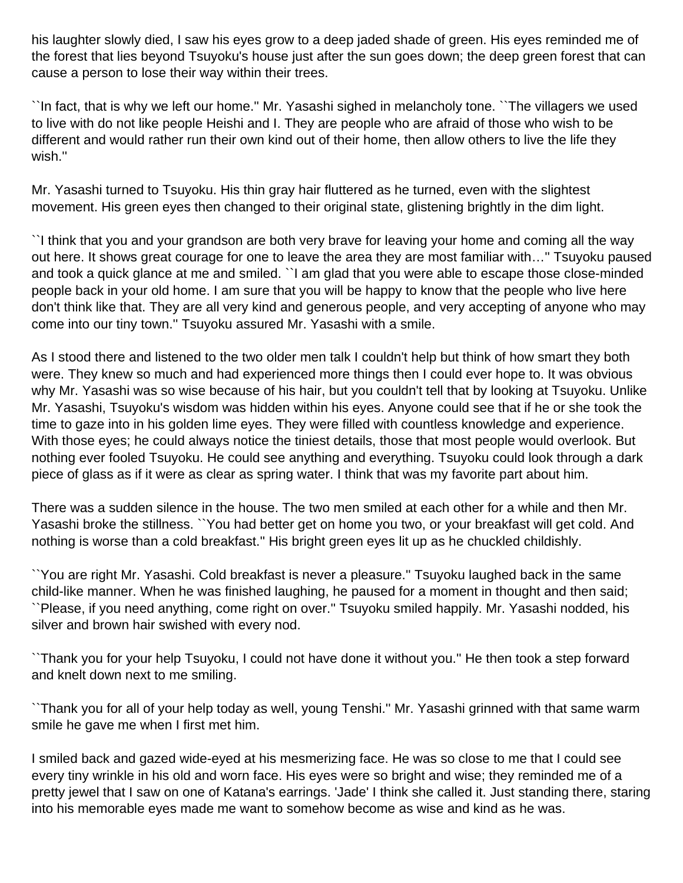his laughter slowly died, I saw his eyes grow to a deep jaded shade of green. His eyes reminded me of the forest that lies beyond Tsuyoku's house just after the sun goes down; the deep green forest that can cause a person to lose their way within their trees.

``In fact, that is why we left our home.'' Mr. Yasashi sighed in melancholy tone. ``The villagers we used to live with do not like people Heishi and I. They are people who are afraid of those who wish to be different and would rather run their own kind out of their home, then allow others to live the life they wish.''

Mr. Yasashi turned to Tsuyoku. His thin gray hair fluttered as he turned, even with the slightest movement. His green eyes then changed to their original state, glistening brightly in the dim light.

``I think that you and your grandson are both very brave for leaving your home and coming all the way out here. It shows great courage for one to leave the area they are most familiar with…'' Tsuyoku paused and took a quick glance at me and smiled. ``I am glad that you were able to escape those close-minded people back in your old home. I am sure that you will be happy to know that the people who live here don't think like that. They are all very kind and generous people, and very accepting of anyone who may come into our tiny town.'' Tsuyoku assured Mr. Yasashi with a smile.

As I stood there and listened to the two older men talk I couldn't help but think of how smart they both were. They knew so much and had experienced more things then I could ever hope to. It was obvious why Mr. Yasashi was so wise because of his hair, but you couldn't tell that by looking at Tsuyoku. Unlike Mr. Yasashi, Tsuyoku's wisdom was hidden within his eyes. Anyone could see that if he or she took the time to gaze into in his golden lime eyes. They were filled with countless knowledge and experience. With those eyes; he could always notice the tiniest details, those that most people would overlook. But nothing ever fooled Tsuyoku. He could see anything and everything. Tsuyoku could look through a dark piece of glass as if it were as clear as spring water. I think that was my favorite part about him.

There was a sudden silence in the house. The two men smiled at each other for a while and then Mr. Yasashi broke the stillness. ``You had better get on home you two, or your breakfast will get cold. And nothing is worse than a cold breakfast.'' His bright green eyes lit up as he chuckled childishly.

``You are right Mr. Yasashi. Cold breakfast is never a pleasure.'' Tsuyoku laughed back in the same child-like manner. When he was finished laughing, he paused for a moment in thought and then said; ``Please, if you need anything, come right on over.'' Tsuyoku smiled happily. Mr. Yasashi nodded, his silver and brown hair swished with every nod.

``Thank you for your help Tsuyoku, I could not have done it without you.'' He then took a step forward and knelt down next to me smiling.

``Thank you for all of your help today as well, young Tenshi.'' Mr. Yasashi grinned with that same warm smile he gave me when I first met him.

I smiled back and gazed wide-eyed at his mesmerizing face. He was so close to me that I could see every tiny wrinkle in his old and worn face. His eyes were so bright and wise; they reminded me of a pretty jewel that I saw on one of Katana's earrings. 'Jade' I think she called it. Just standing there, staring into his memorable eyes made me want to somehow become as wise and kind as he was.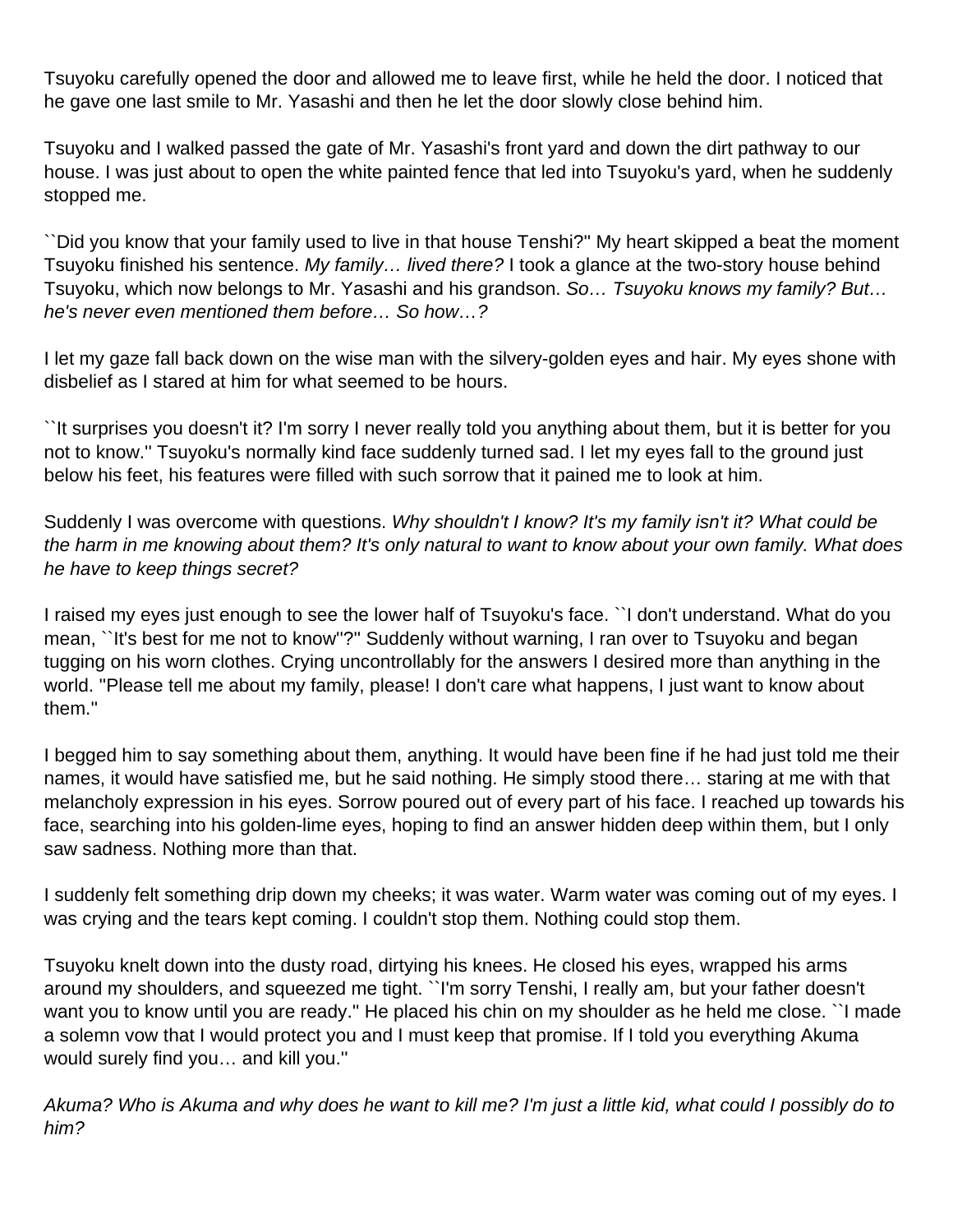Tsuyoku carefully opened the door and allowed me to leave first, while he held the door. I noticed that he gave one last smile to Mr. Yasashi and then he let the door slowly close behind him.

Tsuyoku and I walked passed the gate of Mr. Yasashi's front yard and down the dirt pathway to our house. I was just about to open the white painted fence that led into Tsuyoku's yard, when he suddenly stopped me.

``Did you know that your family used to live in that house Tenshi?'' My heart skipped a beat the moment Tsuyoku finished his sentence. *My family… lived there?* I took a glance at the two-story house behind Tsuyoku, which now belongs to Mr. Yasashi and his grandson. *So… Tsuyoku knows my family? But… he's never even mentioned them before… So how…?*

I let my gaze fall back down on the wise man with the silvery-golden eyes and hair. My eyes shone with disbelief as I stared at him for what seemed to be hours.

``It surprises you doesn't it? I'm sorry I never really told you anything about them, but it is better for you not to know.'' Tsuyoku's normally kind face suddenly turned sad. I let my eyes fall to the ground just below his feet, his features were filled with such sorrow that it pained me to look at him.

Suddenly I was overcome with questions. *Why shouldn't I know? It's my family isn't it? What could be the harm in me knowing about them? It's only natural to want to know about your own family. What does he have to keep things secret?*

I raised my eyes just enough to see the lower half of Tsuyoku's face. ``I don't understand. What do you mean, ``It's best for me not to know''?'' Suddenly without warning, I ran over to Tsuyoku and began tugging on his worn clothes. Crying uncontrollably for the answers I desired more than anything in the world. ''Please tell me about my family, please! I don't care what happens, I just want to know about them.''

I begged him to say something about them, anything. It would have been fine if he had just told me their names, it would have satisfied me, but he said nothing. He simply stood there… staring at me with that melancholy expression in his eyes. Sorrow poured out of every part of his face. I reached up towards his face, searching into his golden-lime eyes, hoping to find an answer hidden deep within them, but I only saw sadness. Nothing more than that.

I suddenly felt something drip down my cheeks; it was water. Warm water was coming out of my eyes. I was crying and the tears kept coming. I couldn't stop them. Nothing could stop them.

Tsuyoku knelt down into the dusty road, dirtying his knees. He closed his eyes, wrapped his arms around my shoulders, and squeezed me tight. ``I'm sorry Tenshi, I really am, but your father doesn't want you to know until you are ready.'' He placed his chin on my shoulder as he held me close. ``I made a solemn vow that I would protect you and I must keep that promise. If I told you everything Akuma would surely find you… and kill you.''

*Akuma? Who is Akuma and why does he want to kill me? I'm just a little kid, what could I possibly do to him?*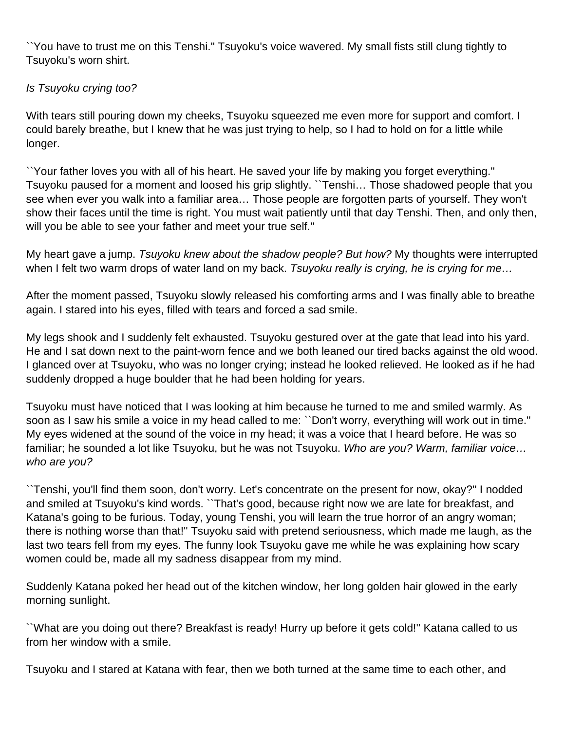``You have to trust me on this Tenshi.'' Tsuyoku's voice wavered. My small fists still clung tightly to Tsuyoku's worn shirt.

*Is Tsuyoku crying too?*

With tears still pouring down my cheeks, Tsuyoku squeezed me even more for support and comfort. I could barely breathe, but I knew that he was just trying to help, so I had to hold on for a little while longer.

``Your father loves you with all of his heart. He saved your life by making you forget everything.'' Tsuyoku paused for a moment and loosed his grip slightly. ``Tenshi… Those shadowed people that you see when ever you walk into a familiar area… Those people are forgotten parts of yourself. They won't show their faces until the time is right. You must wait patiently until that day Tenshi. Then, and only then, will you be able to see your father and meet your true self.''

My heart gave a jump. *Tsuyoku knew about the shadow people? But how?* My thoughts were interrupted when I felt two warm drops of water land on my back. *Tsuyoku really is crying, he is crying for me…*

After the moment passed, Tsuyoku slowly released his comforting arms and I was finally able to breathe again. I stared into his eyes, filled with tears and forced a sad smile.

My legs shook and I suddenly felt exhausted. Tsuyoku gestured over at the gate that lead into his yard. He and I sat down next to the paint-worn fence and we both leaned our tired backs against the old wood. I glanced over at Tsuyoku, who was no longer crying; instead he looked relieved. He looked as if he had suddenly dropped a huge boulder that he had been holding for years.

Tsuyoku must have noticed that I was looking at him because he turned to me and smiled warmly. As soon as I saw his smile a voice in my head called to me: ``Don't worry, everything will work out in time.'' My eyes widened at the sound of the voice in my head; it was a voice that I heard before. He was so familiar; he sounded a lot like Tsuyoku, but he was not Tsuyoku. *Who are you? Warm, familiar voice… who are you?*

``Tenshi, you'll find them soon, don't worry. Let's concentrate on the present for now, okay?'' I nodded and smiled at Tsuyoku's kind words. ``That's good, because right now we are late for breakfast, and Katana's going to be furious. Today, young Tenshi, you will learn the true horror of an angry woman; there is nothing worse than that!'' Tsuyoku said with pretend seriousness, which made me laugh, as the last two tears fell from my eyes. The funny look Tsuyoku gave me while he was explaining how scary women could be, made all my sadness disappear from my mind.

Suddenly Katana poked her head out of the kitchen window, her long golden hair glowed in the early morning sunlight.

``What are you doing out there? Breakfast is ready! Hurry up before it gets cold!'' Katana called to us from her window with a smile.

Tsuyoku and I stared at Katana with fear, then we both turned at the same time to each other, and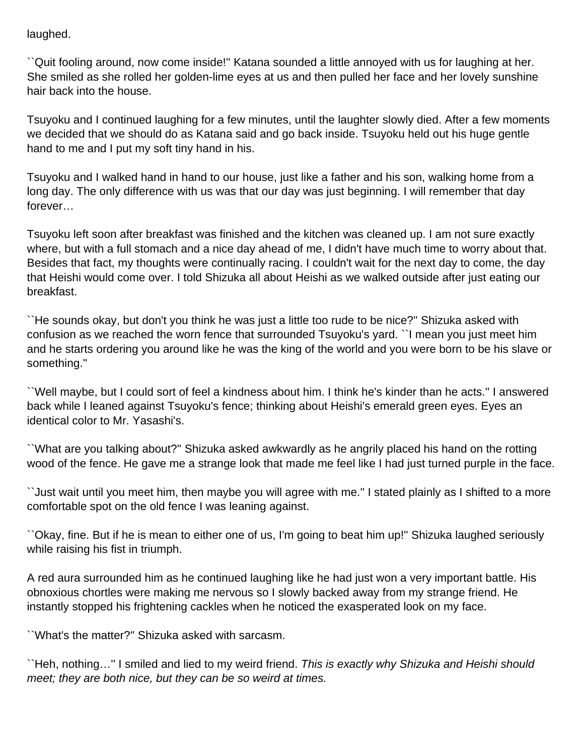laughed.

``Quit fooling around, now come inside!'' Katana sounded a little annoyed with us for laughing at her. She smiled as she rolled her golden-lime eyes at us and then pulled her face and her lovely sunshine hair back into the house.

Tsuyoku and I continued laughing for a few minutes, until the laughter slowly died. After a few moments we decided that we should do as Katana said and go back inside. Tsuyoku held out his huge gentle hand to me and I put my soft tiny hand in his.

Tsuyoku and I walked hand in hand to our house, just like a father and his son, walking home from a long day. The only difference with us was that our day was just beginning. I will remember that day forever…

Tsuyoku left soon after breakfast was finished and the kitchen was cleaned up. I am not sure exactly where, but with a full stomach and a nice day ahead of me, I didn't have much time to worry about that. Besides that fact, my thoughts were continually racing. I couldn't wait for the next day to come, the day that Heishi would come over. I told Shizuka all about Heishi as we walked outside after just eating our breakfast.

``He sounds okay, but don't you think he was just a little too rude to be nice?'' Shizuka asked with confusion as we reached the worn fence that surrounded Tsuyoku's yard. ``I mean you just meet him and he starts ordering you around like he was the king of the world and you were born to be his slave or something.''

``Well maybe, but I could sort of feel a kindness about him. I think he's kinder than he acts.'' I answered back while I leaned against Tsuyoku's fence; thinking about Heishi's emerald green eyes. Eyes an identical color to Mr. Yasashi's.

``What are you talking about?'' Shizuka asked awkwardly as he angrily placed his hand on the rotting wood of the fence. He gave me a strange look that made me feel like I had just turned purple in the face.

``Just wait until you meet him, then maybe you will agree with me.'' I stated plainly as I shifted to a more comfortable spot on the old fence I was leaning against.

``Okay, fine. But if he is mean to either one of us, I'm going to beat him up!'' Shizuka laughed seriously while raising his fist in triumph.

A red aura surrounded him as he continued laughing like he had just won a very important battle. His obnoxious chortles were making me nervous so I slowly backed away from my strange friend. He instantly stopped his frightening cackles when he noticed the exasperated look on my face.

``What's the matter?'' Shizuka asked with sarcasm.

``Heh, nothing…'' I smiled and lied to my weird friend. *This is exactly why Shizuka and Heishi should meet; they are both nice, but they can be so weird at times.*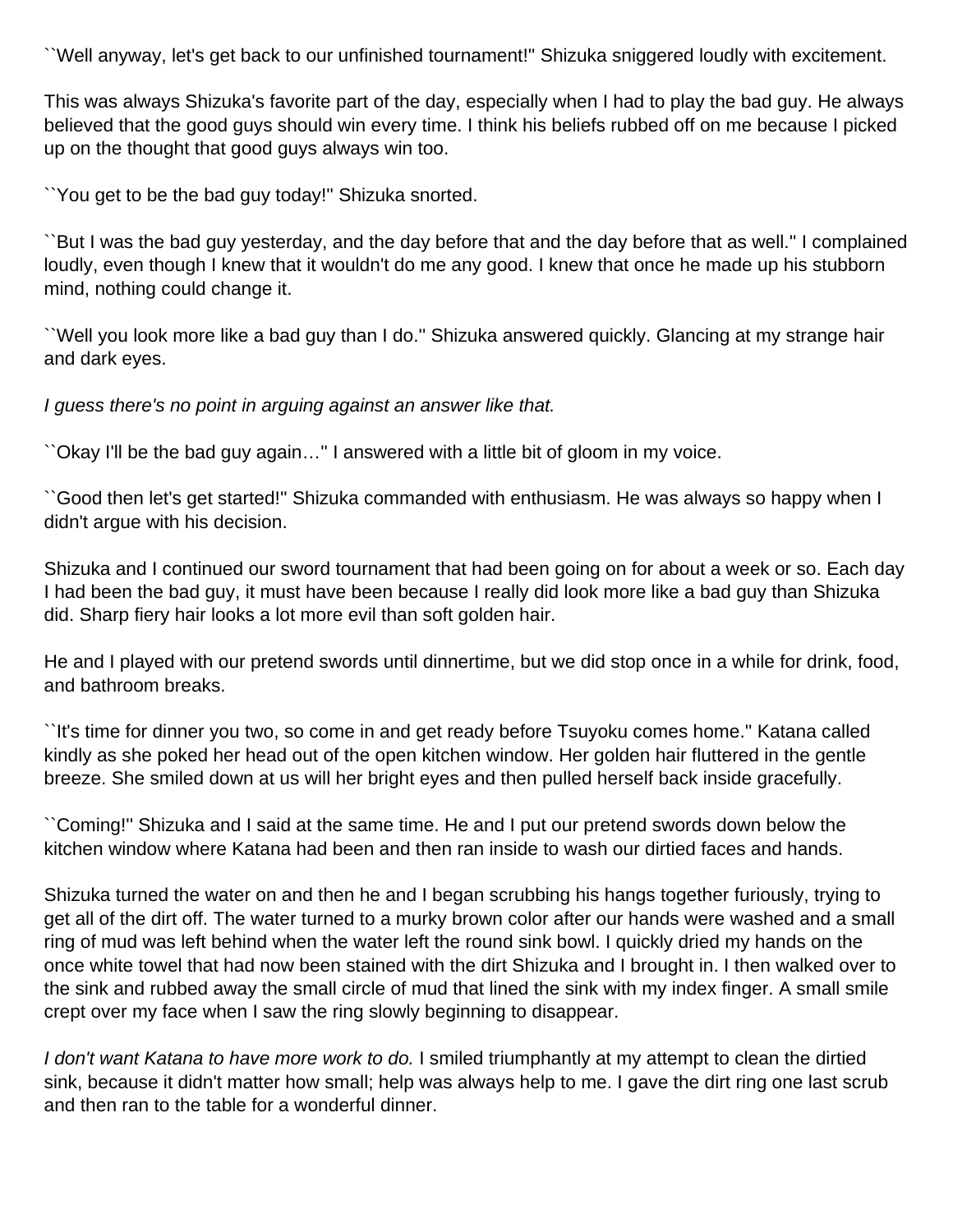``Well anyway, let's get back to our unfinished tournament!'' Shizuka sniggered loudly with excitement.

This was always Shizuka's favorite part of the day, especially when I had to play the bad guy. He always believed that the good guys should win every time. I think his beliefs rubbed off on me because I picked up on the thought that good guys always win too.

``You get to be the bad guy today!'' Shizuka snorted.

``But I was the bad guy yesterday, and the day before that and the day before that as well.'' I complained loudly, even though I knew that it wouldn't do me any good. I knew that once he made up his stubborn mind, nothing could change it.

``Well you look more like a bad guy than I do.'' Shizuka answered quickly. Glancing at my strange hair and dark eyes.

*I guess there's no point in arguing against an answer like that.*

``Okay I'll be the bad guy again…'' I answered with a little bit of gloom in my voice.

``Good then let's get started!'' Shizuka commanded with enthusiasm. He was always so happy when I didn't argue with his decision.

Shizuka and I continued our sword tournament that had been going on for about a week or so. Each day I had been the bad guy, it must have been because I really did look more like a bad guy than Shizuka did. Sharp fiery hair looks a lot more evil than soft golden hair.

He and I played with our pretend swords until dinnertime, but we did stop once in a while for drink, food, and bathroom breaks.

``It's time for dinner you two, so come in and get ready before Tsuyoku comes home.'' Katana called kindly as she poked her head out of the open kitchen window. Her golden hair fluttered in the gentle breeze. She smiled down at us will her bright eyes and then pulled herself back inside gracefully.

``Coming!'' Shizuka and I said at the same time. He and I put our pretend swords down below the kitchen window where Katana had been and then ran inside to wash our dirtied faces and hands.

Shizuka turned the water on and then he and I began scrubbing his hangs together furiously, trying to get all of the dirt off. The water turned to a murky brown color after our hands were washed and a small ring of mud was left behind when the water left the round sink bowl. I quickly dried my hands on the once white towel that had now been stained with the dirt Shizuka and I brought in. I then walked over to the sink and rubbed away the small circle of mud that lined the sink with my index finger. A small smile crept over my face when I saw the ring slowly beginning to disappear.

*I don't want Katana to have more work to do.* I smiled triumphantly at my attempt to clean the dirtied sink, because it didn't matter how small; help was always help to me. I gave the dirt ring one last scrub and then ran to the table for a wonderful dinner.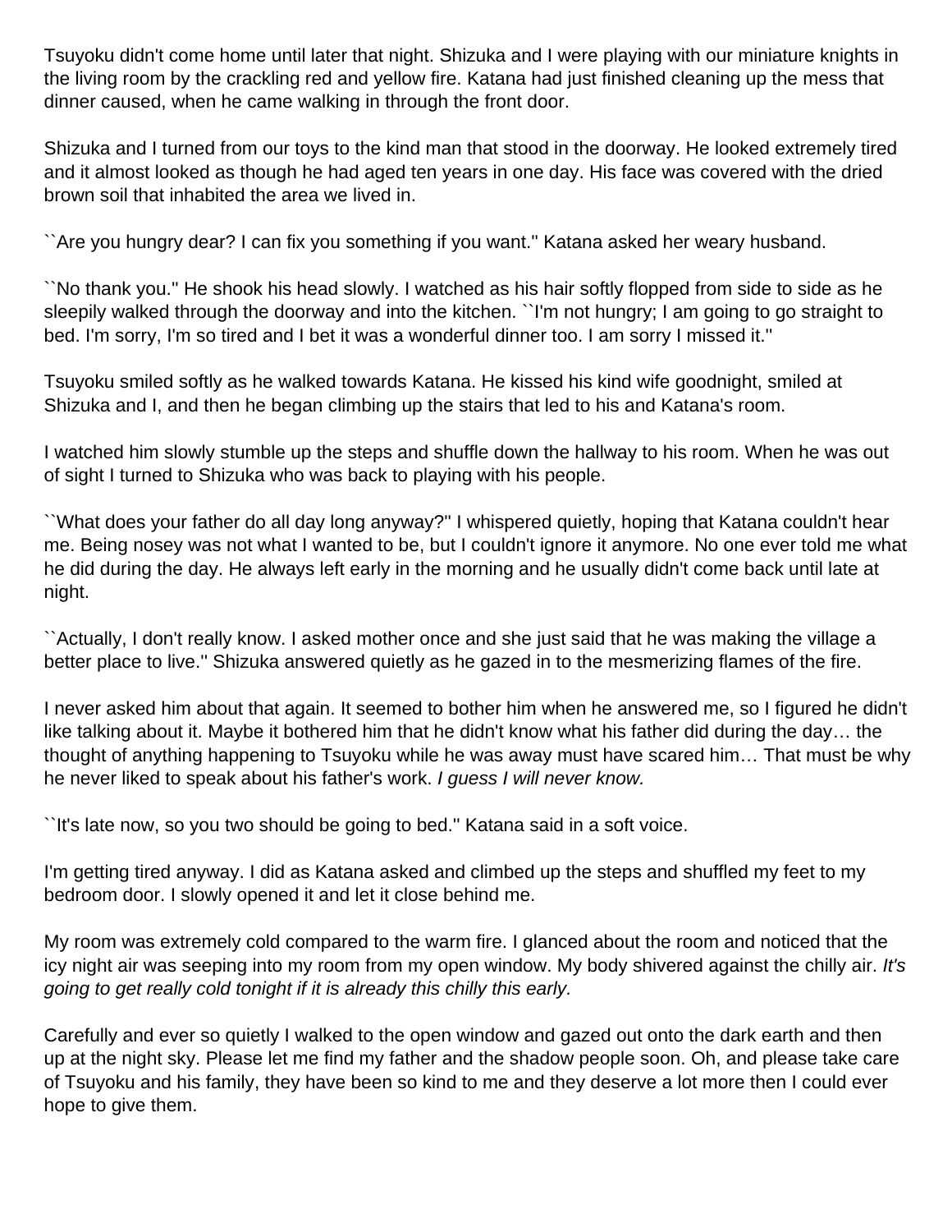Tsuyoku didn't come home until later that night. Shizuka and I were playing with our miniature knights in the living room by the crackling red and yellow fire. Katana had just finished cleaning up the mess that dinner caused, when he came walking in through the front door.

Shizuka and I turned from our toys to the kind man that stood in the doorway. He looked extremely tired and it almost looked as though he had aged ten years in one day. His face was covered with the dried brown soil that inhabited the area we lived in.

``Are you hungry dear? I can fix you something if you want.'' Katana asked her weary husband.

``No thank you.'' He shook his head slowly. I watched as his hair softly flopped from side to side as he sleepily walked through the doorway and into the kitchen. ``I'm not hungry; I am going to go straight to bed. I'm sorry, I'm so tired and I bet it was a wonderful dinner too. I am sorry I missed it.''

Tsuyoku smiled softly as he walked towards Katana. He kissed his kind wife goodnight, smiled at Shizuka and I, and then he began climbing up the stairs that led to his and Katana's room.

I watched him slowly stumble up the steps and shuffle down the hallway to his room. When he was out of sight I turned to Shizuka who was back to playing with his people.

``What does your father do all day long anyway?'' I whispered quietly, hoping that Katana couldn't hear me. Being nosey was not what I wanted to be, but I couldn't ignore it anymore. No one ever told me what he did during the day. He always left early in the morning and he usually didn't come back until late at night.

``Actually, I don't really know. I asked mother once and she just said that he was making the village a better place to live.'' Shizuka answered quietly as he gazed in to the mesmerizing flames of the fire.

I never asked him about that again. It seemed to bother him when he answered me, so I figured he didn't like talking about it. Maybe it bothered him that he didn't know what his father did during the day… the thought of anything happening to Tsuyoku while he was away must have scared him… That must be why he never liked to speak about his father's work. *I guess I will never know.*

``It's late now, so you two should be going to bed.'' Katana said in a soft voice.

I'm getting tired anyway. I did as Katana asked and climbed up the steps and shuffled my feet to my bedroom door. I slowly opened it and let it close behind me.

My room was extremely cold compared to the warm fire. I glanced about the room and noticed that the icy night air was seeping into my room from my open window. My body shivered against the chilly air. *It's going to get really cold tonight if it is already this chilly this early.*

Carefully and ever so quietly I walked to the open window and gazed out onto the dark earth and then up at the night sky. Please let me find my father and the shadow people soon. Oh, and please take care of Tsuyoku and his family, they have been so kind to me and they deserve a lot more then I could ever hope to give them.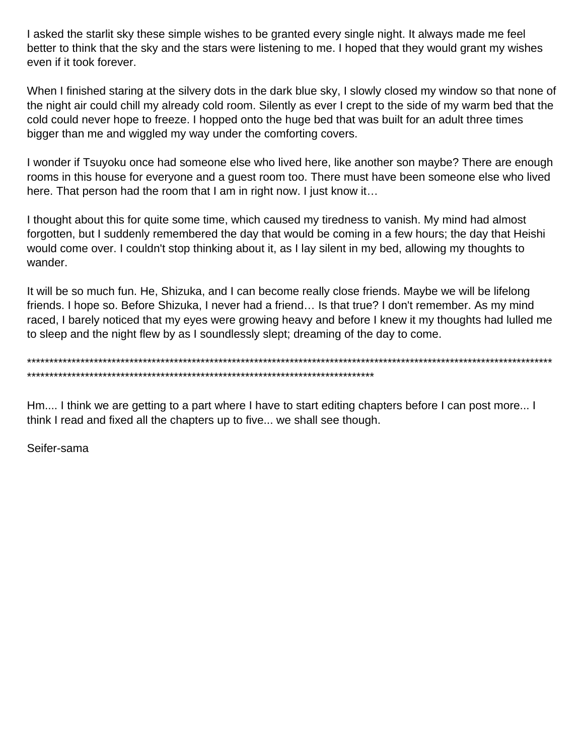I asked the starlit sky these simple wishes to be granted every single night. It always made me feel better to think that the sky and the stars were listening to me. I hoped that they would grant my wishes even if it took forever.

When I finished staring at the silvery dots in the dark blue sky, I slowly closed my window so that none of the night air could chill my already cold room. Silently as ever I crept to the side of my warm bed that the cold could never hope to freeze. I hopped onto the huge bed that was built for an adult three times bigger than me and wiggled my way under the comforting covers.

I wonder if Tsuyoku once had someone else who lived here, like another son maybe? There are enough rooms in this house for everyone and a guest room too. There must have been someone else who lived here. That person had the room that I am in right now. I just know it…

I thought about this for quite some time, which caused my tiredness to vanish. My mind had almost forgotten, but I suddenly remembered the day that would be coming in a few hours; the day that Heishi would come over. I couldn't stop thinking about it, as I lay silent in my bed, allowing my thoughts to wander.

It will be so much fun. He, Shizuka, and I can become really close friends. Maybe we will be lifelong friends. I hope so. Before Shizuka, I never had a friend… Is that true? I don't remember. As my mind raced, I barely noticed that my eyes were growing heavy and before I knew it my thoughts had lulled me to sleep and the night flew by as I soundlessly slept; dreaming of the day to come.

*****************************************************************************************************************************************************************************************************************

Hm.... I think we are getting to a part where I have to start editing chapters before I can post more... I think I read and fixed all the chapters up to five... we shall see though.

Seifer-sama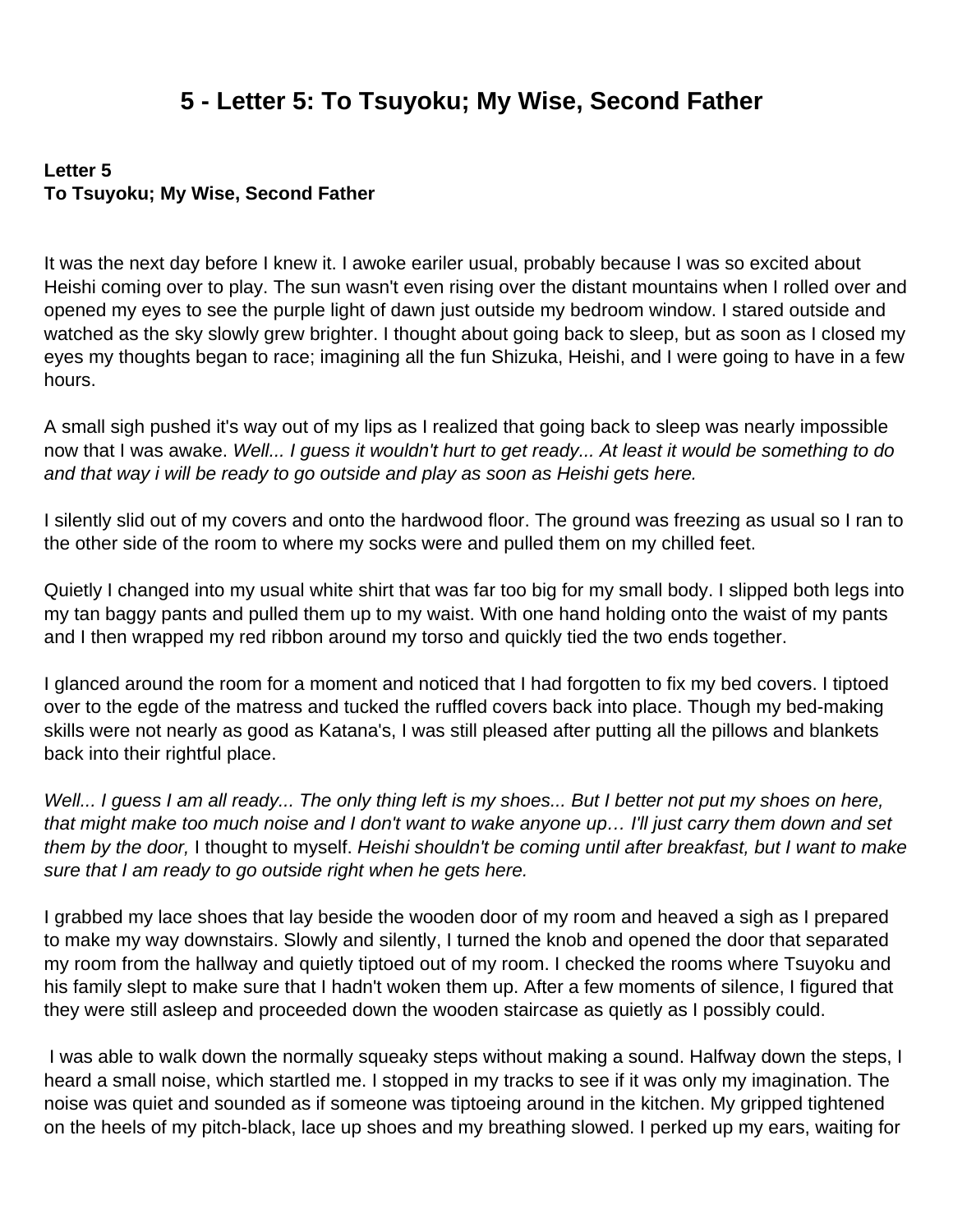# 5 - Letter 5: To Tsuyoku; My Wise, Second Father

**Letter 5**
**To Tsuyoku; My Wise, Second Father**

It was the next day before I knew it. I awoke eariler usual, probably because I was so excited about Heishi coming over to play. The sun wasn't even rising over the distant mountains when I rolled over and opened my eyes to see the purple light of dawn just outside my bedroom window. I stared outside and watched as the sky slowly grew brighter. I thought about going back to sleep, but as soon as I closed my eyes my thoughts began to race; imagining all the fun Shizuka, Heishi, and I were going to have in a few hours.

A small sigh pushed it's way out of my lips as I realized that going back to sleep was nearly impossible now that I was awake. *Well... I guess it wouldn't hurt to get ready... At least it would be something to do and that way i will be ready to go outside and play as soon as Heishi gets here.*

I silently slid out of my covers and onto the hardwood floor. The ground was freezing as usual so I ran to the other side of the room to where my socks were and pulled them on my chilled feet.

Quietly I changed into my usual white shirt that was far too big for my small body. I slipped both legs into my tan baggy pants and pulled them up to my waist. With one hand holding onto the waist of my pants and I then wrapped my red ribbon around my torso and quickly tied the two ends together.

I glanced around the room for a moment and noticed that I had forgotten to fix my bed covers. I tiptoed over to the egde of the matress and tucked the ruffled covers back into place. Though my bed-making skills were not nearly as good as Katana's, I was still pleased after putting all the pillows and blankets back into their rightful place.

*Well... I guess I am all ready... The only thing left is my shoes... But I better not put my shoes on here, that might make too much noise and I don't want to wake anyone up… I'll just carry them down and set them by the door,* I thought to myself. *Heishi shouldn't be coming until after breakfast, but I want to make sure that I am ready to go outside right when he gets here.*

I grabbed my lace shoes that lay beside the wooden door of my room and heaved a sigh as I prepared to make my way downstairs. Slowly and silently, I turned the knob and opened the door that separated my room from the hallway and quietly tiptoed out of my room. I checked the rooms where Tsuyoku and his family slept to make sure that I hadn't woken them up. After a few moments of silence, I figured that they were still asleep and proceeded down the wooden staircase as quietly as I possibly could.

I was able to walk down the normally squeaky steps without making a sound. Halfway down the steps, I heard a small noise, which startled me. I stopped in my tracks to see if it was only my imagination. The noise was quiet and sounded as if someone was tiptoeing around in the kitchen. My gripped tightened on the heels of my pitch-black, lace up shoes and my breathing slowed. I perked up my ears, waiting for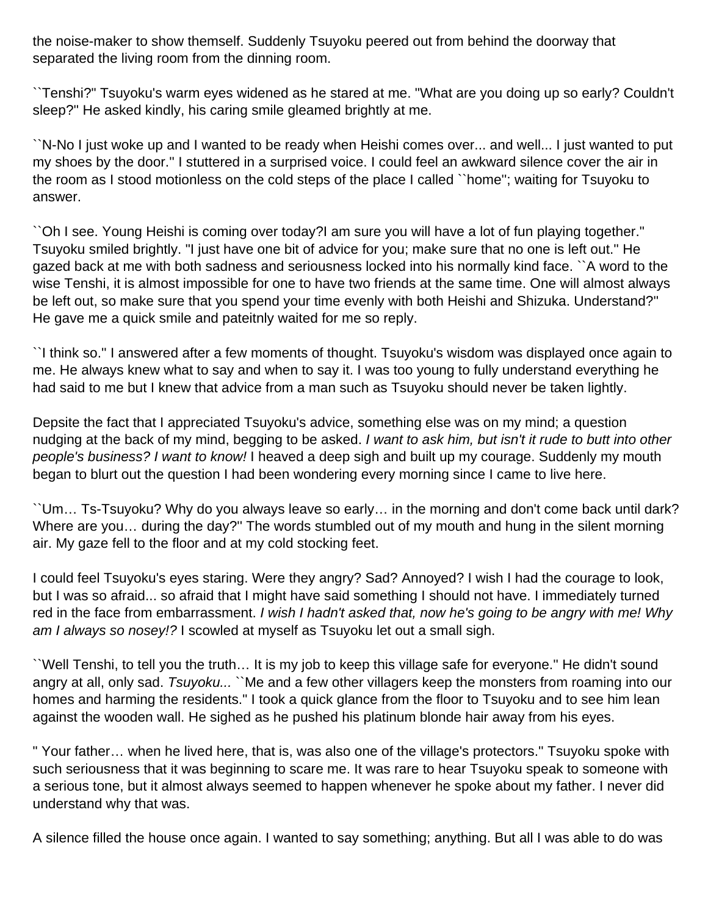the noise-maker to show themself. Suddenly Tsuyoku peered out from behind the doorway that separated the living room from the dinning room.

``Tenshi?" Tsuyoku's warm eyes widened as he stared at me. "What are you doing up so early? Couldn't sleep?" He asked kindly, his caring smile gleamed brightly at me.

``N-No I just woke up and I wanted to be ready when Heishi comes over... and well... I just wanted to put my shoes by the door.'' I stuttered in a surprised voice. I could feel an awkward silence cover the air in the room as I stood motionless on the cold steps of the place I called ``home''; waiting for Tsuyoku to answer.

``Oh I see. Young Heishi is coming over today?I am sure you will have a lot of fun playing together." Tsuyoku smiled brightly. "I just have one bit of advice for you; make sure that no one is left out." He gazed back at me with both sadness and seriousness locked into his normally kind face. ``A word to the wise Tenshi, it is almost impossible for one to have two friends at the same time. One will almost always be left out, so make sure that you spend your time evenly with both Heishi and Shizuka. Understand?" He gave me a quick smile and pateitnly waited for me so reply.

``I think so." I answered after a few moments of thought. Tsuyoku's wisdom was displayed once again to me. He always knew what to say and when to say it. I was too young to fully understand everything he had said to me but I knew that advice from a man such as Tsuyoku should never be taken lightly.

Depsite the fact that I appreciated Tsuyoku's advice, something else was on my mind; a question nudging at the back of my mind, begging to be asked. *I want to ask him, but isn't it rude to butt into other people's business? I want to know!* I heaved a deep sigh and built up my courage. Suddenly my mouth began to blurt out the question I had been wondering every morning since I came to live here.

``Um… Ts-Tsuyoku? Why do you always leave so early… in the morning and don't come back until dark? Where are you… during the day?'' The words stumbled out of my mouth and hung in the silent morning air. My gaze fell to the floor and at my cold stocking feet.

I could feel Tsuyoku's eyes staring. Were they angry? Sad? Annoyed? I wish I had the courage to look, but I was so afraid... so afraid that I might have said something I should not have. I immediately turned red in the face from embarrassment. *I wish I hadn't asked that, now he's going to be angry with me! Why am I always so nosey!?* I scowled at myself as Tsuyoku let out a small sigh.

``Well Tenshi, to tell you the truth… It is my job to keep this village safe for everyone." He didn't sound angry at all, only sad. *Tsuyoku...* ``Me and a few other villagers keep the monsters from roaming into our homes and harming the residents." I took a quick glance from the floor to Tsuyoku and to see him lean against the wooden wall. He sighed as he pushed his platinum blonde hair away from his eyes.

" Your father… when he lived here, that is, was also one of the village's protectors." Tsuyoku spoke with such seriousness that it was beginning to scare me. It was rare to hear Tsuyoku speak to someone with a serious tone, but it almost always seemed to happen whenever he spoke about my father. I never did understand why that was.

A silence filled the house once again. I wanted to say something; anything. But all I was able to do was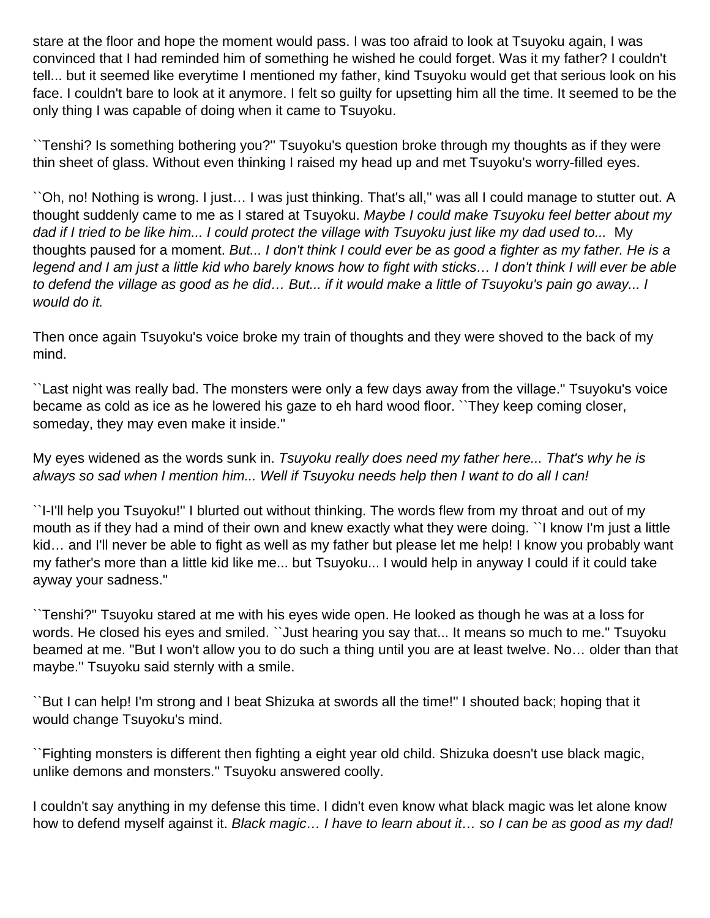stare at the floor and hope the moment would pass. I was too afraid to look at Tsuyoku again, I was convinced that I had reminded him of something he wished he could forget. Was it my father? I couldn't tell... but it seemed like everytime I mentioned my father, kind Tsuyoku would get that serious look on his face. I couldn't bare to look at it anymore. I felt so guilty for upsetting him all the time. It seemed to be the only thing I was capable of doing when it came to Tsuyoku.

``Tenshi? Is something bothering you?'' Tsuyoku's question broke through my thoughts as if they were thin sheet of glass. Without even thinking I raised my head up and met Tsuyoku's worry-filled eyes.

``Oh, no! Nothing is wrong. I just… I was just thinking. That's all,'' was all I could manage to stutter out. A thought suddenly came to me as I stared at Tsuyoku. *Maybe I could make Tsuyoku feel better about my dad if I tried to be like him... I could protect the village with Tsuyoku just like my dad used to...* My thoughts paused for a moment. *But... I don't think I could ever be as good a fighter as my father. He is a legend and I am just a little kid who barely knows how to fight with sticks… I don't think I will ever be able to defend the village as good as he did… But... if it would make a little of Tsuyoku's pain go away... I would do it.*

Then once again Tsuyoku's voice broke my train of thoughts and they were shoved to the back of my mind.

``Last night was really bad. The monsters were only a few days away from the village.'' Tsuyoku's voice became as cold as ice as he lowered his gaze to eh hard wood floor. ``They keep coming closer, someday, they may even make it inside.''

My eyes widened as the words sunk in. *Tsuyoku really does need my father here... That's why he is always so sad when I mention him... Well if Tsuyoku needs help then I want to do all I can!*

``I-I'll help you Tsuyoku!'' I blurted out without thinking. The words flew from my throat and out of my mouth as if they had a mind of their own and knew exactly what they were doing. ``I know I'm just a little kid… and I'll never be able to fight as well as my father but please let me help! I know you probably want my father's more than a little kid like me... but Tsuyoku... I would help in anyway I could if it could take ayway your sadness.''

``Tenshi?'' Tsuyoku stared at me with his eyes wide open. He looked as though he was at a loss for words. He closed his eyes and smiled. ``Just hearing you say that... It means so much to me.'' Tsuyoku beamed at me. "But I won't allow you to do such a thing until you are at least twelve. No… older than that maybe.'' Tsuyoku said sternly with a smile.

``But I can help! I'm strong and I beat Shizuka at swords all the time!'' I shouted back; hoping that it would change Tsuyoku's mind.

``Fighting monsters is different then fighting a eight year old child. Shizuka doesn't use black magic, unlike demons and monsters.'' Tsuyoku answered coolly.

I couldn't say anything in my defense this time. I didn't even know what black magic was let alone know how to defend myself against it. *Black magic… I have to learn about it… so I can be as good as my dad!*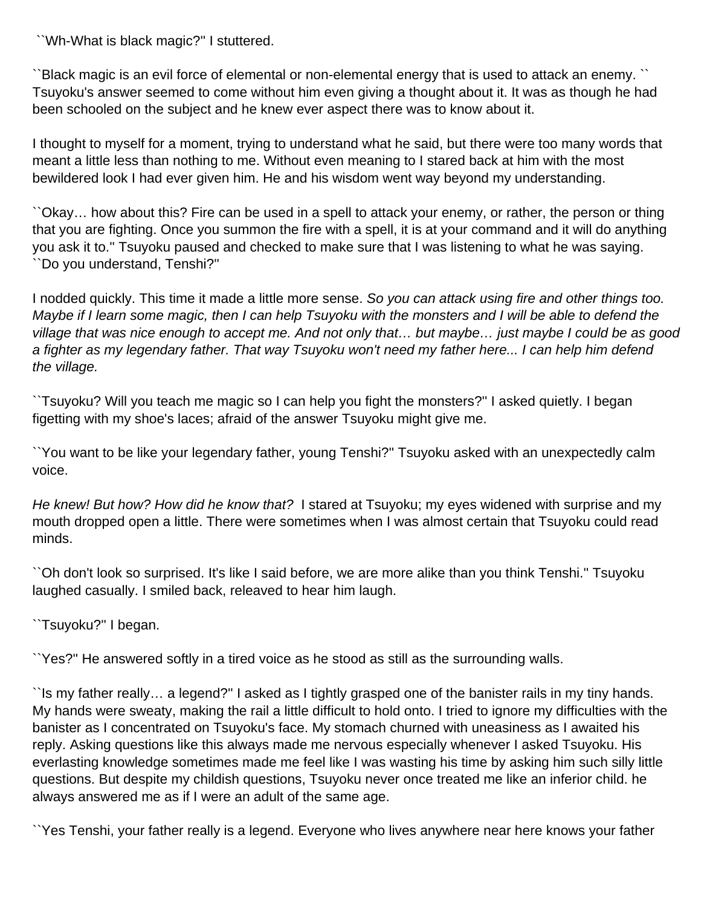``Wh-What is black magic?'' I stuttered.

``Black magic is an evil force of elemental or non-elemental energy that is used to attack an enemy. `` Tsuyoku's answer seemed to come without him even giving a thought about it. It was as though he had been schooled on the subject and he knew ever aspect there was to know about it.

I thought to myself for a moment, trying to understand what he said, but there were too many words that meant a little less than nothing to me. Without even meaning to I stared back at him with the most bewildered look I had ever given him. He and his wisdom went way beyond my understanding.

``Okay… how about this? Fire can be used in a spell to attack your enemy, or rather, the person or thing that you are fighting. Once you summon the fire with a spell, it is at your command and it will do anything you ask it to.'' Tsuyoku paused and checked to make sure that I was listening to what he was saying. ``Do you understand, Tenshi?''

I nodded quickly. This time it made a little more sense. *So you can attack using fire and other things too. Maybe if I learn some magic, then I can help Tsuyoku with the monsters and I will be able to defend the village that was nice enough to accept me. And not only that… but maybe… just maybe I could be as good a fighter as my legendary father. That way Tsuyoku won't need my father here... I can help him defend the village.*

``Tsuyoku? Will you teach me magic so I can help you fight the monsters?'' I asked quietly. I began figetting with my shoe's laces; afraid of the answer Tsuyoku might give me.

``You want to be like your legendary father, young Tenshi?'' Tsuyoku asked with an unexpectedly calm voice.

*He knew! But how? How did he know that?* I stared at Tsuyoku; my eyes widened with surprise and my mouth dropped open a little. There were sometimes when I was almost certain that Tsuyoku could read minds.

``Oh don't look so surprised. It's like I said before, we are more alike than you think Tenshi.'' Tsuyoku laughed casually. I smiled back, releaved to hear him laugh.

``Tsuyoku?'' I began.

``Yes?'' He answered softly in a tired voice as he stood as still as the surrounding walls.

``Is my father really… a legend?'' I asked as I tightly grasped one of the banister rails in my tiny hands. My hands were sweaty, making the rail a little difficult to hold onto. I tried to ignore my difficulties with the banister as I concentrated on Tsuyoku's face. My stomach churned with uneasiness as I awaited his reply. Asking questions like this always made me nervous especially whenever I asked Tsuyoku. His everlasting knowledge sometimes made me feel like I was wasting his time by asking him such silly little questions. But despite my childish questions, Tsuyoku never once treated me like an inferior child. he always answered me as if I were an adult of the same age.

``Yes Tenshi, your father really is a legend. Everyone who lives anywhere near here knows your father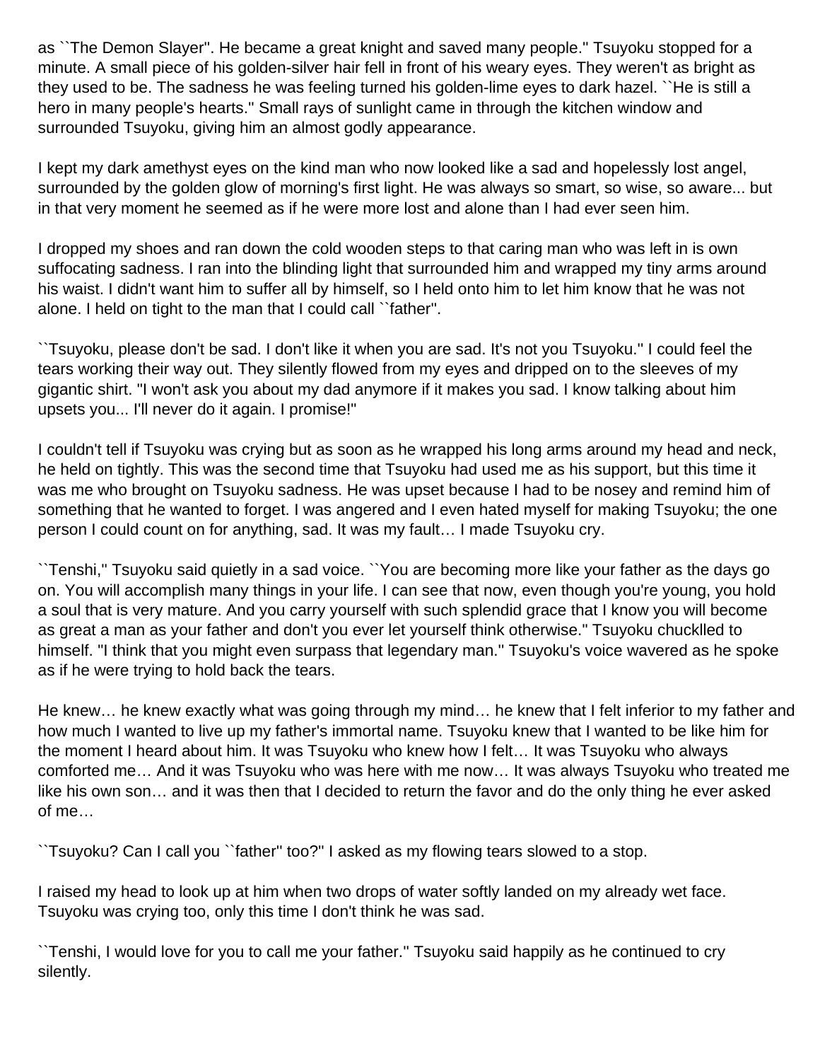as ``The Demon Slayer''. He became a great knight and saved many people.'' Tsuyoku stopped for a minute. A small piece of his golden-silver hair fell in front of his weary eyes. They weren't as bright as they used to be. The sadness he was feeling turned his golden-lime eyes to dark hazel. ``He is still a hero in many people's hearts.'' Small rays of sunlight came in through the kitchen window and surrounded Tsuyoku, giving him an almost godly appearance.

I kept my dark amethyst eyes on the kind man who now looked like a sad and hopelessly lost angel, surrounded by the golden glow of morning's first light. He was always so smart, so wise, so aware... but in that very moment he seemed as if he were more lost and alone than I had ever seen him.

I dropped my shoes and ran down the cold wooden steps to that caring man who was left in is own suffocating sadness. I ran into the blinding light that surrounded him and wrapped my tiny arms around his waist. I didn't want him to suffer all by himself, so I held onto him to let him know that he was not alone. I held on tight to the man that I could call ``father''.

``Tsuyoku, please don't be sad. I don't like it when you are sad. It's not you Tsuyoku.'' I could feel the tears working their way out. They silently flowed from my eyes and dripped on to the sleeves of my gigantic shirt. "I won't ask you about my dad anymore if it makes you sad. I know talking about him upsets you... I'll never do it again. I promise!"

I couldn't tell if Tsuyoku was crying but as soon as he wrapped his long arms around my head and neck, he held on tightly. This was the second time that Tsuyoku had used me as his support, but this time it was me who brought on Tsuyoku sadness. He was upset because I had to be nosey and remind him of something that he wanted to forget. I was angered and I even hated myself for making Tsuyoku; the one person I could count on for anything, sad. It was my fault… I made Tsuyoku cry.

``Tenshi,'' Tsuyoku said quietly in a sad voice. ``You are becoming more like your father as the days go on. You will accomplish many things in your life. I can see that now, even though you're young, you hold a soul that is very mature. And you carry yourself with such splendid grace that I know you will become as great a man as your father and don't you ever let yourself think otherwise." Tsuyoku chucklled to himself. "I think that you might even surpass that legendary man.'' Tsuyoku's voice wavered as he spoke as if he were trying to hold back the tears.

He knew… he knew exactly what was going through my mind… he knew that I felt inferior to my father and how much I wanted to live up my father's immortal name. Tsuyoku knew that I wanted to be like him for the moment I heard about him. It was Tsuyoku who knew how I felt… It was Tsuyoku who always comforted me… And it was Tsuyoku who was here with me now… It was always Tsuyoku who treated me like his own son… and it was then that I decided to return the favor and do the only thing he ever asked of me…

``Tsuyoku? Can I call you ``father'' too?'' I asked as my flowing tears slowed to a stop.

I raised my head to look up at him when two drops of water softly landed on my already wet face. Tsuyoku was crying too, only this time I don't think he was sad.

``Tenshi, I would love for you to call me your father.'' Tsuyoku said happily as he continued to cry silently.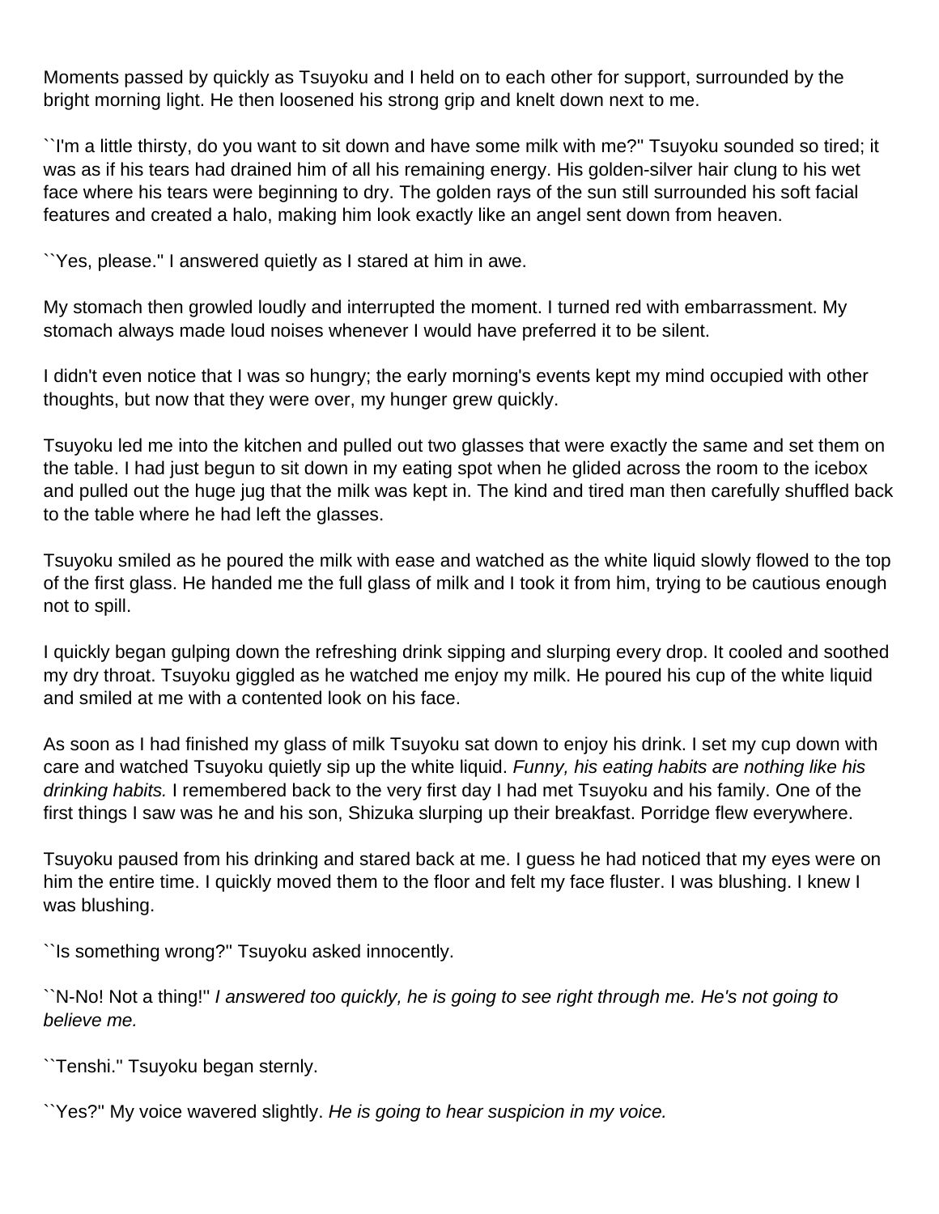Moments passed by quickly as Tsuyoku and I held on to each other for support, surrounded by the bright morning light. He then loosened his strong grip and knelt down next to me.

``I'm a little thirsty, do you want to sit down and have some milk with me?'' Tsuyoku sounded so tired; it was as if his tears had drained him of all his remaining energy. His golden-silver hair clung to his wet face where his tears were beginning to dry. The golden rays of the sun still surrounded his soft facial features and created a halo, making him look exactly like an angel sent down from heaven.

``Yes, please.'' I answered quietly as I stared at him in awe.

My stomach then growled loudly and interrupted the moment. I turned red with embarrassment. My stomach always made loud noises whenever I would have preferred it to be silent.

I didn't even notice that I was so hungry; the early morning's events kept my mind occupied with other thoughts, but now that they were over, my hunger grew quickly.

Tsuyoku led me into the kitchen and pulled out two glasses that were exactly the same and set them on the table. I had just begun to sit down in my eating spot when he glided across the room to the icebox and pulled out the huge jug that the milk was kept in. The kind and tired man then carefully shuffled back to the table where he had left the glasses.

Tsuyoku smiled as he poured the milk with ease and watched as the white liquid slowly flowed to the top of the first glass. He handed me the full glass of milk and I took it from him, trying to be cautious enough not to spill.

I quickly began gulping down the refreshing drink sipping and slurping every drop. It cooled and soothed my dry throat. Tsuyoku giggled as he watched me enjoy my milk. He poured his cup of the white liquid and smiled at me with a contented look on his face.

As soon as I had finished my glass of milk Tsuyoku sat down to enjoy his drink. I set my cup down with care and watched Tsuyoku quietly sip up the white liquid. *Funny, his eating habits are nothing like his drinking habits.* I remembered back to the very first day I had met Tsuyoku and his family. One of the first things I saw was he and his son, Shizuka slurping up their breakfast. Porridge flew everywhere.

Tsuyoku paused from his drinking and stared back at me. I guess he had noticed that my eyes were on him the entire time. I quickly moved them to the floor and felt my face fluster. I was blushing. I knew I was blushing.

``Is something wrong?'' Tsuyoku asked innocently.

``N-No! Not a thing!'' *I answered too quickly, he is going to see right through me. He's not going to believe me.*

``Tenshi.'' Tsuyoku began sternly.

``Yes?'' My voice wavered slightly. *He is going to hear suspicion in my voice.*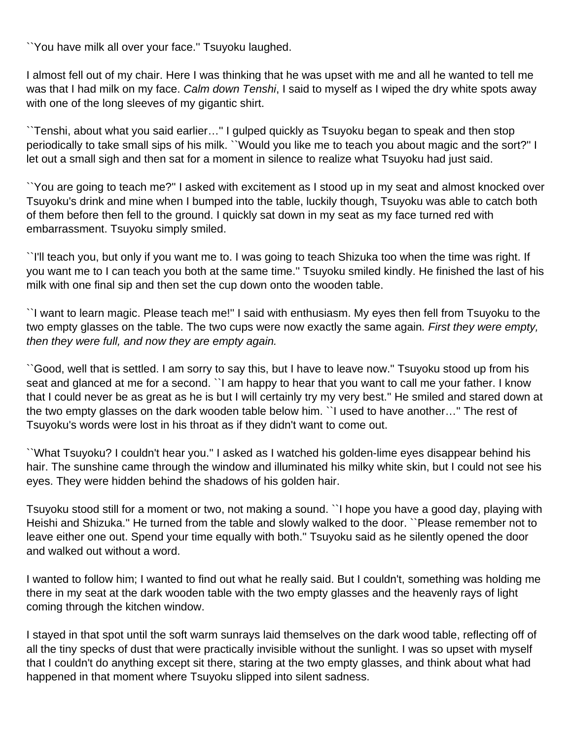``You have milk all over your face.'' Tsuyoku laughed.

I almost fell out of my chair. Here I was thinking that he was upset with me and all he wanted to tell me was that I had milk on my face. *Calm down Tenshi*, I said to myself as I wiped the dry white spots away with one of the long sleeves of my gigantic shirt.

``Tenshi, about what you said earlier…'' I gulped quickly as Tsuyoku began to speak and then stop periodically to take small sips of his milk. ``Would you like me to teach you about magic and the sort?'' I let out a small sigh and then sat for a moment in silence to realize what Tsuyoku had just said.

``You are going to teach me?'' I asked with excitement as I stood up in my seat and almost knocked over Tsuyoku's drink and mine when I bumped into the table, luckily though, Tsuyoku was able to catch both of them before then fell to the ground. I quickly sat down in my seat as my face turned red with embarrassment. Tsuyoku simply smiled.

``I'll teach you, but only if you want me to. I was going to teach Shizuka too when the time was right. If you want me to I can teach you both at the same time.'' Tsuyoku smiled kindly. He finished the last of his milk with one final sip and then set the cup down onto the wooden table.

``I want to learn magic. Please teach me!'' I said with enthusiasm. My eyes then fell from Tsuyoku to the two empty glasses on the table. The two cups were now exactly the same again*. First they were empty, then they were full, and now they are empty again.*

``Good, well that is settled. I am sorry to say this, but I have to leave now.'' Tsuyoku stood up from his seat and glanced at me for a second. ``I am happy to hear that you want to call me your father. I know that I could never be as great as he is but I will certainly try my very best.'' He smiled and stared down at the two empty glasses on the dark wooden table below him. ``I used to have another…'' The rest of Tsuyoku's words were lost in his throat as if they didn't want to come out.

``What Tsuyoku? I couldn't hear you.'' I asked as I watched his golden-lime eyes disappear behind his hair. The sunshine came through the window and illuminated his milky white skin, but I could not see his eyes. They were hidden behind the shadows of his golden hair.

Tsuyoku stood still for a moment or two, not making a sound. ``I hope you have a good day, playing with Heishi and Shizuka.'' He turned from the table and slowly walked to the door. ``Please remember not to leave either one out. Spend your time equally with both.'' Tsuyoku said as he silently opened the door and walked out without a word.

I wanted to follow him; I wanted to find out what he really said. But I couldn't, something was holding me there in my seat at the dark wooden table with the two empty glasses and the heavenly rays of light coming through the kitchen window.

I stayed in that spot until the soft warm sunrays laid themselves on the dark wood table, reflecting off of all the tiny specks of dust that were practically invisible without the sunlight. I was so upset with myself that I couldn't do anything except sit there, staring at the two empty glasses, and think about what had happened in that moment where Tsuyoku slipped into silent sadness.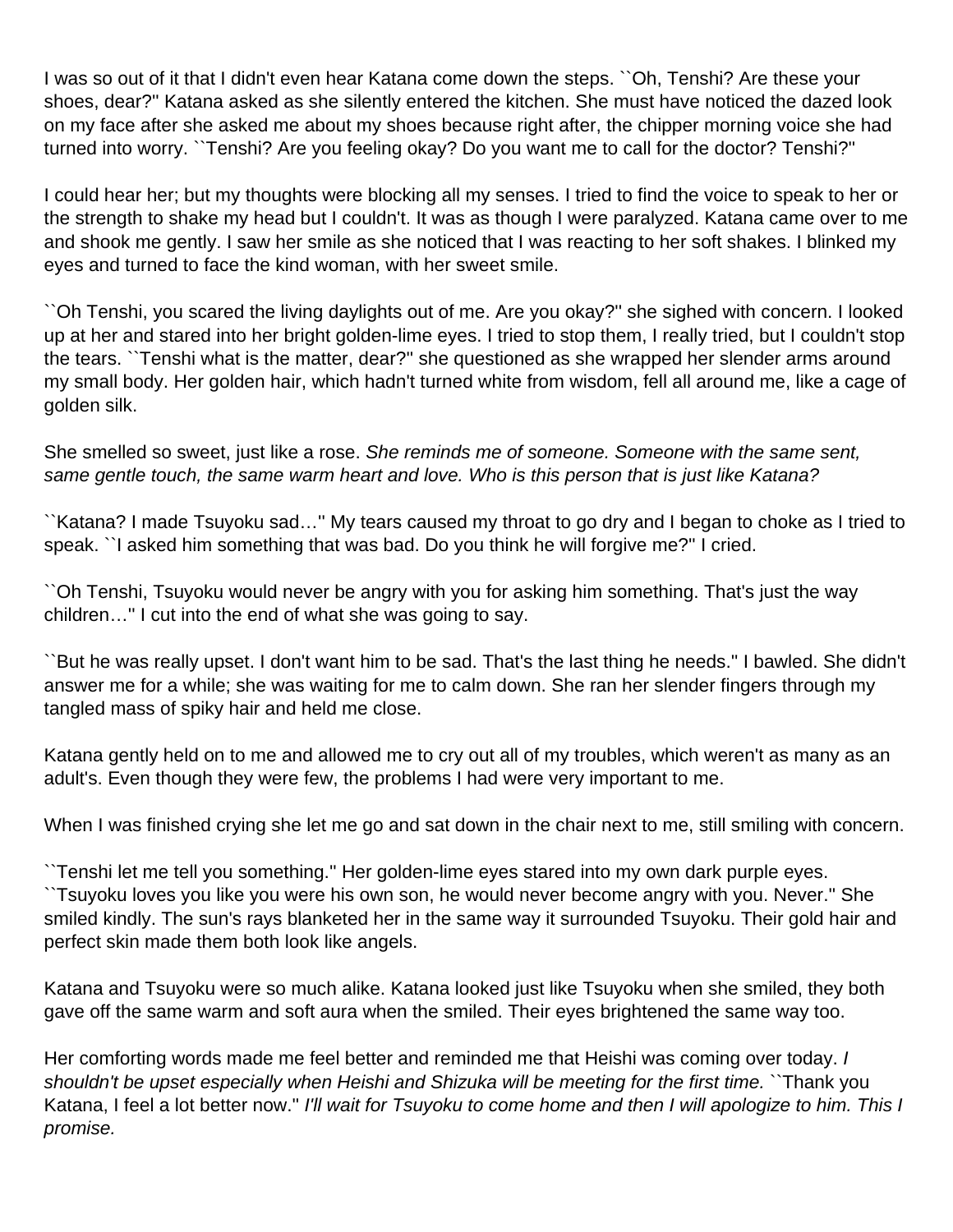I was so out of it that I didn't even hear Katana come down the steps. ``Oh, Tenshi? Are these your shoes, dear?'' Katana asked as she silently entered the kitchen. She must have noticed the dazed look on my face after she asked me about my shoes because right after, the chipper morning voice she had turned into worry. ``Tenshi? Are you feeling okay? Do you want me to call for the doctor? Tenshi?''

I could hear her; but my thoughts were blocking all my senses. I tried to find the voice to speak to her or the strength to shake my head but I couldn't. It was as though I were paralyzed. Katana came over to me and shook me gently. I saw her smile as she noticed that I was reacting to her soft shakes. I blinked my eyes and turned to face the kind woman, with her sweet smile.

``Oh Tenshi, you scared the living daylights out of me. Are you okay?'' she sighed with concern. I looked up at her and stared into her bright golden-lime eyes. I tried to stop them, I really tried, but I couldn't stop the tears. ``Tenshi what is the matter, dear?'' she questioned as she wrapped her slender arms around my small body. Her golden hair, which hadn't turned white from wisdom, fell all around me, like a cage of golden silk.

She smelled so sweet, just like a rose. *She reminds me of someone. Someone with the same sent, same gentle touch, the same warm heart and love. Who is this person that is just like Katana?*

``Katana? I made Tsuyoku sad…'' My tears caused my throat to go dry and I began to choke as I tried to speak. ``I asked him something that was bad. Do you think he will forgive me?'' I cried.

``Oh Tenshi, Tsuyoku would never be angry with you for asking him something. That's just the way children…'' I cut into the end of what she was going to say.

``But he was really upset. I don't want him to be sad. That's the last thing he needs.'' I bawled. She didn't answer me for a while; she was waiting for me to calm down. She ran her slender fingers through my tangled mass of spiky hair and held me close.

Katana gently held on to me and allowed me to cry out all of my troubles, which weren't as many as an adult's. Even though they were few, the problems I had were very important to me.

When I was finished crying she let me go and sat down in the chair next to me, still smiling with concern.

``Tenshi let me tell you something.'' Her golden-lime eyes stared into my own dark purple eyes. ``Tsuyoku loves you like you were his own son, he would never become angry with you. Never.'' She smiled kindly. The sun's rays blanketed her in the same way it surrounded Tsuyoku. Their gold hair and perfect skin made them both look like angels.

Katana and Tsuyoku were so much alike. Katana looked just like Tsuyoku when she smiled, they both gave off the same warm and soft aura when the smiled. Their eyes brightened the same way too.

Her comforting words made me feel better and reminded me that Heishi was coming over today. *I shouldn't be upset especially when Heishi and Shizuka will be meeting for the first time.* ``Thank you Katana, I feel a lot better now.'' *I'll wait for Tsuyoku to come home and then I will apologize to him. This I promise.*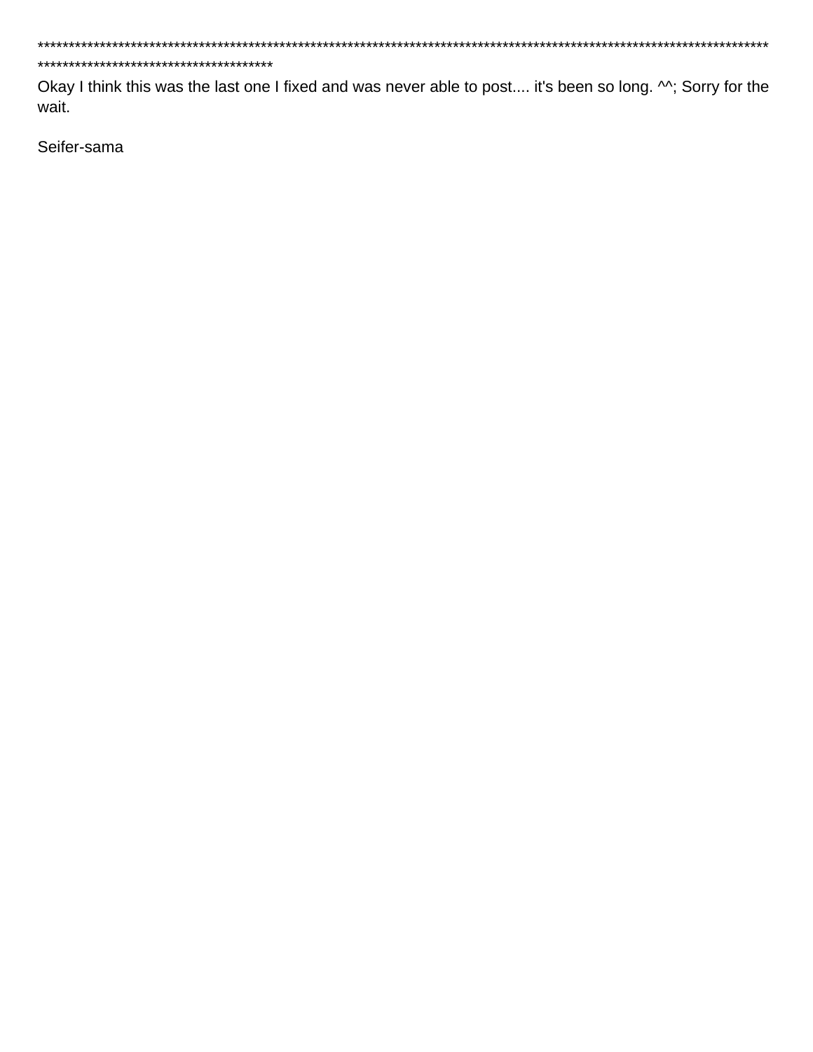********************************************************************************************************************************************************************

Okay I think this was the last one I fixed and was never able to post.... it's been so long. ^^; Sorry for the wait.

Seifer-sama